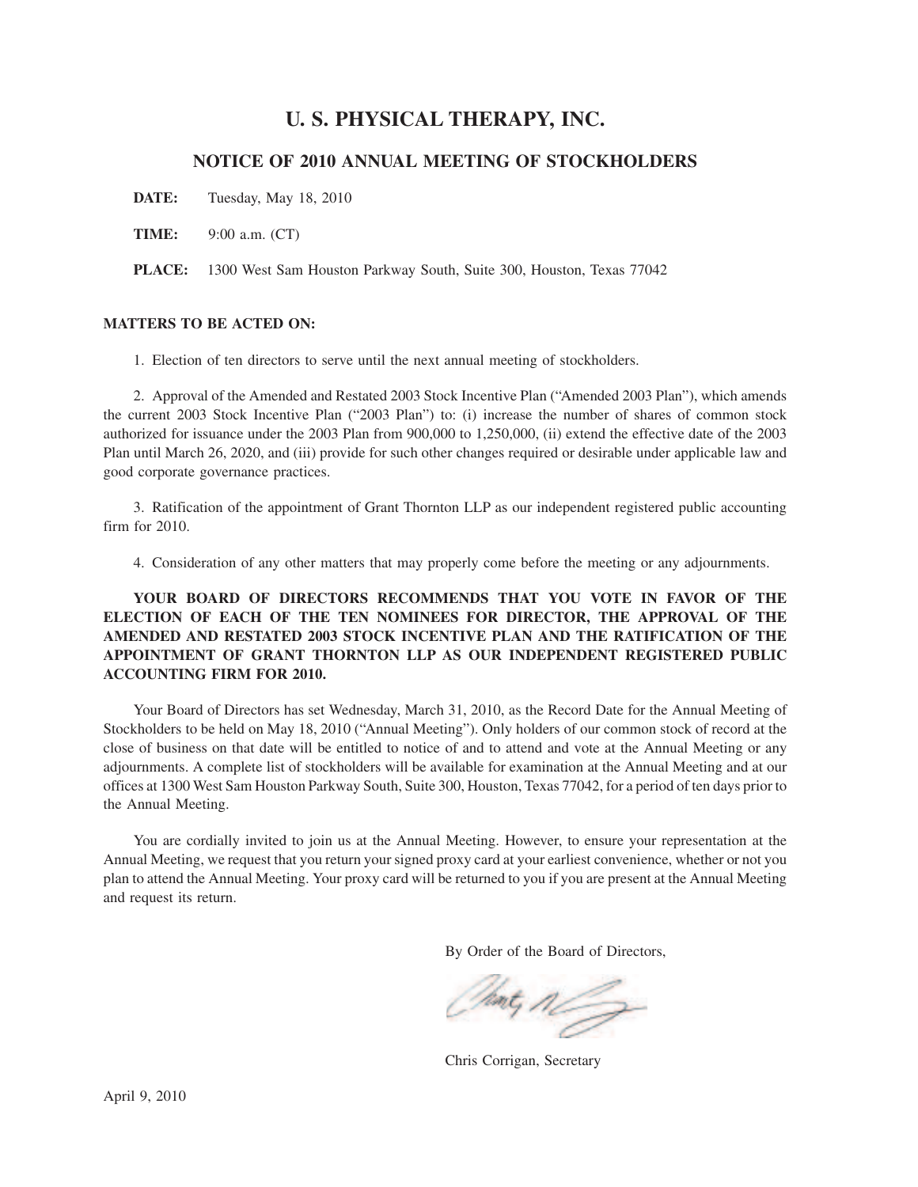# U. S. PHYSICAL THERAPY, INC.

## NOTICE OF 2010 ANNUAL MEETING OF STOCKHOLDERS

**DATE:** Tuesday, May 18, 2010

**TIME:** 9:00 a.m. (CT)

**PLACE:** 1300 West Sam Houston Parkway South, Suite 300, Houston, Texas 77042

**MATTERS TO BE ACTED ON:**

1. Election of ten directors to serve until the next annual meeting of stockholders.

2. Approval of the Amended and Restated 2003 Stock Incentive Plan ("Amended 2003 Plan"), which amends the current 2003 Stock Incentive Plan ("2003 Plan") to: (i) increase the number of shares of common stock authorized for issuance under the 2003 Plan from 900,000 to 1,250,000, (ii) extend the effective date of the 2003 Plan until March 26, 2020, and (iii) provide for such other changes required or desirable under applicable law and good corporate governance practices.

3. Ratification of the appointment of Grant Thornton LLP as our independent registered public accounting firm for 2010.

4. Consideration of any other matters that may properly come before the meeting or any adjournments.

**YOUR BOARD OF DIRECTORS RECOMMENDS THAT YOU VOTE IN FAVOR OF THE ELECTION OF EACH OF THE TEN NOMINEES FOR DIRECTOR, THE APPROVAL OF THE AMENDED AND RESTATED 2003 STOCK INCENTIVE PLAN AND THE RATIFICATION OF THE APPOINTMENT OF GRANT THORNTON LLP AS OUR INDEPENDENT REGISTERED PUBLIC ACCOUNTING FIRM FOR 2010.**

Your Board of Directors has set Wednesday, March 31, 2010, as the Record Date for the Annual Meeting of Stockholders to be held on May 18, 2010 ("Annual Meeting"). Only holders of our common stock of record at the close of business on that date will be entitled to notice of and to attend and vote at the Annual Meeting or any adjournments. A complete list of stockholders will be available for examination at the Annual Meeting and at our offices at 1300 West Sam Houston Parkway South, Suite 300, Houston, Texas 77042, for a period of ten days prior to the Annual Meeting.

You are cordially invited to join us at the Annual Meeting. However, to ensure your representation at the Annual Meeting, we request that you return your signed proxy card at your earliest convenience, whether or not you plan to attend the Annual Meeting. Your proxy card will be returned to you if you are present at the Annual Meeting and request its return.

By Order of the Board of Directors,

Chris Corrigan, Secretary

April 9, 2010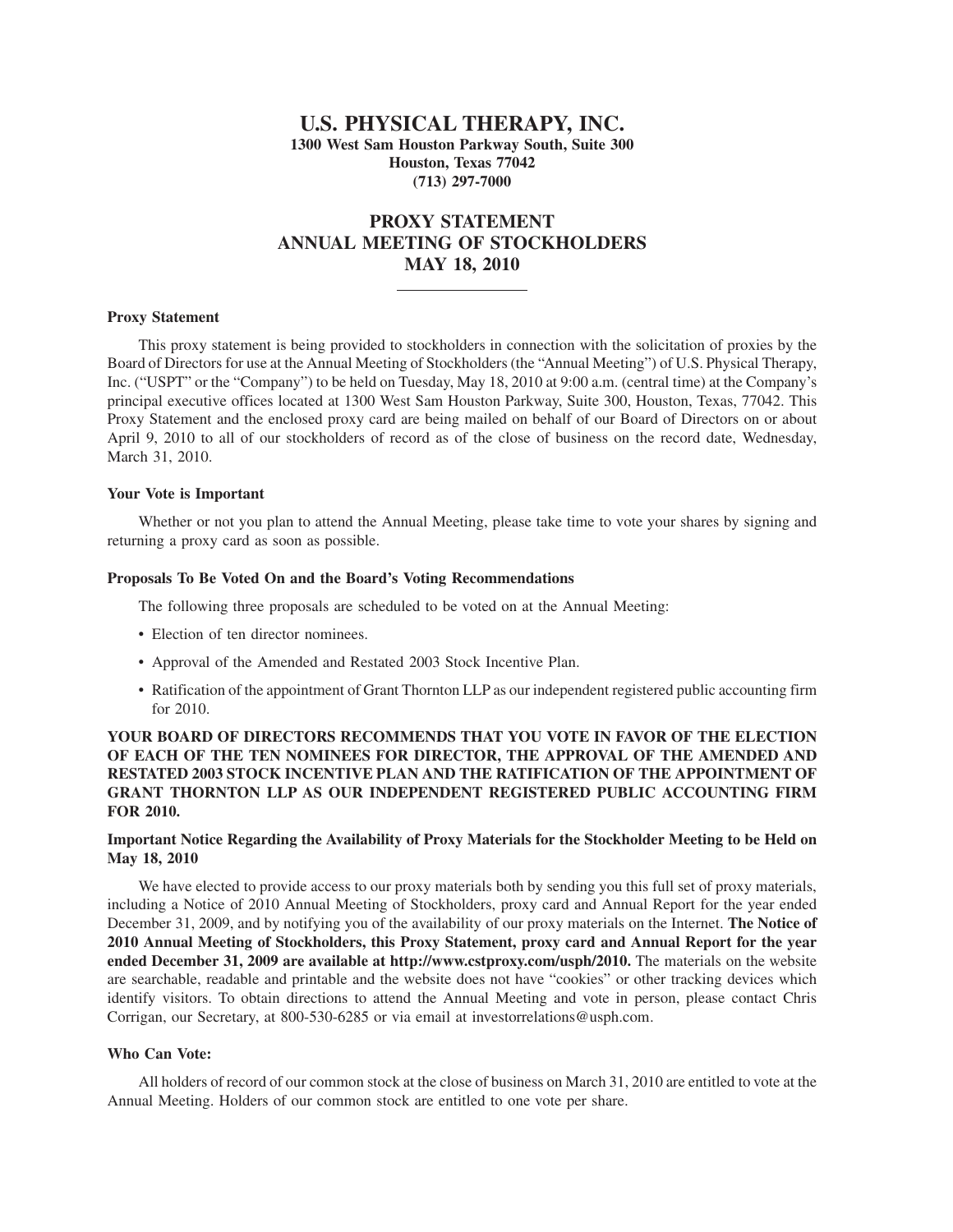# U.S. PHYSICAL THERAPY, INC.

**1300 West Sam Houston Parkway South, Suite 300**
**Houston, Texas 77042**
**(713) 297-7000**

## PROXY STATEMENT
## ANNUAL MEETING OF STOCKHOLDERS
## MAY 18, 2010

---

### Proxy Statement

This proxy statement is being provided to stockholders in connection with the solicitation of proxies by the Board of Directors for use at the Annual Meeting of Stockholders (the "Annual Meeting") of U.S. Physical Therapy, Inc. ("USPT" or the "Company") to be held on Tuesday, May 18, 2010 at 9:00 a.m. (central time) at the Company's principal executive offices located at 1300 West Sam Houston Parkway, Suite 300, Houston, Texas, 77042. This Proxy Statement and the enclosed proxy card are being mailed on behalf of our Board of Directors on or about April 9, 2010 to all of our stockholders of record as of the close of business on the record date, Wednesday, March 31, 2010.

### Your Vote is Important

Whether or not you plan to attend the Annual Meeting, please take time to vote your shares by signing and returning a proxy card as soon as possible.

### Proposals To Be Voted On and the Board's Voting Recommendations

The following three proposals are scheduled to be voted on at the Annual Meeting:

- Election of ten director nominees.
- Approval of the Amended and Restated 2003 Stock Incentive Plan.
- Ratification of the appointment of Grant Thornton LLP as our independent registered public accounting firm for 2010.

**YOUR BOARD OF DIRECTORS RECOMMENDS THAT YOU VOTE IN FAVOR OF THE ELECTION OF EACH OF THE TEN NOMINEES FOR DIRECTOR, THE APPROVAL OF THE AMENDED AND RESTATED 2003 STOCK INCENTIVE PLAN AND THE RATIFICATION OF THE APPOINTMENT OF GRANT THORNTON LLP AS OUR INDEPENDENT REGISTERED PUBLIC ACCOUNTING FIRM FOR 2010.**

### Important Notice Regarding the Availability of Proxy Materials for the Stockholder Meeting to be Held on May 18, 2010

We have elected to provide access to our proxy materials both by sending you this full set of proxy materials, including a Notice of 2010 Annual Meeting of Stockholders, proxy card and Annual Report for the year ended December 31, 2009, and by notifying you of the availability of our proxy materials on the Internet. **The Notice of 2010 Annual Meeting of Stockholders, this Proxy Statement, proxy card and Annual Report for the year ended December 31, 2009 are available at http://www.cstproxy.com/usph/2010.** The materials on the website are searchable, readable and printable and the website does not have "cookies" or other tracking devices which identify visitors. To obtain directions to attend the Annual Meeting and vote in person, please contact Chris Corrigan, our Secretary, at 800-530-6285 or via email at investorrelations@usph.com.

### Who Can Vote:

All holders of record of our common stock at the close of business on March 31, 2010 are entitled to vote at the Annual Meeting. Holders of our common stock are entitled to one vote per share.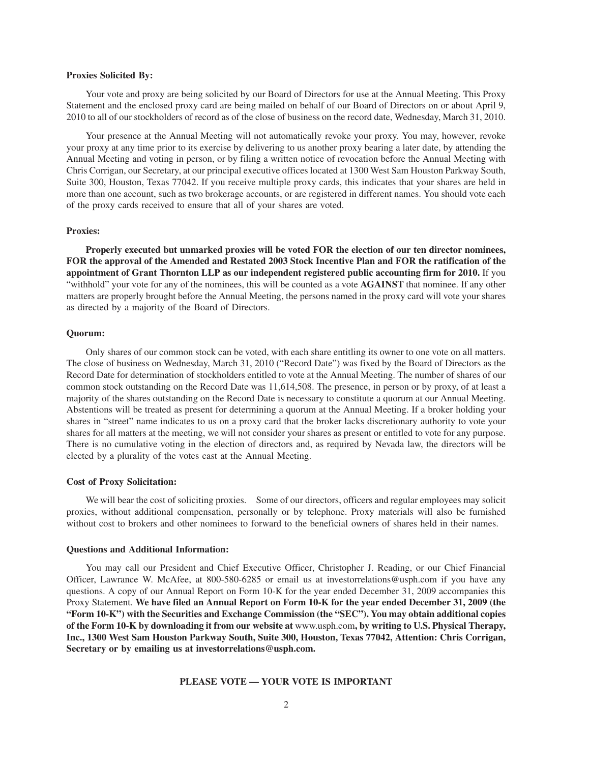**Proxies Solicited By:**

Your vote and proxy are being solicited by our Board of Directors for use at the Annual Meeting. This Proxy Statement and the enclosed proxy card are being mailed on behalf of our Board of Directors on or about April 9, 2010 to all of our stockholders of record as of the close of business on the record date, Wednesday, March 31, 2010.

Your presence at the Annual Meeting will not automatically revoke your proxy. You may, however, revoke your proxy at any time prior to its exercise by delivering to us another proxy bearing a later date, by attending the Annual Meeting and voting in person, or by filing a written notice of revocation before the Annual Meeting with Chris Corrigan, our Secretary, at our principal executive offices located at 1300 West Sam Houston Parkway South, Suite 300, Houston, Texas 77042. If you receive multiple proxy cards, this indicates that your shares are held in more than one account, such as two brokerage accounts, or are registered in different names. You should vote each of the proxy cards received to ensure that all of your shares are voted.

**Proxies:**

**Properly executed but unmarked proxies will be voted FOR the election of our ten director nominees, FOR the approval of the Amended and Restated 2003 Stock Incentive Plan and FOR the ratification of the appointment of Grant Thornton LLP as our independent registered public accounting firm for 2010.** If you "withhold" your vote for any of the nominees, this will be counted as a vote **AGAINST** that nominee. If any other matters are properly brought before the Annual Meeting, the persons named in the proxy card will vote your shares as directed by a majority of the Board of Directors.

**Quorum:**

Only shares of our common stock can be voted, with each share entitling its owner to one vote on all matters. The close of business on Wednesday, March 31, 2010 ("Record Date") was fixed by the Board of Directors as the Record Date for determination of stockholders entitled to vote at the Annual Meeting. The number of shares of our common stock outstanding on the Record Date was 11,614,508. The presence, in person or by proxy, of at least a majority of the shares outstanding on the Record Date is necessary to constitute a quorum at our Annual Meeting. Abstentions will be treated as present for determining a quorum at the Annual Meeting. If a broker holding your shares in "street" name indicates to us on a proxy card that the broker lacks discretionary authority to vote your shares for all matters at the meeting, we will not consider your shares as present or entitled to vote for any purpose. There is no cumulative voting in the election of directors and, as required by Nevada law, the directors will be elected by a plurality of the votes cast at the Annual Meeting.

**Cost of Proxy Solicitation:**

We will bear the cost of soliciting proxies. Some of our directors, officers and regular employees may solicit proxies, without additional compensation, personally or by telephone. Proxy materials will also be furnished without cost to brokers and other nominees to forward to the beneficial owners of shares held in their names.

**Questions and Additional Information:**

You may call our President and Chief Executive Officer, Christopher J. Reading, or our Chief Financial Officer, Lawrance W. McAfee, at 800-580-6285 or email us at investorrelations@usph.com if you have any questions. A copy of our Annual Report on Form 10-K for the year ended December 31, 2009 accompanies this Proxy Statement. **We have filed an Annual Report on Form 10-K for the year ended December 31, 2009 (the "Form 10-K") with the Securities and Exchange Commission (the "SEC"). You may obtain additional copies of the Form 10-K by downloading it from our website at** www.usph.com**, by writing to U.S. Physical Therapy, Inc., 1300 West Sam Houston Parkway South, Suite 300, Houston, Texas 77042, Attention: Chris Corrigan, Secretary or by emailing us at investorrelations@usph.com.**

**PLEASE VOTE — YOUR VOTE IS IMPORTANT**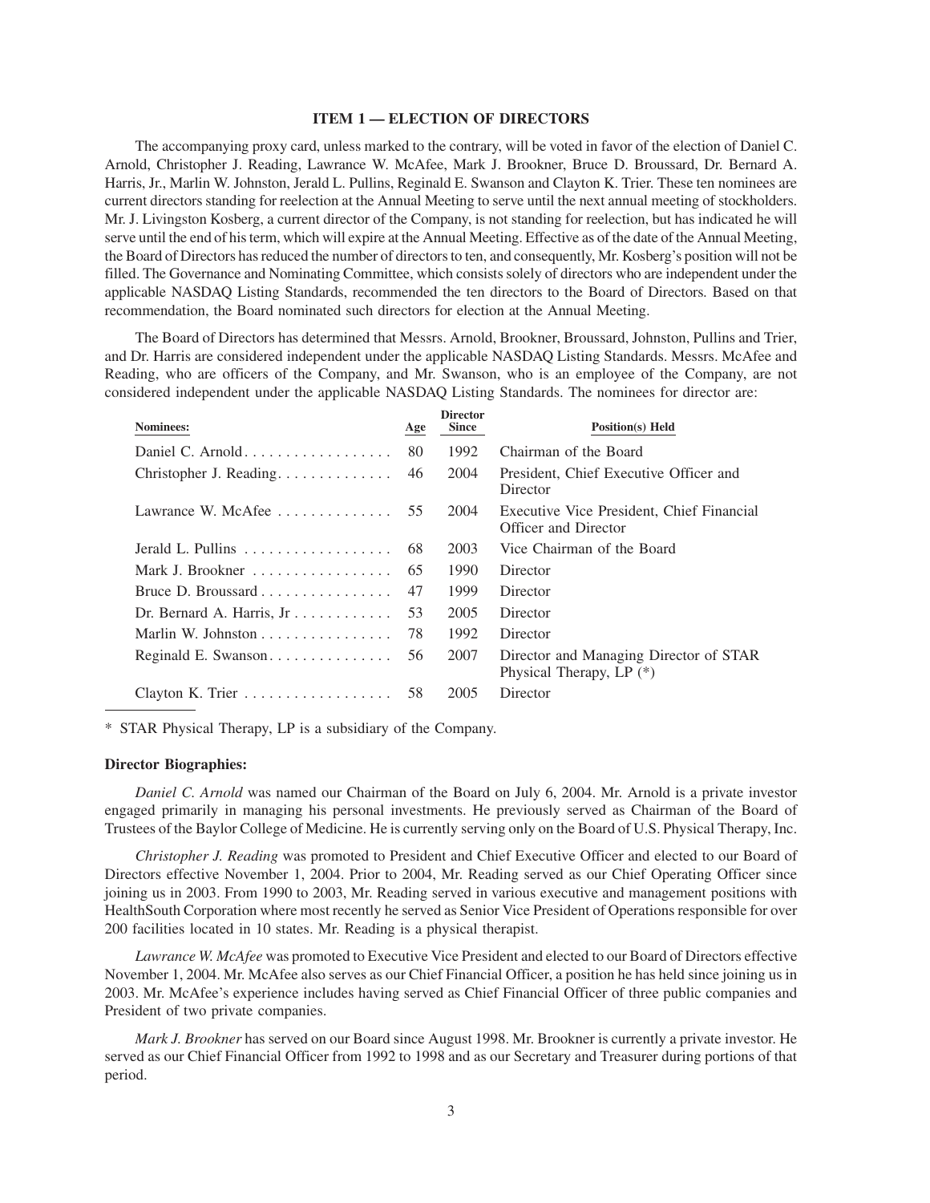### ITEM 1 — ELECTION OF DIRECTORS

The accompanying proxy card, unless marked to the contrary, will be voted in favor of the election of Daniel C. Arnold, Christopher J. Reading, Lawrance W. McAfee, Mark J. Brookner, Bruce D. Broussard, Dr. Bernard A. Harris, Jr., Marlin W. Johnston, Jerald L. Pullins, Reginald E. Swanson and Clayton K. Trier. These ten nominees are current directors standing for reelection at the Annual Meeting to serve until the next annual meeting of stockholders. Mr. J. Livingston Kosberg, a current director of the Company, is not standing for reelection, but has indicated he will serve until the end of his term, which will expire at the Annual Meeting. Effective as of the date of the Annual Meeting, the Board of Directors has reduced the number of directors to ten, and consequently, Mr. Kosberg's position will not be filled. The Governance and Nominating Committee, which consists solely of directors who are independent under the applicable NASDAQ Listing Standards, recommended the ten directors to the Board of Directors. Based on that recommendation, the Board nominated such directors for election at the Annual Meeting.

The Board of Directors has determined that Messrs. Arnold, Brookner, Broussard, Johnston, Pullins and Trier, and Dr. Harris are considered independent under the applicable NASDAQ Listing Standards. Messrs. McAfee and Reading, who are officers of the Company, and Mr. Swanson, who is an employee of the Company, are not considered independent under the applicable NASDAQ Listing Standards. The nominees for director are:

| Nominees: | Age | Director Since | Position(s) Held |
|---|---|---|---|
| Daniel C. Arnold | 80 | 1992 | Chairman of the Board |
| Christopher J. Reading | 46 | 2004 | President, Chief Executive Officer and Director |
| Lawrance W. McAfee | 55 | 2004 | Executive Vice President, Chief Financial Officer and Director |
| Jerald L. Pullins | 68 | 2003 | Vice Chairman of the Board |
| Mark J. Brookner | 65 | 1990 | Director |
| Bruce D. Broussard | 47 | 1999 | Director |
| Dr. Bernard A. Harris, Jr | 53 | 2005 | Director |
| Marlin W. Johnston | 78 | 1992 | Director |
| Reginald E. Swanson | 56 | 2007 | Director and Managing Director of STAR Physical Therapy, LP (*) |
| Clayton K. Trier | 58 | 2005 | Director |

* STAR Physical Therapy, LP is a subsidiary of the Company.

**Director Biographies:**

*Daniel C. Arnold* was named our Chairman of the Board on July 6, 2004. Mr. Arnold is a private investor engaged primarily in managing his personal investments. He previously served as Chairman of the Board of Trustees of the Baylor College of Medicine. He is currently serving only on the Board of U.S. Physical Therapy, Inc.

*Christopher J. Reading* was promoted to President and Chief Executive Officer and elected to our Board of Directors effective November 1, 2004. Prior to 2004, Mr. Reading served as our Chief Operating Officer since joining us in 2003. From 1990 to 2003, Mr. Reading served in various executive and management positions with HealthSouth Corporation where most recently he served as Senior Vice President of Operations responsible for over 200 facilities located in 10 states. Mr. Reading is a physical therapist.

*Lawrance W. McAfee* was promoted to Executive Vice President and elected to our Board of Directors effective November 1, 2004. Mr. McAfee also serves as our Chief Financial Officer, a position he has held since joining us in 2003. Mr. McAfee's experience includes having served as Chief Financial Officer of three public companies and President of two private companies.

*Mark J. Brookner* has served on our Board since August 1998. Mr. Brookner is currently a private investor. He served as our Chief Financial Officer from 1992 to 1998 and as our Secretary and Treasurer during portions of that period.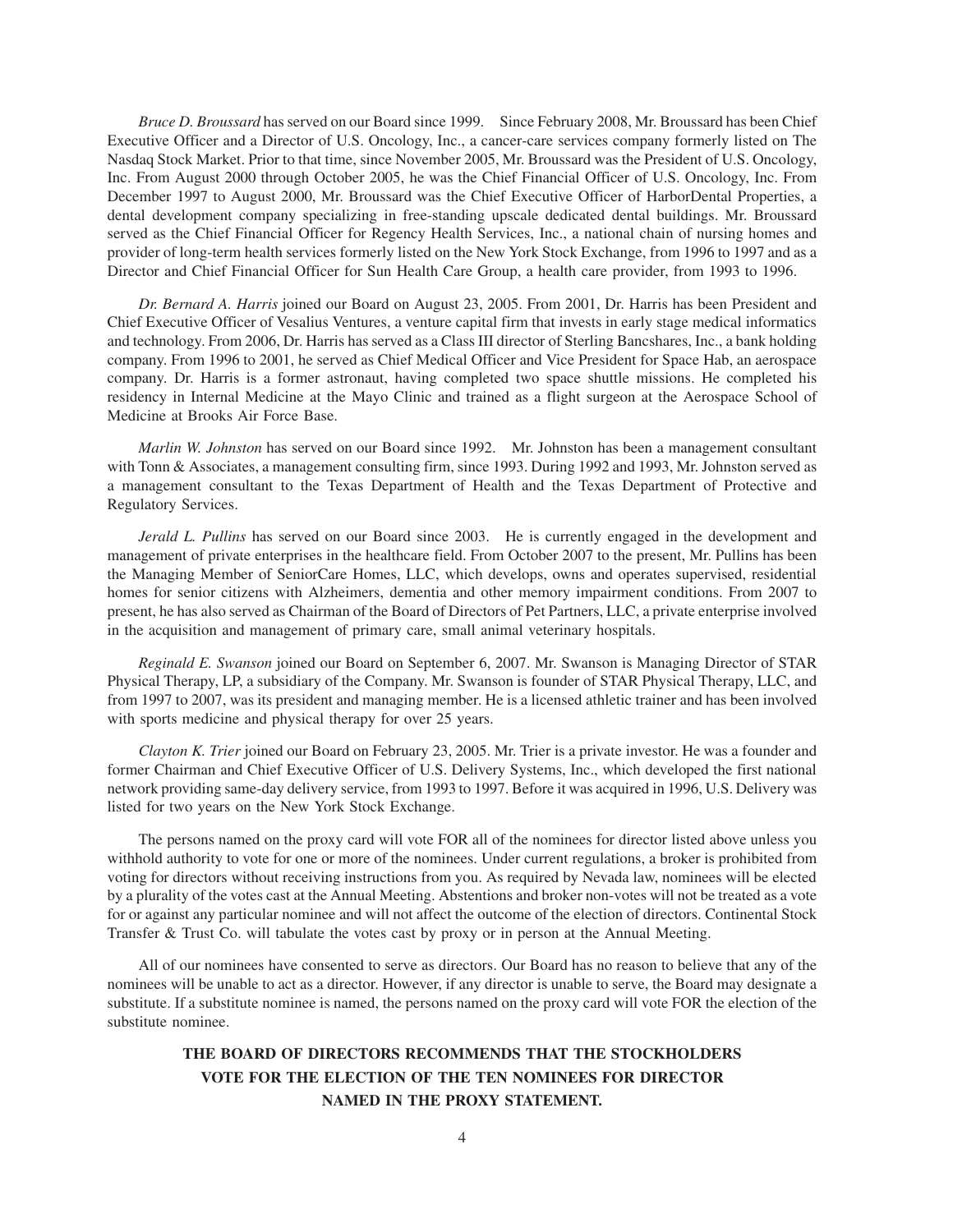*Bruce D. Broussard* has served on our Board since 1999. Since February 2008, Mr. Broussard has been Chief Executive Officer and a Director of U.S. Oncology, Inc., a cancer-care services company formerly listed on The Nasdaq Stock Market. Prior to that time, since November 2005, Mr. Broussard was the President of U.S. Oncology, Inc. From August 2000 through October 2005, he was the Chief Financial Officer of U.S. Oncology, Inc. From December 1997 to August 2000, Mr. Broussard was the Chief Executive Officer of HarborDental Properties, a dental development company specializing in free-standing upscale dedicated dental buildings. Mr. Broussard served as the Chief Financial Officer for Regency Health Services, Inc., a national chain of nursing homes and provider of long-term health services formerly listed on the New York Stock Exchange, from 1996 to 1997 and as a Director and Chief Financial Officer for Sun Health Care Group, a health care provider, from 1993 to 1996.

*Dr. Bernard A. Harris* joined our Board on August 23, 2005. From 2001, Dr. Harris has been President and Chief Executive Officer of Vesalius Ventures, a venture capital firm that invests in early stage medical informatics and technology. From 2006, Dr. Harris has served as a Class III director of Sterling Bancshares, Inc., a bank holding company. From 1996 to 2001, he served as Chief Medical Officer and Vice President for Space Hab, an aerospace company. Dr. Harris is a former astronaut, having completed two space shuttle missions. He completed his residency in Internal Medicine at the Mayo Clinic and trained as a flight surgeon at the Aerospace School of Medicine at Brooks Air Force Base.

*Marlin W. Johnston* has served on our Board since 1992. Mr. Johnston has been a management consultant with Tonn & Associates, a management consulting firm, since 1993. During 1992 and 1993, Mr. Johnston served as a management consultant to the Texas Department of Health and the Texas Department of Protective and Regulatory Services.

*Jerald L. Pullins* has served on our Board since 2003. He is currently engaged in the development and management of private enterprises in the healthcare field. From October 2007 to the present, Mr. Pullins has been the Managing Member of SeniorCare Homes, LLC, which develops, owns and operates supervised, residential homes for senior citizens with Alzheimers, dementia and other memory impairment conditions. From 2007 to present, he has also served as Chairman of the Board of Directors of Pet Partners, LLC, a private enterprise involved in the acquisition and management of primary care, small animal veterinary hospitals.

*Reginald E. Swanson* joined our Board on September 6, 2007. Mr. Swanson is Managing Director of STAR Physical Therapy, LP, a subsidiary of the Company. Mr. Swanson is founder of STAR Physical Therapy, LLC, and from 1997 to 2007, was its president and managing member. He is a licensed athletic trainer and has been involved with sports medicine and physical therapy for over 25 years.

*Clayton K. Trier* joined our Board on February 23, 2005. Mr. Trier is a private investor. He was a founder and former Chairman and Chief Executive Officer of U.S. Delivery Systems, Inc., which developed the first national network providing same-day delivery service, from 1993 to 1997. Before it was acquired in 1996, U.S. Delivery was listed for two years on the New York Stock Exchange.

The persons named on the proxy card will vote FOR all of the nominees for director listed above unless you withhold authority to vote for one or more of the nominees. Under current regulations, a broker is prohibited from voting for directors without receiving instructions from you. As required by Nevada law, nominees will be elected by a plurality of the votes cast at the Annual Meeting. Abstentions and broker non-votes will not be treated as a vote for or against any particular nominee and will not affect the outcome of the election of directors. Continental Stock Transfer & Trust Co. will tabulate the votes cast by proxy or in person at the Annual Meeting.

All of our nominees have consented to serve as directors. Our Board has no reason to believe that any of the nominees will be unable to act as a director. However, if any director is unable to serve, the Board may designate a substitute. If a substitute nominee is named, the persons named on the proxy card will vote FOR the election of the substitute nominee.

**THE BOARD OF DIRECTORS RECOMMENDS THAT THE STOCKHOLDERS VOTE FOR THE ELECTION OF THE TEN NOMINEES FOR DIRECTOR NAMED IN THE PROXY STATEMENT.**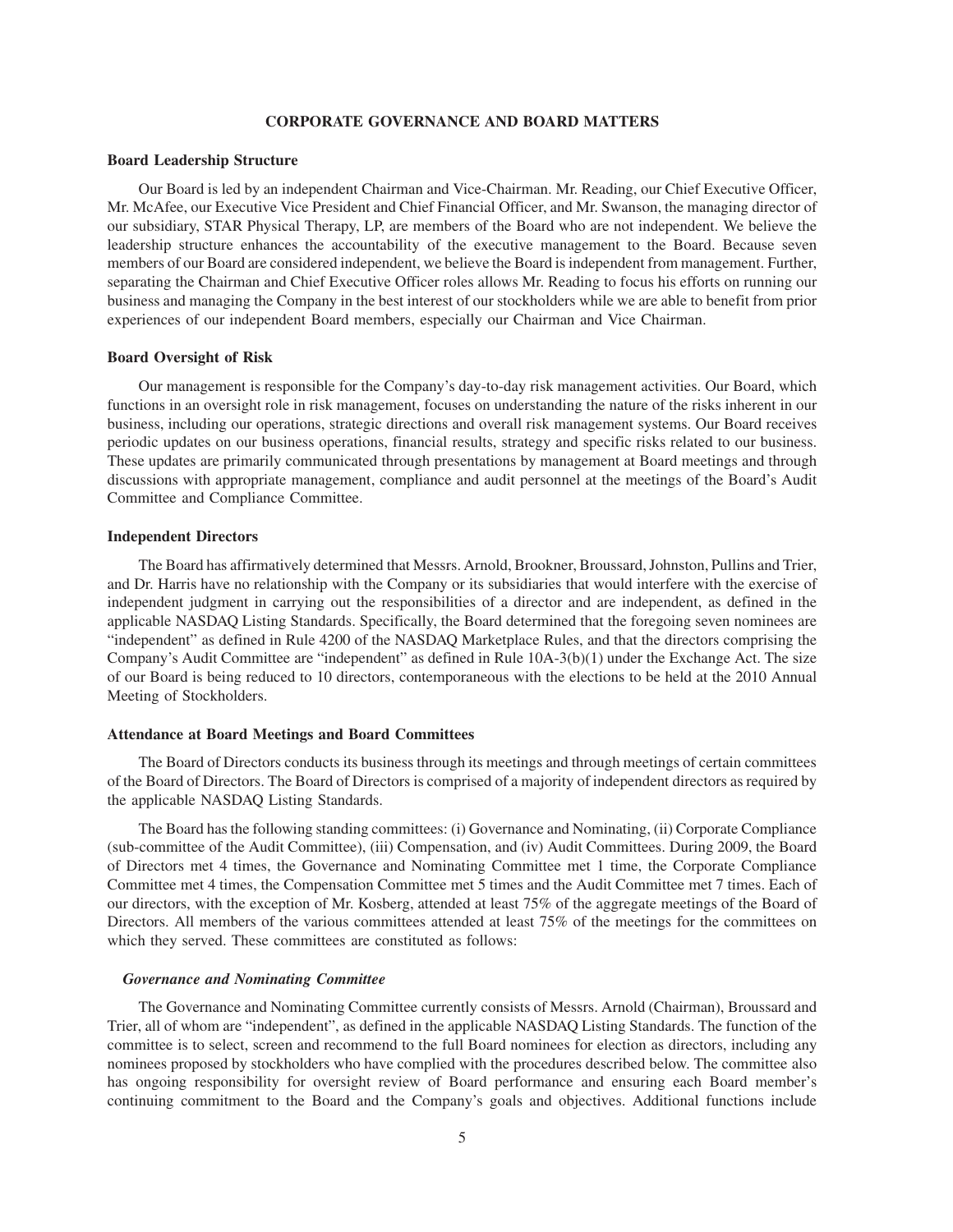## CORPORATE GOVERNANCE AND BOARD MATTERS

### Board Leadership Structure

Our Board is led by an independent Chairman and Vice-Chairman. Mr. Reading, our Chief Executive Officer, Mr. McAfee, our Executive Vice President and Chief Financial Officer, and Mr. Swanson, the managing director of our subsidiary, STAR Physical Therapy, LP, are members of the Board who are not independent. We believe the leadership structure enhances the accountability of the executive management to the Board. Because seven members of our Board are considered independent, we believe the Board is independent from management. Further, separating the Chairman and Chief Executive Officer roles allows Mr. Reading to focus his efforts on running our business and managing the Company in the best interest of our stockholders while we are able to benefit from prior experiences of our independent Board members, especially our Chairman and Vice Chairman.

### Board Oversight of Risk

Our management is responsible for the Company's day-to-day risk management activities. Our Board, which functions in an oversight role in risk management, focuses on understanding the nature of the risks inherent in our business, including our operations, strategic directions and overall risk management systems. Our Board receives periodic updates on our business operations, financial results, strategy and specific risks related to our business. These updates are primarily communicated through presentations by management at Board meetings and through discussions with appropriate management, compliance and audit personnel at the meetings of the Board's Audit Committee and Compliance Committee.

### Independent Directors

The Board has affirmatively determined that Messrs. Arnold, Brookner, Broussard, Johnston, Pullins and Trier, and Dr. Harris have no relationship with the Company or its subsidiaries that would interfere with the exercise of independent judgment in carrying out the responsibilities of a director and are independent, as defined in the applicable NASDAQ Listing Standards. Specifically, the Board determined that the foregoing seven nominees are "independent" as defined in Rule 4200 of the NASDAQ Marketplace Rules, and that the directors comprising the Company's Audit Committee are "independent" as defined in Rule 10A-3(b)(1) under the Exchange Act. The size of our Board is being reduced to 10 directors, contemporaneous with the elections to be held at the 2010 Annual Meeting of Stockholders.

### Attendance at Board Meetings and Board Committees

The Board of Directors conducts its business through its meetings and through meetings of certain committees of the Board of Directors. The Board of Directors is comprised of a majority of independent directors as required by the applicable NASDAQ Listing Standards.

The Board has the following standing committees: (i) Governance and Nominating, (ii) Corporate Compliance (sub-committee of the Audit Committee), (iii) Compensation, and (iv) Audit Committees. During 2009, the Board of Directors met 4 times, the Governance and Nominating Committee met 1 time, the Corporate Compliance Committee met 4 times, the Compensation Committee met 5 times and the Audit Committee met 7 times. Each of our directors, with the exception of Mr. Kosberg, attended at least 75% of the aggregate meetings of the Board of Directors. All members of the various committees attended at least 75% of the meetings for the committees on which they served. These committees are constituted as follows:

#### *Governance and Nominating Committee*

The Governance and Nominating Committee currently consists of Messrs. Arnold (Chairman), Broussard and Trier, all of whom are "independent", as defined in the applicable NASDAQ Listing Standards. The function of the committee is to select, screen and recommend to the full Board nominees for election as directors, including any nominees proposed by stockholders who have complied with the procedures described below. The committee also has ongoing responsibility for oversight review of Board performance and ensuring each Board member's continuing commitment to the Board and the Company's goals and objectives. Additional functions include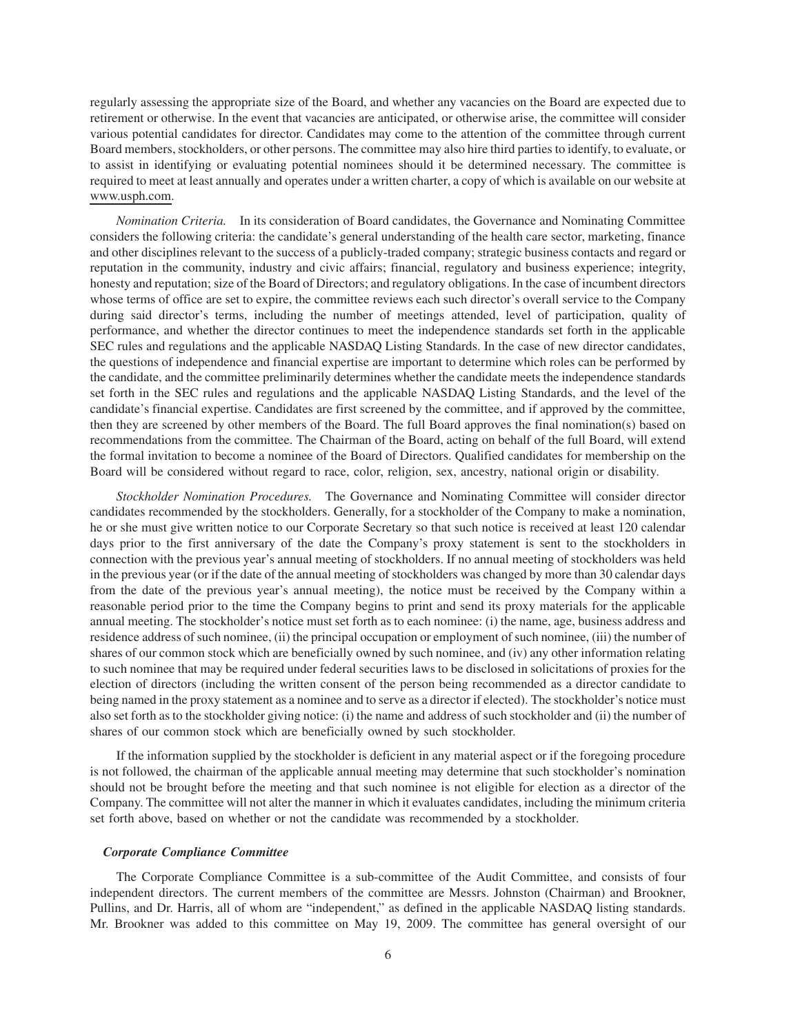regularly assessing the appropriate size of the Board, and whether any vacancies on the Board are expected due to retirement or otherwise. In the event that vacancies are anticipated, or otherwise arise, the committee will consider various potential candidates for director. Candidates may come to the attention of the committee through current Board members, stockholders, or other persons. The committee may also hire third parties to identify, to evaluate, or to assist in identifying or evaluating potential nominees should it be determined necessary. The committee is required to meet at least annually and operates under a written charter, a copy of which is available on our website at www.usph.com.

*Nomination Criteria.* In its consideration of Board candidates, the Governance and Nominating Committee considers the following criteria: the candidate's general understanding of the health care sector, marketing, finance and other disciplines relevant to the success of a publicly-traded company; strategic business contacts and regard or reputation in the community, industry and civic affairs; financial, regulatory and business experience; integrity, honesty and reputation; size of the Board of Directors; and regulatory obligations. In the case of incumbent directors whose terms of office are set to expire, the committee reviews each such director's overall service to the Company during said director's terms, including the number of meetings attended, level of participation, quality of performance, and whether the director continues to meet the independence standards set forth in the applicable SEC rules and regulations and the applicable NASDAQ Listing Standards. In the case of new director candidates, the questions of independence and financial expertise are important to determine which roles can be performed by the candidate, and the committee preliminarily determines whether the candidate meets the independence standards set forth in the SEC rules and regulations and the applicable NASDAQ Listing Standards, and the level of the candidate's financial expertise. Candidates are first screened by the committee, and if approved by the committee, then they are screened by other members of the Board. The full Board approves the final nomination(s) based on recommendations from the committee. The Chairman of the Board, acting on behalf of the full Board, will extend the formal invitation to become a nominee of the Board of Directors. Qualified candidates for membership on the Board will be considered without regard to race, color, religion, sex, ancestry, national origin or disability.

*Stockholder Nomination Procedures.* The Governance and Nominating Committee will consider director candidates recommended by the stockholders. Generally, for a stockholder of the Company to make a nomination, he or she must give written notice to our Corporate Secretary so that such notice is received at least 120 calendar days prior to the first anniversary of the date the Company's proxy statement is sent to the stockholders in connection with the previous year's annual meeting of stockholders. If no annual meeting of stockholders was held in the previous year (or if the date of the annual meeting of stockholders was changed by more than 30 calendar days from the date of the previous year's annual meeting), the notice must be received by the Company within a reasonable period prior to the time the Company begins to print and send its proxy materials for the applicable annual meeting. The stockholder's notice must set forth as to each nominee: (i) the name, age, business address and residence address of such nominee, (ii) the principal occupation or employment of such nominee, (iii) the number of shares of our common stock which are beneficially owned by such nominee, and (iv) any other information relating to such nominee that may be required under federal securities laws to be disclosed in solicitations of proxies for the election of directors (including the written consent of the person being recommended as a director candidate to being named in the proxy statement as a nominee and to serve as a director if elected). The stockholder's notice must also set forth as to the stockholder giving notice: (i) the name and address of such stockholder and (ii) the number of shares of our common stock which are beneficially owned by such stockholder.

If the information supplied by the stockholder is deficient in any material aspect or if the foregoing procedure is not followed, the chairman of the applicable annual meeting may determine that such stockholder's nomination should not be brought before the meeting and that such nominee is not eligible for election as a director of the Company. The committee will not alter the manner in which it evaluates candidates, including the minimum criteria set forth above, based on whether or not the candidate was recommended by a stockholder.

### *Corporate Compliance Committee*

The Corporate Compliance Committee is a sub-committee of the Audit Committee, and consists of four independent directors. The current members of the committee are Messrs. Johnston (Chairman) and Brookner, Pullins, and Dr. Harris, all of whom are "independent," as defined in the applicable NASDAQ listing standards. Mr. Brookner was added to this committee on May 19, 2009. The committee has general oversight of our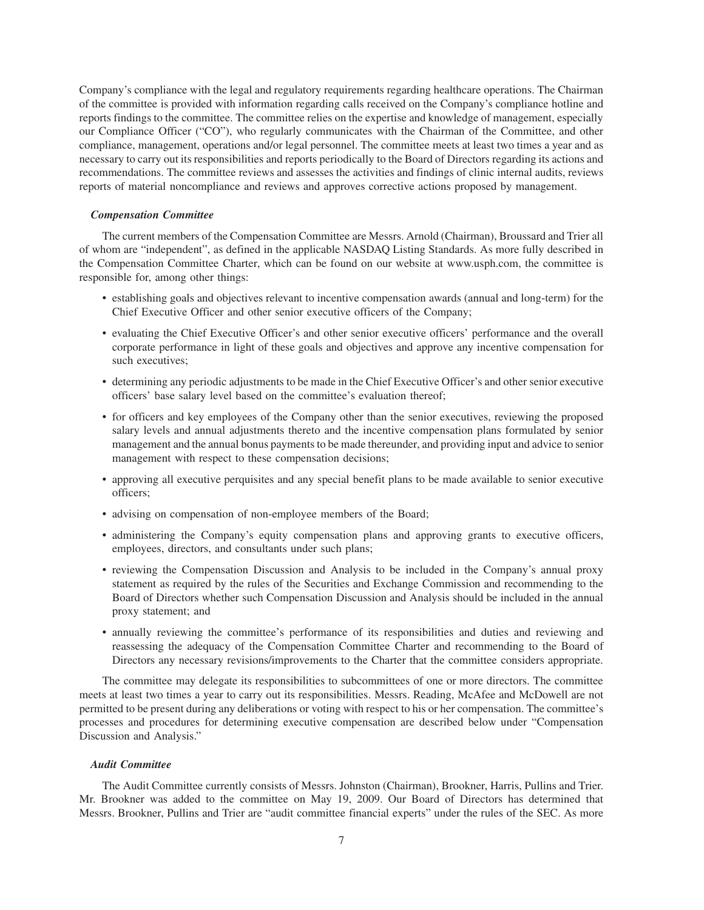Company's compliance with the legal and regulatory requirements regarding healthcare operations. The Chairman of the committee is provided with information regarding calls received on the Company's compliance hotline and reports findings to the committee. The committee relies on the expertise and knowledge of management, especially our Compliance Officer ("CO"), who regularly communicates with the Chairman of the Committee, and other compliance, management, operations and/or legal personnel. The committee meets at least two times a year and as necessary to carry out its responsibilities and reports periodically to the Board of Directors regarding its actions and recommendations. The committee reviews and assesses the activities and findings of clinic internal audits, reviews reports of material noncompliance and reviews and approves corrective actions proposed by management.

***Compensation Committee***

The current members of the Compensation Committee are Messrs. Arnold (Chairman), Broussard and Trier all of whom are "independent", as defined in the applicable NASDAQ Listing Standards. As more fully described in the Compensation Committee Charter, which can be found on our website at www.usph.com, the committee is responsible for, among other things:

- establishing goals and objectives relevant to incentive compensation awards (annual and long-term) for the Chief Executive Officer and other senior executive officers of the Company;
- evaluating the Chief Executive Officer's and other senior executive officers' performance and the overall corporate performance in light of these goals and objectives and approve any incentive compensation for such executives;
- determining any periodic adjustments to be made in the Chief Executive Officer's and other senior executive officers' base salary level based on the committee's evaluation thereof;
- for officers and key employees of the Company other than the senior executives, reviewing the proposed salary levels and annual adjustments thereto and the incentive compensation plans formulated by senior management and the annual bonus payments to be made thereunder, and providing input and advice to senior management with respect to these compensation decisions;
- approving all executive perquisites and any special benefit plans to be made available to senior executive officers;
- advising on compensation of non-employee members of the Board;
- administering the Company's equity compensation plans and approving grants to executive officers, employees, directors, and consultants under such plans;
- reviewing the Compensation Discussion and Analysis to be included in the Company's annual proxy statement as required by the rules of the Securities and Exchange Commission and recommending to the Board of Directors whether such Compensation Discussion and Analysis should be included in the annual proxy statement; and
- annually reviewing the committee's performance of its responsibilities and duties and reviewing and reassessing the adequacy of the Compensation Committee Charter and recommending to the Board of Directors any necessary revisions/improvements to the Charter that the committee considers appropriate.

The committee may delegate its responsibilities to subcommittees of one or more directors. The committee meets at least two times a year to carry out its responsibilities. Messrs. Reading, McAfee and McDowell are not permitted to be present during any deliberations or voting with respect to his or her compensation. The committee's processes and procedures for determining executive compensation are described below under "Compensation Discussion and Analysis."

***Audit Committee***

The Audit Committee currently consists of Messrs. Johnston (Chairman), Brookner, Harris, Pullins and Trier. Mr. Brookner was added to the committee on May 19, 2009. Our Board of Directors has determined that Messrs. Brookner, Pullins and Trier are "audit committee financial experts" under the rules of the SEC. As more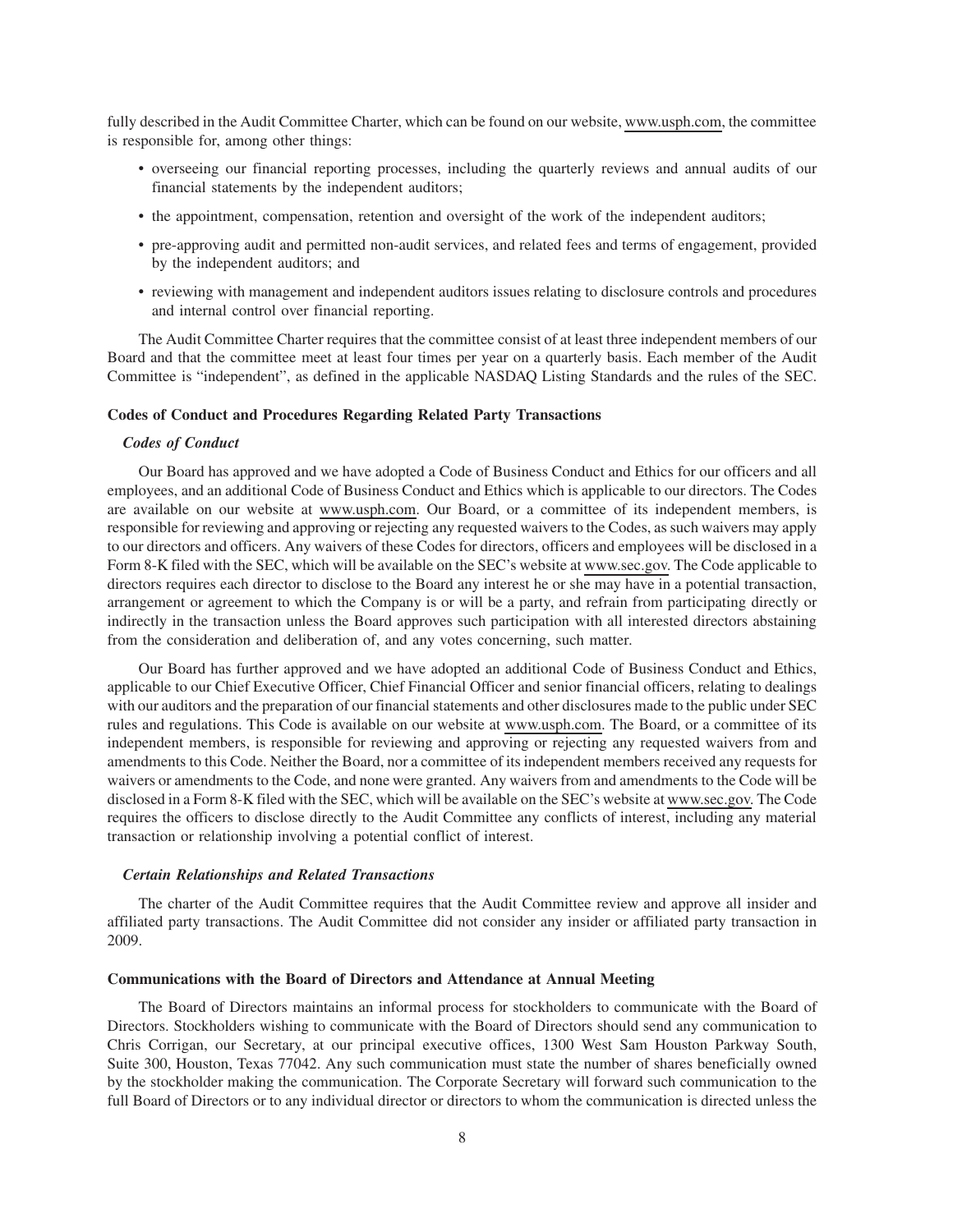fully described in the Audit Committee Charter, which can be found on our website, www.usph.com, the committee is responsible for, among other things:

- overseeing our financial reporting processes, including the quarterly reviews and annual audits of our financial statements by the independent auditors;
- the appointment, compensation, retention and oversight of the work of the independent auditors;
- pre-approving audit and permitted non-audit services, and related fees and terms of engagement, provided by the independent auditors; and
- reviewing with management and independent auditors issues relating to disclosure controls and procedures and internal control over financial reporting.

The Audit Committee Charter requires that the committee consist of at least three independent members of our Board and that the committee meet at least four times per year on a quarterly basis. Each member of the Audit Committee is "independent", as defined in the applicable NASDAQ Listing Standards and the rules of the SEC.

### Codes of Conduct and Procedures Regarding Related Party Transactions

#### *Codes of Conduct*

Our Board has approved and we have adopted a Code of Business Conduct and Ethics for our officers and all employees, and an additional Code of Business Conduct and Ethics which is applicable to our directors. The Codes are available on our website at www.usph.com. Our Board, or a committee of its independent members, is responsible for reviewing and approving or rejecting any requested waivers to the Codes, as such waivers may apply to our directors and officers. Any waivers of these Codes for directors, officers and employees will be disclosed in a Form 8-K filed with the SEC, which will be available on the SEC's website at www.sec.gov. The Code applicable to directors requires each director to disclose to the Board any interest he or she may have in a potential transaction, arrangement or agreement to which the Company is or will be a party, and refrain from participating directly or indirectly in the transaction unless the Board approves such participation with all interested directors abstaining from the consideration and deliberation of, and any votes concerning, such matter.

Our Board has further approved and we have adopted an additional Code of Business Conduct and Ethics, applicable to our Chief Executive Officer, Chief Financial Officer and senior financial officers, relating to dealings with our auditors and the preparation of our financial statements and other disclosures made to the public under SEC rules and regulations. This Code is available on our website at www.usph.com. The Board, or a committee of its independent members, is responsible for reviewing and approving or rejecting any requested waivers from and amendments to this Code. Neither the Board, nor a committee of its independent members received any requests for waivers or amendments to the Code, and none were granted. Any waivers from and amendments to the Code will be disclosed in a Form 8-K filed with the SEC, which will be available on the SEC's website at www.sec.gov. The Code requires the officers to disclose directly to the Audit Committee any conflicts of interest, including any material transaction or relationship involving a potential conflict of interest.

#### *Certain Relationships and Related Transactions*

The charter of the Audit Committee requires that the Audit Committee review and approve all insider and affiliated party transactions. The Audit Committee did not consider any insider or affiliated party transaction in 2009.

### Communications with the Board of Directors and Attendance at Annual Meeting

The Board of Directors maintains an informal process for stockholders to communicate with the Board of Directors. Stockholders wishing to communicate with the Board of Directors should send any communication to Chris Corrigan, our Secretary, at our principal executive offices, 1300 West Sam Houston Parkway South, Suite 300, Houston, Texas 77042. Any such communication must state the number of shares beneficially owned by the stockholder making the communication. The Corporate Secretary will forward such communication to the full Board of Directors or to any individual director or directors to whom the communication is directed unless the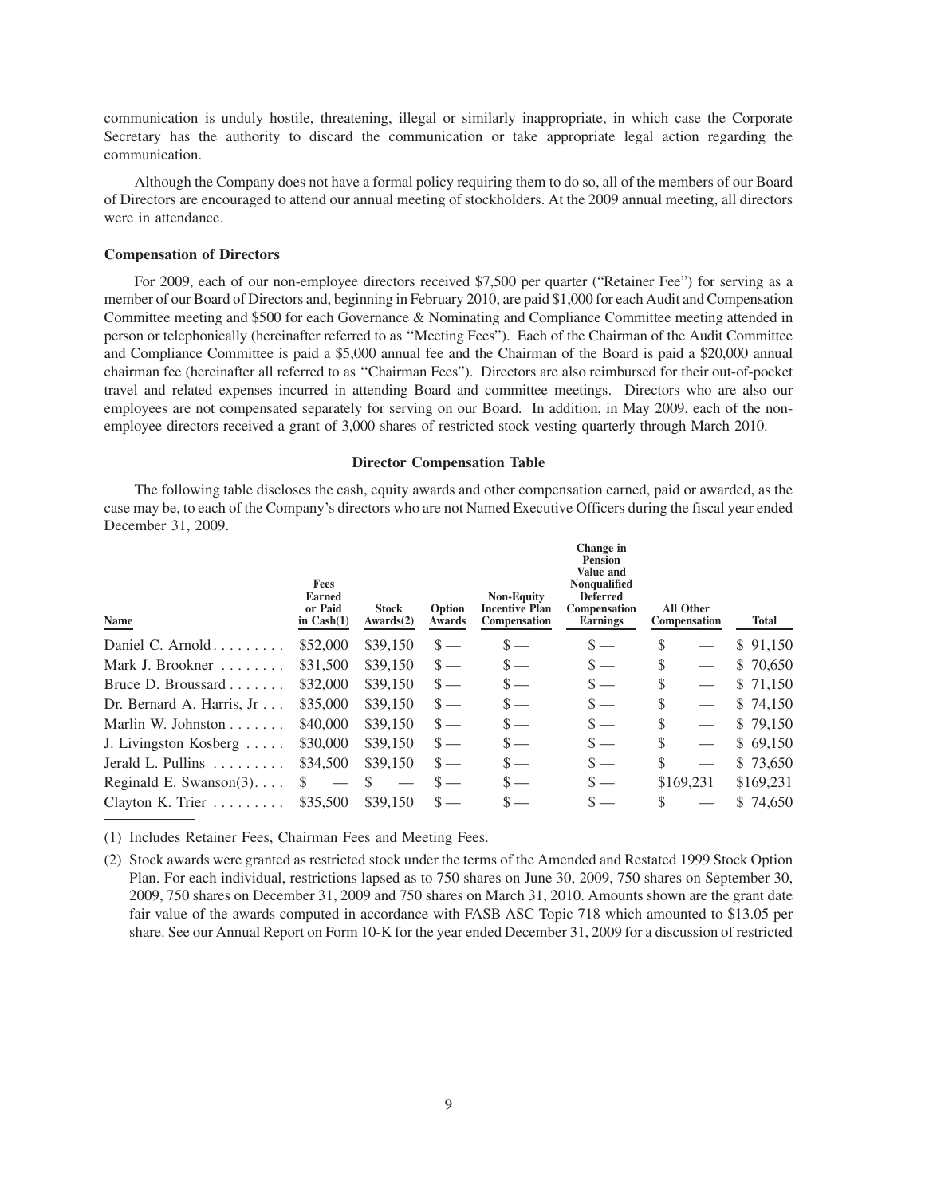communication is unduly hostile, threatening, illegal or similarly inappropriate, in which case the Corporate Secretary has the authority to discard the communication or take appropriate legal action regarding the communication.

Although the Company does not have a formal policy requiring them to do so, all of the members of our Board of Directors are encouraged to attend our annual meeting of stockholders. At the 2009 annual meeting, all directors were in attendance.

### Compensation of Directors

For 2009, each of our non-employee directors received $7,500 per quarter ("Retainer Fee") for serving as a member of our Board of Directors and, beginning in February 2010, are paid $1,000 for each Audit and Compensation Committee meeting and $500 for each Governance & Nominating and Compliance Committee meeting attended in person or telephonically (hereinafter referred to as "Meeting Fees"). Each of the Chairman of the Audit Committee and Compliance Committee is paid a $5,000 annual fee and the Chairman of the Board is paid a $20,000 annual chairman fee (hereinafter all referred to as "Chairman Fees"). Directors are also reimbursed for their out-of-pocket travel and related expenses incurred in attending Board and committee meetings. Directors who are also our employees are not compensated separately for serving on our Board. In addition, in May 2009, each of the non-employee directors received a grant of 3,000 shares of restricted stock vesting quarterly through March 2010.

### Director Compensation Table

The following table discloses the cash, equity awards and other compensation earned, paid or awarded, as the case may be, to each of the Company's directors who are not Named Executive Officers during the fiscal year ended December 31, 2009.

| Name | Fees Earned or Paid in Cash(1) | Stock Awards(2) | Option Awards | Non-Equity Incentive Plan Compensation | Change in Pension Value and Nonqualified Deferred Compensation Earnings | All Other Compensation | Total |
|---|---|---|---|---|---|---|---|
| Daniel C. Arnold | $52,000 | $39,150 | $ — | $ — | $ — | $ — | $ 91,150 |
| Mark J. Brookner | $31,500 | $39,150 | $ — | $ — | $ — | $ — | $ 70,650 |
| Bruce D. Broussard | $32,000 | $39,150 | $ — | $ — | $ — | $ — | $ 71,150 |
| Dr. Bernard A. Harris, Jr | $35,000 | $39,150 | $ — | $ — | $ — | $ — | $ 74,150 |
| Marlin W. Johnston | $40,000 | $39,150 | $ — | $ — | $ — | $ — | $ 79,150 |
| J. Livingston Kosberg | $30,000 | $39,150 | $ — | $ — | $ — | $ — | $ 69,150 |
| Jerald L. Pullins | $34,500 | $39,150 | $ — | $ — | $ — | $ — | $ 73,650 |
| Reginald E. Swanson(3) | $ — | $ — | $ — | $ — | $ — | $169,231 | $169,231 |
| Clayton K. Trier | $35,500 | $39,150 | $ — | $ — | $ — | $ — | $ 74,650 |

(1) Includes Retainer Fees, Chairman Fees and Meeting Fees.

(2) Stock awards were granted as restricted stock under the terms of the Amended and Restated 1999 Stock Option Plan. For each individual, restrictions lapsed as to 750 shares on June 30, 2009, 750 shares on September 30, 2009, 750 shares on December 31, 2009 and 750 shares on March 31, 2010. Amounts shown are the grant date fair value of the awards computed in accordance with FASB ASC Topic 718 which amounted to $13.05 per share. See our Annual Report on Form 10-K for the year ended December 31, 2009 for a discussion of restricted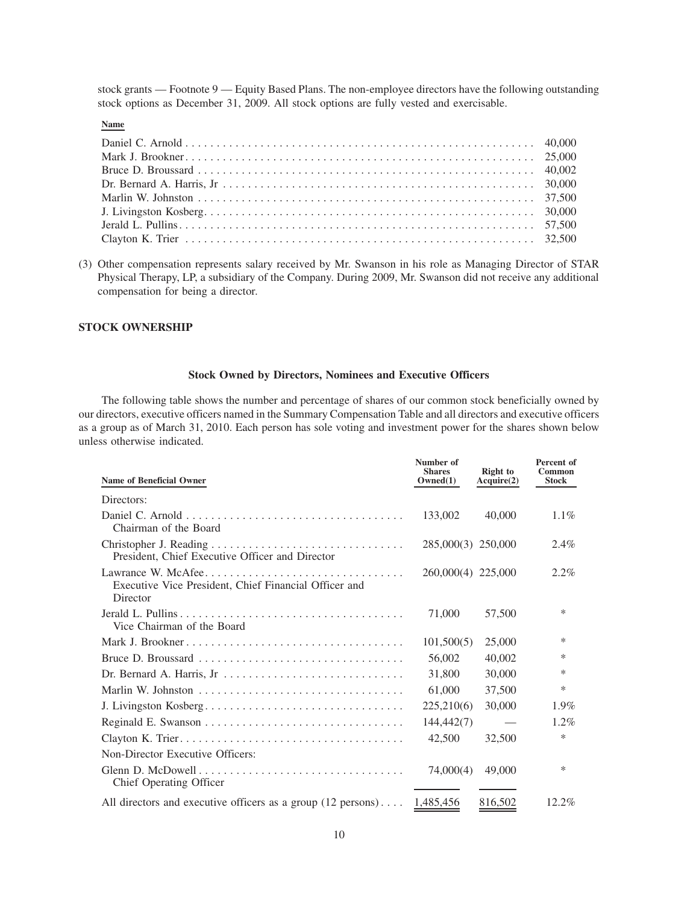stock grants — Footnote 9 — Equity Based Plans. The non-employee directors have the following outstanding stock options as December 31, 2009. All stock options are fully vested and exercisable.

| Name | |
|---|---|
| Daniel C. Arnold | 40,000 |
| Mark J. Brookner | 25,000 |
| Bruce D. Broussard | 40,002 |
| Dr. Bernard A. Harris, Jr | 30,000 |
| Marlin W. Johnston | 37,500 |
| J. Livingston Kosberg | 30,000 |
| Jerald L. Pullins | 57,500 |
| Clayton K. Trier | 32,500 |

(3) Other compensation represents salary received by Mr. Swanson in his role as Managing Director of STAR Physical Therapy, LP, a subsidiary of the Company. During 2009, Mr. Swanson did not receive any additional compensation for being a director.

## STOCK OWNERSHIP

### Stock Owned by Directors, Nominees and Executive Officers

The following table shows the number and percentage of shares of our common stock beneficially owned by our directors, executive officers named in the Summary Compensation Table and all directors and executive officers as a group as of March 31, 2010. Each person has sole voting and investment power for the shares shown below unless otherwise indicated.

| Name of Beneficial Owner | Number of Shares Owned(1) | Right to Acquire(2) | Percent of Common Stock |
|---|---|---|---|
| Directors: | | | |
| Daniel C. Arnold<br>Chairman of the Board | 133,002 | 40,000 | 1.1% |
| Christopher J. Reading<br>President, Chief Executive Officer and Director | 285,000(3) | 250,000 | 2.4% |
| Lawrance W. McAfee<br>Executive Vice President, Chief Financial Officer and Director | 260,000(4) | 225,000 | 2.2% |
| Jerald L. Pullins<br>Vice Chairman of the Board | 71,000 | 57,500 | * |
| Mark J. Brookner | 101,500(5) | 25,000 | * |
| Bruce D. Broussard | 56,002 | 40,002 | * |
| Dr. Bernard A. Harris, Jr | 31,800 | 30,000 | * |
| Marlin W. Johnston | 61,000 | 37,500 | * |
| J. Livingston Kosberg | 225,210(6) | 30,000 | 1.9% |
| Reginald E. Swanson | 144,442(7) | — | 1.2% |
| Clayton K. Trier | 42,500 | 32,500 | * |
| Non-Director Executive Officers: | | | |
| Glenn D. McDowell<br>Chief Operating Officer | 74,000(4) | 49,000 | * |
| All directors and executive officers as a group (12 persons) | 1,485,456 | 816,502 | 12.2% |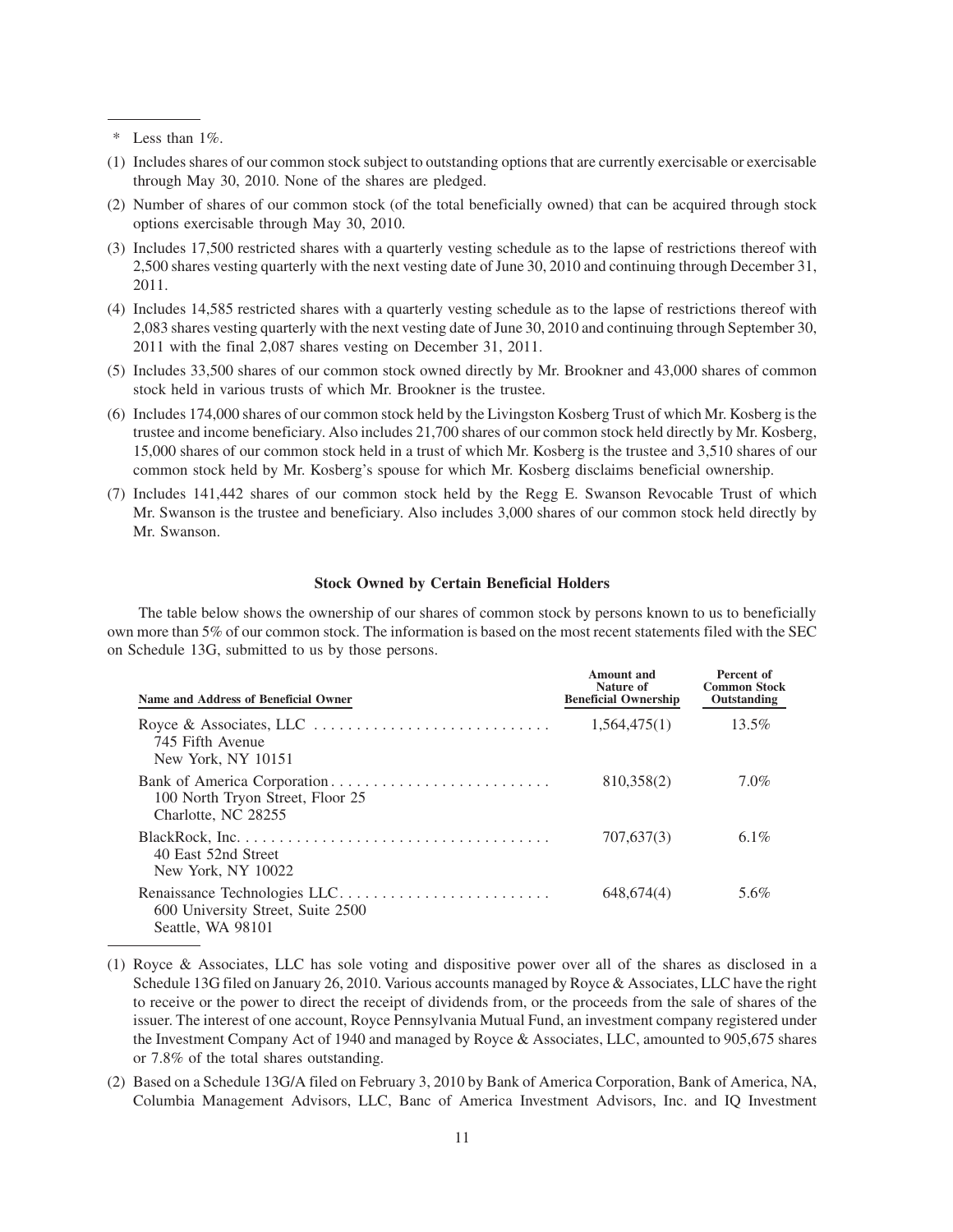\* Less than 1%.

(1) Includes shares of our common stock subject to outstanding options that are currently exercisable or exercisable through May 30, 2010. None of the shares are pledged.

(2) Number of shares of our common stock (of the total beneficially owned) that can be acquired through stock options exercisable through May 30, 2010.

(3) Includes 17,500 restricted shares with a quarterly vesting schedule as to the lapse of restrictions thereof with 2,500 shares vesting quarterly with the next vesting date of June 30, 2010 and continuing through December 31, 2011.

(4) Includes 14,585 restricted shares with a quarterly vesting schedule as to the lapse of restrictions thereof with 2,083 shares vesting quarterly with the next vesting date of June 30, 2010 and continuing through September 30, 2011 with the final 2,087 shares vesting on December 31, 2011.

(5) Includes 33,500 shares of our common stock owned directly by Mr. Brookner and 43,000 shares of common stock held in various trusts of which Mr. Brookner is the trustee.

(6) Includes 174,000 shares of our common stock held by the Livingston Kosberg Trust of which Mr. Kosberg is the trustee and income beneficiary. Also includes 21,700 shares of our common stock held directly by Mr. Kosberg, 15,000 shares of our common stock held in a trust of which Mr. Kosberg is the trustee and 3,510 shares of our common stock held by Mr. Kosberg's spouse for which Mr. Kosberg disclaims beneficial ownership.

(7) Includes 141,442 shares of our common stock held by the Regg E. Swanson Revocable Trust of which Mr. Swanson is the trustee and beneficiary. Also includes 3,000 shares of our common stock held directly by Mr. Swanson.

**Stock Owned by Certain Beneficial Holders**

The table below shows the ownership of our shares of common stock by persons known to us to beneficially own more than 5% of our common stock. The information is based on the most recent statements filed with the SEC on Schedule 13G, submitted to us by those persons.

| Name and Address of Beneficial Owner | Amount and Nature of Beneficial Ownership | Percent of Common Stock Outstanding |
|---|---|---|
| Royce & Associates, LLC<br>745 Fifth Avenue<br>New York, NY 10151 | 1,564,475(1) | 13.5% |
| Bank of America Corporation<br>100 North Tryon Street, Floor 25<br>Charlotte, NC 28255 | 810,358(2) | 7.0% |
| BlackRock, Inc.<br>40 East 52nd Street<br>New York, NY 10022 | 707,637(3) | 6.1% |
| Renaissance Technologies LLC<br>600 University Street, Suite 2500<br>Seattle, WA 98101 | 648,674(4) | 5.6% |

(1) Royce & Associates, LLC has sole voting and dispositive power over all of the shares as disclosed in a Schedule 13G filed on January 26, 2010. Various accounts managed by Royce & Associates, LLC have the right to receive or the power to direct the receipt of dividends from, or the proceeds from the sale of shares of the issuer. The interest of one account, Royce Pennsylvania Mutual Fund, an investment company registered under the Investment Company Act of 1940 and managed by Royce & Associates, LLC, amounted to 905,675 shares or 7.8% of the total shares outstanding.

(2) Based on a Schedule 13G/A filed on February 3, 2010 by Bank of America Corporation, Bank of America, NA, Columbia Management Advisors, LLC, Banc of America Investment Advisors, Inc. and IQ Investment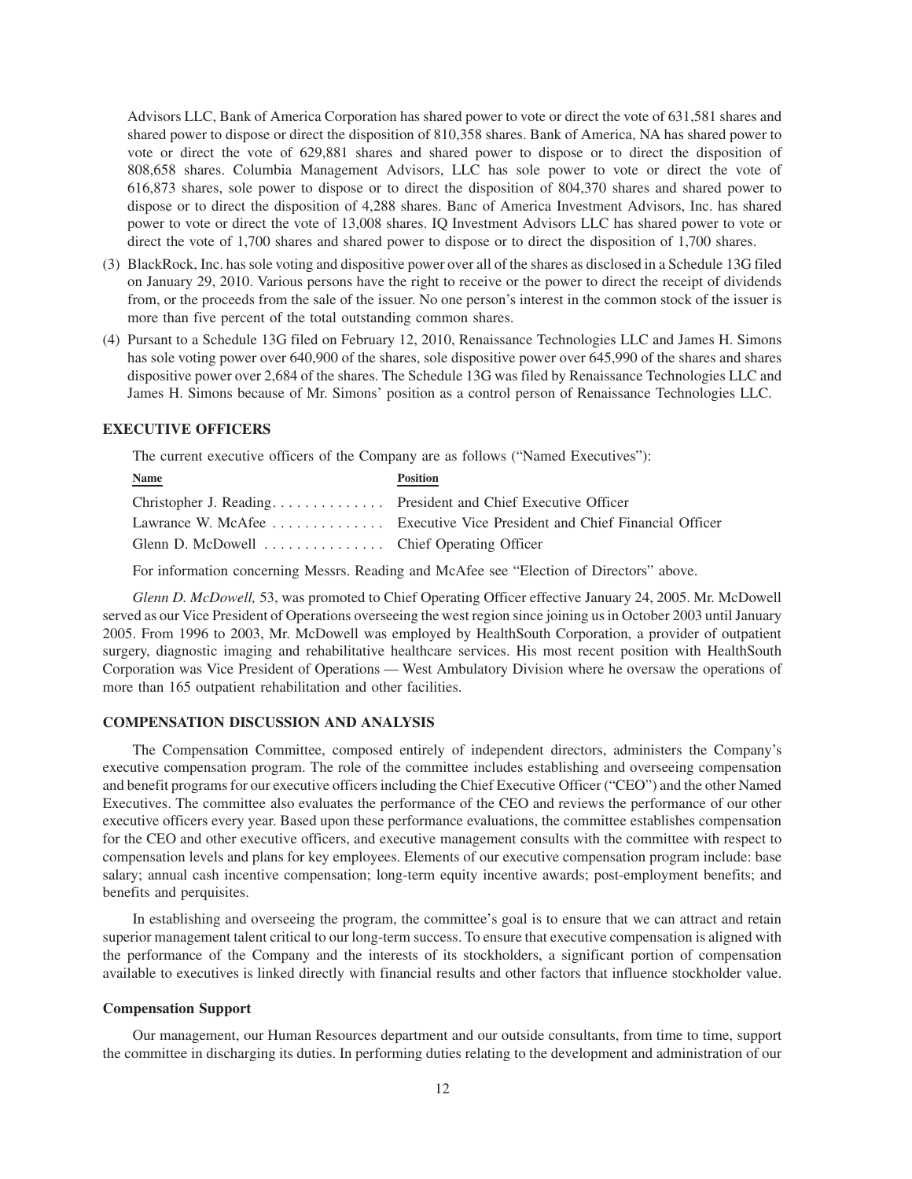Advisors LLC, Bank of America Corporation has shared power to vote or direct the vote of 631,581 shares and shared power to dispose or direct the disposition of 810,358 shares. Bank of America, NA has shared power to vote or direct the vote of 629,881 shares and shared power to dispose or to direct the disposition of 808,658 shares. Columbia Management Advisors, LLC has sole power to vote or direct the vote of 616,873 shares, sole power to dispose or to direct the disposition of 804,370 shares and shared power to dispose or to direct the disposition of 4,288 shares. Banc of America Investment Advisors, Inc. has shared power to vote or direct the vote of 13,008 shares. IQ Investment Advisors LLC has shared power to vote or direct the vote of 1,700 shares and shared power to dispose or to direct the disposition of 1,700 shares.

(3) BlackRock, Inc. has sole voting and dispositive power over all of the shares as disclosed in a Schedule 13G filed on January 29, 2010. Various persons have the right to receive or the power to direct the receipt of dividends from, or the proceeds from the sale of the issuer. No one person's interest in the common stock of the issuer is more than five percent of the total outstanding common shares.

(4) Pursant to a Schedule 13G filed on February 12, 2010, Renaissance Technologies LLC and James H. Simons has sole voting power over 640,900 of the shares, sole dispositive power over 645,990 of the shares and shares dispositive power over 2,684 of the shares. The Schedule 13G was filed by Renaissance Technologies LLC and James H. Simons because of Mr. Simons' position as a control person of Renaissance Technologies LLC.

## EXECUTIVE OFFICERS

The current executive officers of the Company are as follows ("Named Executives"):

| Name | Position |
|---|---|
| Christopher J. Reading | President and Chief Executive Officer |
| Lawrance W. McAfee | Executive Vice President and Chief Financial Officer |
| Glenn D. McDowell | Chief Operating Officer |

For information concerning Messrs. Reading and McAfee see "Election of Directors" above.

*Glenn D. McDowell,* 53, was promoted to Chief Operating Officer effective January 24, 2005. Mr. McDowell served as our Vice President of Operations overseeing the west region since joining us in October 2003 until January 2005. From 1996 to 2003, Mr. McDowell was employed by HealthSouth Corporation, a provider of outpatient surgery, diagnostic imaging and rehabilitative healthcare services. His most recent position with HealthSouth Corporation was Vice President of Operations — West Ambulatory Division where he oversaw the operations of more than 165 outpatient rehabilitation and other facilities.

## COMPENSATION DISCUSSION AND ANALYSIS

The Compensation Committee, composed entirely of independent directors, administers the Company's executive compensation program. The role of the committee includes establishing and overseeing compensation and benefit programs for our executive officers including the Chief Executive Officer ("CEO") and the other Named Executives. The committee also evaluates the performance of the CEO and reviews the performance of our other executive officers every year. Based upon these performance evaluations, the committee establishes compensation for the CEO and other executive officers, and executive management consults with the committee with respect to compensation levels and plans for key employees. Elements of our executive compensation program include: base salary; annual cash incentive compensation; long-term equity incentive awards; post-employment benefits; and benefits and perquisites.

In establishing and overseeing the program, the committee's goal is to ensure that we can attract and retain superior management talent critical to our long-term success. To ensure that executive compensation is aligned with the performance of the Company and the interests of its stockholders, a significant portion of compensation available to executives is linked directly with financial results and other factors that influence stockholder value.

### Compensation Support

Our management, our Human Resources department and our outside consultants, from time to time, support the committee in discharging its duties. In performing duties relating to the development and administration of our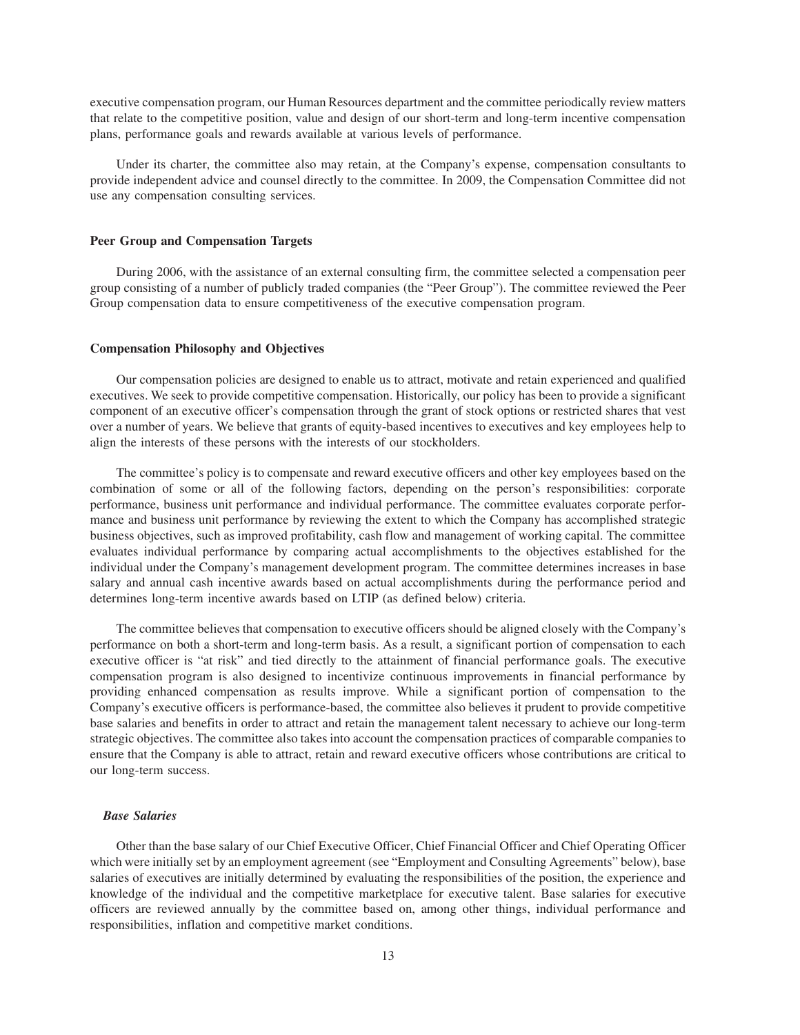executive compensation program, our Human Resources department and the committee periodically review matters that relate to the competitive position, value and design of our short-term and long-term incentive compensation plans, performance goals and rewards available at various levels of performance.

Under its charter, the committee also may retain, at the Company's expense, compensation consultants to provide independent advice and counsel directly to the committee. In 2009, the Compensation Committee did not use any compensation consulting services.

**Peer Group and Compensation Targets**

During 2006, with the assistance of an external consulting firm, the committee selected a compensation peer group consisting of a number of publicly traded companies (the "Peer Group"). The committee reviewed the Peer Group compensation data to ensure competitiveness of the executive compensation program.

**Compensation Philosophy and Objectives**

Our compensation policies are designed to enable us to attract, motivate and retain experienced and qualified executives. We seek to provide competitive compensation. Historically, our policy has been to provide a significant component of an executive officer's compensation through the grant of stock options or restricted shares that vest over a number of years. We believe that grants of equity-based incentives to executives and key employees help to align the interests of these persons with the interests of our stockholders.

The committee's policy is to compensate and reward executive officers and other key employees based on the combination of some or all of the following factors, depending on the person's responsibilities: corporate performance, business unit performance and individual performance. The committee evaluates corporate performance and business unit performance by reviewing the extent to which the Company has accomplished strategic business objectives, such as improved profitability, cash flow and management of working capital. The committee evaluates individual performance by comparing actual accomplishments to the objectives established for the individual under the Company's management development program. The committee determines increases in base salary and annual cash incentive awards based on actual accomplishments during the performance period and determines long-term incentive awards based on LTIP (as defined below) criteria.

The committee believes that compensation to executive officers should be aligned closely with the Company's performance on both a short-term and long-term basis. As a result, a significant portion of compensation to each executive officer is "at risk" and tied directly to the attainment of financial performance goals. The executive compensation program is also designed to incentivize continuous improvements in financial performance by providing enhanced compensation as results improve. While a significant portion of compensation to the Company's executive officers is performance-based, the committee also believes it prudent to provide competitive base salaries and benefits in order to attract and retain the management talent necessary to achieve our long-term strategic objectives. The committee also takes into account the compensation practices of comparable companies to ensure that the Company is able to attract, retain and reward executive officers whose contributions are critical to our long-term success.

***Base Salaries***

Other than the base salary of our Chief Executive Officer, Chief Financial Officer and Chief Operating Officer which were initially set by an employment agreement (see "Employment and Consulting Agreements" below), base salaries of executives are initially determined by evaluating the responsibilities of the position, the experience and knowledge of the individual and the competitive marketplace for executive talent. Base salaries for executive officers are reviewed annually by the committee based on, among other things, individual performance and responsibilities, inflation and competitive market conditions.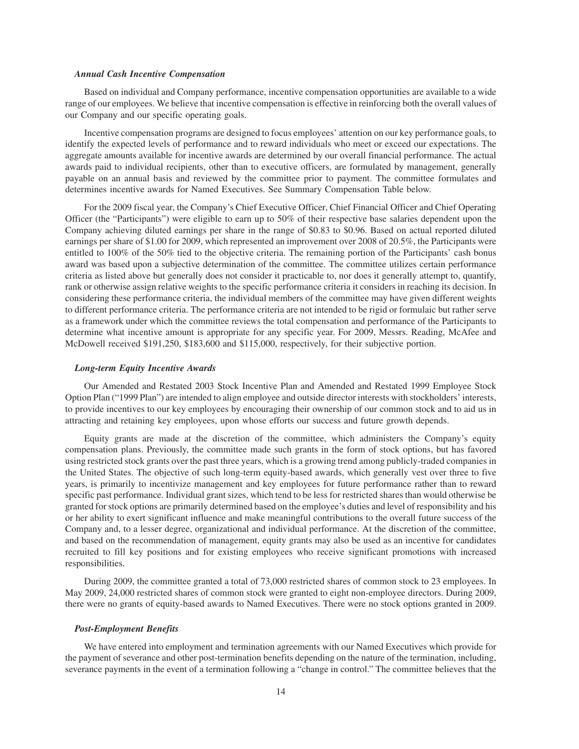### *Annual Cash Incentive Compensation*

Based on individual and Company performance, incentive compensation opportunities are available to a wide range of our employees. We believe that incentive compensation is effective in reinforcing both the overall values of our Company and our specific operating goals.

Incentive compensation programs are designed to focus employees' attention on our key performance goals, to identify the expected levels of performance and to reward individuals who meet or exceed our expectations. The aggregate amounts available for incentive awards are determined by our overall financial performance. The actual awards paid to individual recipients, other than to executive officers, are formulated by management, generally payable on an annual basis and reviewed by the committee prior to payment. The committee formulates and determines incentive awards for Named Executives. See Summary Compensation Table below.

For the 2009 fiscal year, the Company's Chief Executive Officer, Chief Financial Officer and Chief Operating Officer (the "Participants") were eligible to earn up to 50% of their respective base salaries dependent upon the Company achieving diluted earnings per share in the range of $0.83 to $0.96. Based on actual reported diluted earnings per share of $1.00 for 2009, which represented an improvement over 2008 of 20.5%, the Participants were entitled to 100% of the 50% tied to the objective criteria. The remaining portion of the Participants' cash bonus award was based upon a subjective determination of the committee. The committee utilizes certain performance criteria as listed above but generally does not consider it practicable to, nor does it generally attempt to, quantify, rank or otherwise assign relative weights to the specific performance criteria it considers in reaching its decision. In considering these performance criteria, the individual members of the committee may have given different weights to different performance criteria. The performance criteria are not intended to be rigid or formulaic but rather serve as a framework under which the committee reviews the total compensation and performance of the Participants to determine what incentive amount is appropriate for any specific year. For 2009, Messrs. Reading, McAfee and McDowell received $191,250, $183,600 and $115,000, respectively, for their subjective portion.

### *Long-term Equity Incentive Awards*

Our Amended and Restated 2003 Stock Incentive Plan and Amended and Restated 1999 Employee Stock Option Plan ("1999 Plan") are intended to align employee and outside director interests with stockholders' interests, to provide incentives to our key employees by encouraging their ownership of our common stock and to aid us in attracting and retaining key employees, upon whose efforts our success and future growth depends.

Equity grants are made at the discretion of the committee, which administers the Company's equity compensation plans. Previously, the committee made such grants in the form of stock options, but has favored using restricted stock grants over the past three years, which is a growing trend among publicly-traded companies in the United States. The objective of such long-term equity-based awards, which generally vest over three to five years, is primarily to incentivize management and key employees for future performance rather than to reward specific past performance. Individual grant sizes, which tend to be less for restricted shares than would otherwise be granted for stock options are primarily determined based on the employee's duties and level of responsibility and his or her ability to exert significant influence and make meaningful contributions to the overall future success of the Company and, to a lesser degree, organizational and individual performance. At the discretion of the committee, and based on the recommendation of management, equity grants may also be used as an incentive for candidates recruited to fill key positions and for existing employees who receive significant promotions with increased responsibilities.

During 2009, the committee granted a total of 73,000 restricted shares of common stock to 23 employees. In May 2009, 24,000 restricted shares of common stock were granted to eight non-employee directors. During 2009, there were no grants of equity-based awards to Named Executives. There were no stock options granted in 2009.

### *Post-Employment Benefits*

We have entered into employment and termination agreements with our Named Executives which provide for the payment of severance and other post-termination benefits depending on the nature of the termination, including, severance payments in the event of a termination following a "change in control." The committee believes that the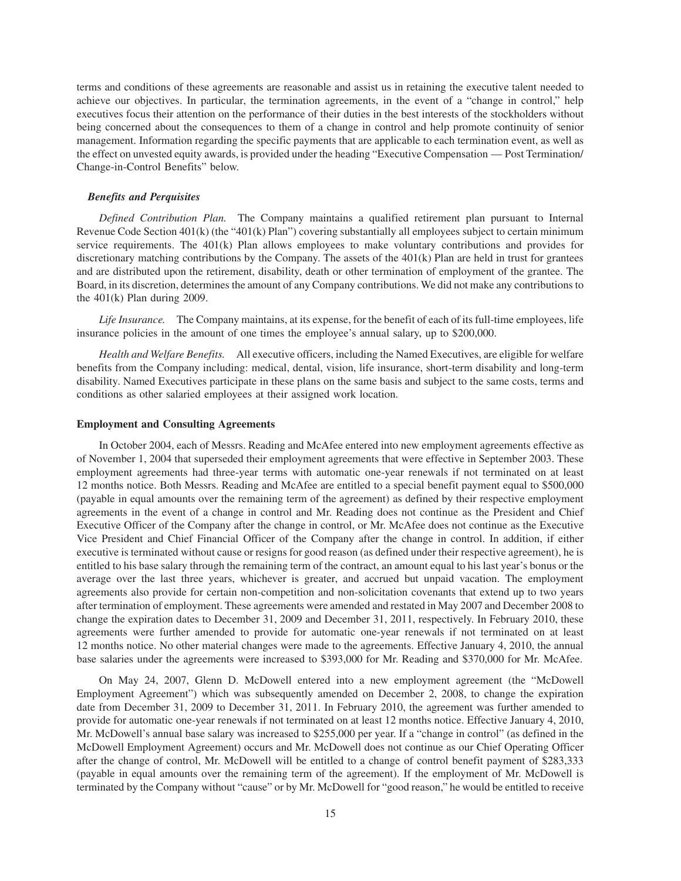terms and conditions of these agreements are reasonable and assist us in retaining the executive talent needed to achieve our objectives. In particular, the termination agreements, in the event of a "change in control," help executives focus their attention on the performance of their duties in the best interests of the stockholders without being concerned about the consequences to them of a change in control and help promote continuity of senior management. Information regarding the specific payments that are applicable to each termination event, as well as the effect on unvested equity awards, is provided under the heading "Executive Compensation — Post Termination/Change-in-Control Benefits" below.

### *Benefits and Perquisites*

*Defined Contribution Plan.* The Company maintains a qualified retirement plan pursuant to Internal Revenue Code Section 401(k) (the "401(k) Plan") covering substantially all employees subject to certain minimum service requirements. The 401(k) Plan allows employees to make voluntary contributions and provides for discretionary matching contributions by the Company. The assets of the 401(k) Plan are held in trust for grantees and are distributed upon the retirement, disability, death or other termination of employment of the grantee. The Board, in its discretion, determines the amount of any Company contributions. We did not make any contributions to the 401(k) Plan during 2009.

*Life Insurance.* The Company maintains, at its expense, for the benefit of each of its full-time employees, life insurance policies in the amount of one times the employee's annual salary, up to $200,000.

*Health and Welfare Benefits.* All executive officers, including the Named Executives, are eligible for welfare benefits from the Company including: medical, dental, vision, life insurance, short-term disability and long-term disability. Named Executives participate in these plans on the same basis and subject to the same costs, terms and conditions as other salaried employees at their assigned work location.

## Employment and Consulting Agreements

In October 2004, each of Messrs. Reading and McAfee entered into new employment agreements effective as of November 1, 2004 that superseded their employment agreements that were effective in September 2003. These employment agreements had three-year terms with automatic one-year renewals if not terminated on at least 12 months notice. Both Messrs. Reading and McAfee are entitled to a special benefit payment equal to $500,000 (payable in equal amounts over the remaining term of the agreement) as defined by their respective employment agreements in the event of a change in control and Mr. Reading does not continue as the President and Chief Executive Officer of the Company after the change in control, or Mr. McAfee does not continue as the Executive Vice President and Chief Financial Officer of the Company after the change in control. In addition, if either executive is terminated without cause or resigns for good reason (as defined under their respective agreement), he is entitled to his base salary through the remaining term of the contract, an amount equal to his last year's bonus or the average over the last three years, whichever is greater, and accrued but unpaid vacation. The employment agreements also provide for certain non-competition and non-solicitation covenants that extend up to two years after termination of employment. These agreements were amended and restated in May 2007 and December 2008 to change the expiration dates to December 31, 2009 and December 31, 2011, respectively. In February 2010, these agreements were further amended to provide for automatic one-year renewals if not terminated on at least 12 months notice. No other material changes were made to the agreements. Effective January 4, 2010, the annual base salaries under the agreements were increased to $393,000 for Mr. Reading and $370,000 for Mr. McAfee.

On May 24, 2007, Glenn D. McDowell entered into a new employment agreement (the "McDowell Employment Agreement") which was subsequently amended on December 2, 2008, to change the expiration date from December 31, 2009 to December 31, 2011. In February 2010, the agreement was further amended to provide for automatic one-year renewals if not terminated on at least 12 months notice. Effective January 4, 2010, Mr. McDowell's annual base salary was increased to $255,000 per year. If a "change in control" (as defined in the McDowell Employment Agreement) occurs and Mr. McDowell does not continue as our Chief Operating Officer after the change of control, Mr. McDowell will be entitled to a change of control benefit payment of $283,333 (payable in equal amounts over the remaining term of the agreement). If the employment of Mr. McDowell is terminated by the Company without "cause" or by Mr. McDowell for "good reason," he would be entitled to receive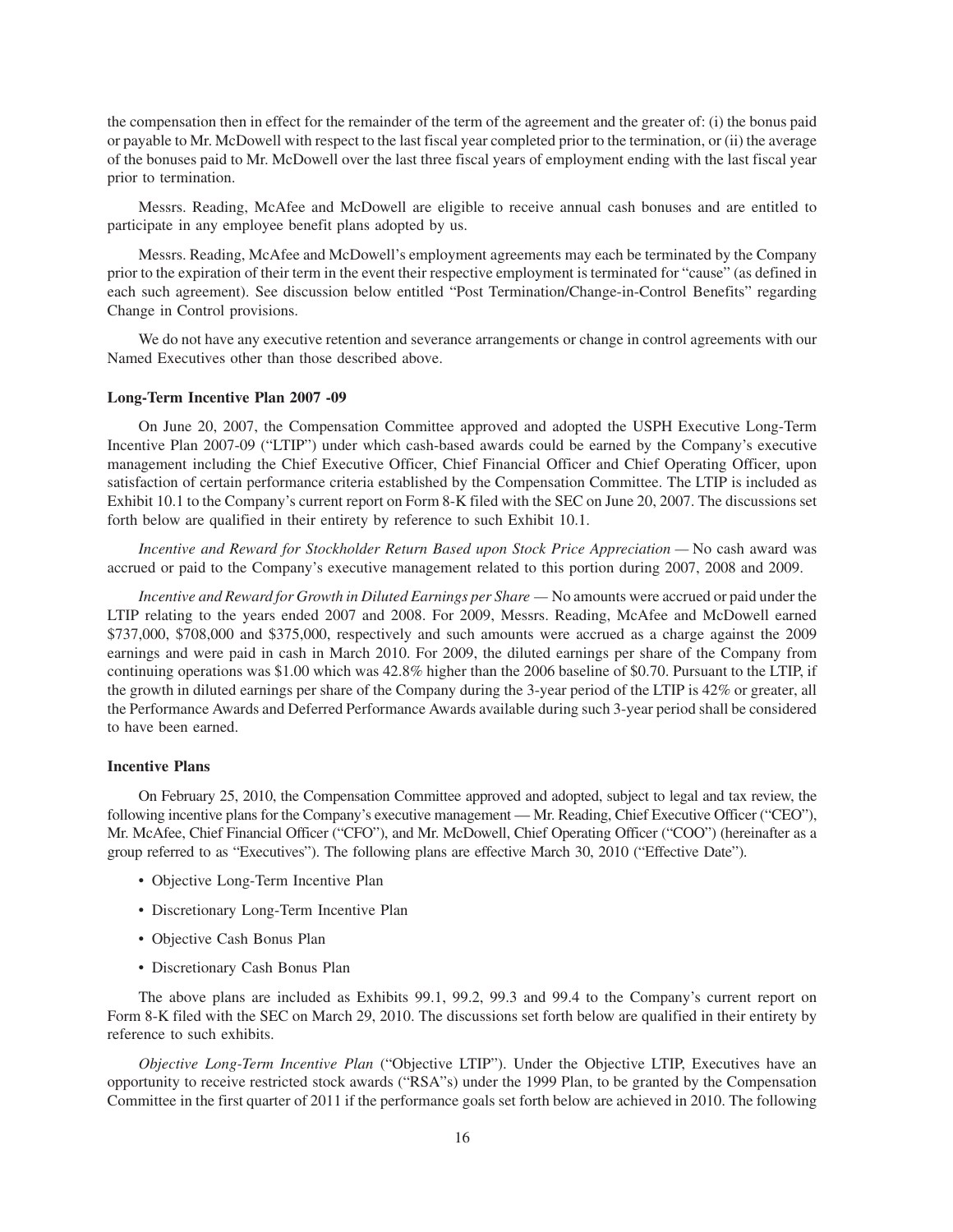the compensation then in effect for the remainder of the term of the agreement and the greater of: (i) the bonus paid or payable to Mr. McDowell with respect to the last fiscal year completed prior to the termination, or (ii) the average of the bonuses paid to Mr. McDowell over the last three fiscal years of employment ending with the last fiscal year prior to termination.

Messrs. Reading, McAfee and McDowell are eligible to receive annual cash bonuses and are entitled to participate in any employee benefit plans adopted by us.

Messrs. Reading, McAfee and McDowell's employment agreements may each be terminated by the Company prior to the expiration of their term in the event their respective employment is terminated for "cause" (as defined in each such agreement). See discussion below entitled "Post Termination/Change-in-Control Benefits" regarding Change in Control provisions.

We do not have any executive retention and severance arrangements or change in control agreements with our Named Executives other than those described above.

**Long-Term Incentive Plan 2007 -09**

On June 20, 2007, the Compensation Committee approved and adopted the USPH Executive Long-Term Incentive Plan 2007-09 ("LTIP") under which cash-based awards could be earned by the Company's executive management including the Chief Executive Officer, Chief Financial Officer and Chief Operating Officer, upon satisfaction of certain performance criteria established by the Compensation Committee. The LTIP is included as Exhibit 10.1 to the Company's current report on Form 8-K filed with the SEC on June 20, 2007. The discussions set forth below are qualified in their entirety by reference to such Exhibit 10.1.

*Incentive and Reward for Stockholder Return Based upon Stock Price Appreciation* — No cash award was accrued or paid to the Company's executive management related to this portion during 2007, 2008 and 2009.

*Incentive and Reward for Growth in Diluted Earnings per Share* — No amounts were accrued or paid under the LTIP relating to the years ended 2007 and 2008. For 2009, Messrs. Reading, McAfee and McDowell earned \$737,000, \$708,000 and \$375,000, respectively and such amounts were accrued as a charge against the 2009 earnings and were paid in cash in March 2010. For 2009, the diluted earnings per share of the Company from continuing operations was \$1.00 which was 42.8% higher than the 2006 baseline of \$0.70. Pursuant to the LTIP, if the growth in diluted earnings per share of the Company during the 3-year period of the LTIP is 42% or greater, all the Performance Awards and Deferred Performance Awards available during such 3-year period shall be considered to have been earned.

**Incentive Plans**

On February 25, 2010, the Compensation Committee approved and adopted, subject to legal and tax review, the following incentive plans for the Company's executive management — Mr. Reading, Chief Executive Officer ("CEO"), Mr. McAfee, Chief Financial Officer ("CFO"), and Mr. McDowell, Chief Operating Officer ("COO") (hereinafter as a group referred to as "Executives"). The following plans are effective March 30, 2010 ("Effective Date").

- Objective Long-Term Incentive Plan
- Discretionary Long-Term Incentive Plan
- Objective Cash Bonus Plan
- Discretionary Cash Bonus Plan

The above plans are included as Exhibits 99.1, 99.2, 99.3 and 99.4 to the Company's current report on Form 8-K filed with the SEC on March 29, 2010. The discussions set forth below are qualified in their entirety by reference to such exhibits.

*Objective Long-Term Incentive Plan* ("Objective LTIP"). Under the Objective LTIP, Executives have an opportunity to receive restricted stock awards ("RSA"s) under the 1999 Plan, to be granted by the Compensation Committee in the first quarter of 2011 if the performance goals set forth below are achieved in 2010. The following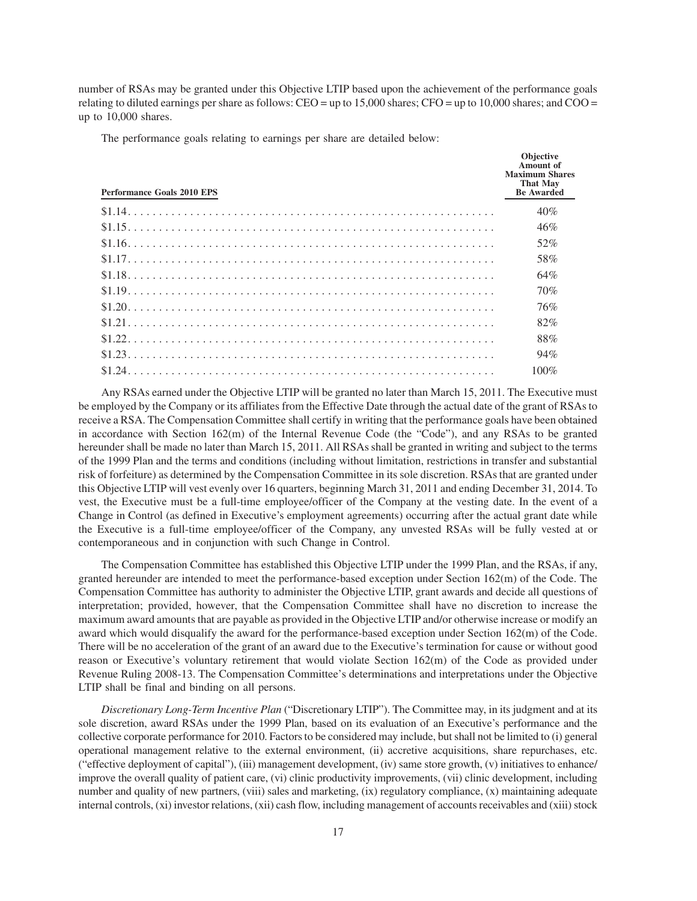number of RSAs may be granted under this Objective LTIP based upon the achievement of the performance goals relating to diluted earnings per share as follows: CEO = up to 15,000 shares; CFO = up to 10,000 shares; and COO = up to 10,000 shares.

The performance goals relating to earnings per share are detailed below:

| Performance Goals 2010 EPS | Objective Amount of Maximum Shares That May Be Awarded |
|---|---|
| $1.14 | 40% |
| $1.15 | 46% |
| $1.16 | 52% |
| $1.17 | 58% |
| $1.18 | 64% |
| $1.19 | 70% |
| $1.20 | 76% |
| $1.21 | 82% |
| $1.22 | 88% |
| $1.23 | 94% |
| $1.24 | 100% |

Any RSAs earned under the Objective LTIP will be granted no later than March 15, 2011. The Executive must be employed by the Company or its affiliates from the Effective Date through the actual date of the grant of RSAs to receive a RSA. The Compensation Committee shall certify in writing that the performance goals have been obtained in accordance with Section 162(m) of the Internal Revenue Code (the "Code"), and any RSAs to be granted hereunder shall be made no later than March 15, 2011. All RSAs shall be granted in writing and subject to the terms of the 1999 Plan and the terms and conditions (including without limitation, restrictions in transfer and substantial risk of forfeiture) as determined by the Compensation Committee in its sole discretion. RSAs that are granted under this Objective LTIP will vest evenly over 16 quarters, beginning March 31, 2011 and ending December 31, 2014. To vest, the Executive must be a full-time employee/officer of the Company at the vesting date. In the event of a Change in Control (as defined in Executive's employment agreements) occurring after the actual grant date while the Executive is a full-time employee/officer of the Company, any unvested RSAs will be fully vested at or contemporaneous and in conjunction with such Change in Control.

The Compensation Committee has established this Objective LTIP under the 1999 Plan, and the RSAs, if any, granted hereunder are intended to meet the performance-based exception under Section 162(m) of the Code. The Compensation Committee has authority to administer the Objective LTIP, grant awards and decide all questions of interpretation; provided, however, that the Compensation Committee shall have no discretion to increase the maximum award amounts that are payable as provided in the Objective LTIP and/or otherwise increase or modify an award which would disqualify the award for the performance-based exception under Section 162(m) of the Code. There will be no acceleration of the grant of an award due to the Executive's termination for cause or without good reason or Executive's voluntary retirement that would violate Section 162(m) of the Code as provided under Revenue Ruling 2008-13. The Compensation Committee's determinations and interpretations under the Objective LTIP shall be final and binding on all persons.

*Discretionary Long-Term Incentive Plan* ("Discretionary LTIP"). The Committee may, in its judgment and at its sole discretion, award RSAs under the 1999 Plan, based on its evaluation of an Executive's performance and the collective corporate performance for 2010. Factors to be considered may include, but shall not be limited to (i) general operational management relative to the external environment, (ii) accretive acquisitions, share repurchases, etc. ("effective deployment of capital"), (iii) management development, (iv) same store growth, (v) initiatives to enhance/ improve the overall quality of patient care, (vi) clinic productivity improvements, (vii) clinic development, including number and quality of new partners, (viii) sales and marketing, (ix) regulatory compliance, (x) maintaining adequate internal controls, (xi) investor relations, (xii) cash flow, including management of accounts receivables and (xiii) stock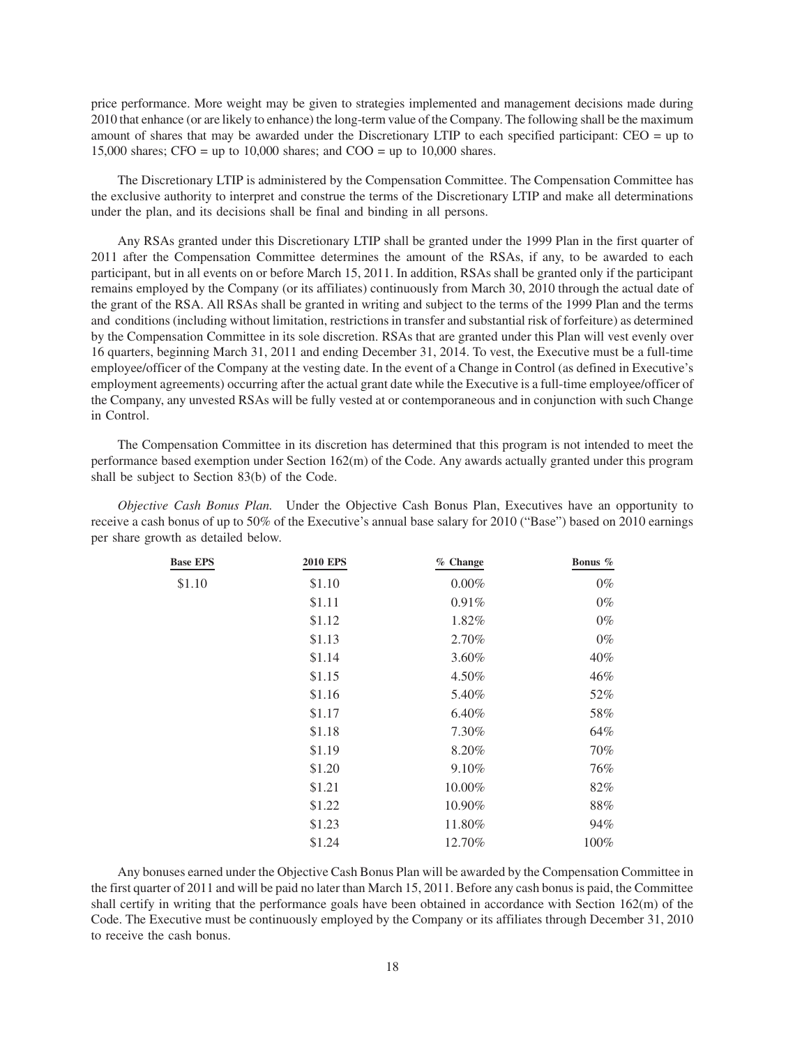price performance. More weight may be given to strategies implemented and management decisions made during 2010 that enhance (or are likely to enhance) the long-term value of the Company. The following shall be the maximum amount of shares that may be awarded under the Discretionary LTIP to each specified participant: CEO = up to 15,000 shares; CFO = up to 10,000 shares; and COO = up to 10,000 shares.

The Discretionary LTIP is administered by the Compensation Committee. The Compensation Committee has the exclusive authority to interpret and construe the terms of the Discretionary LTIP and make all determinations under the plan, and its decisions shall be final and binding in all persons.

Any RSAs granted under this Discretionary LTIP shall be granted under the 1999 Plan in the first quarter of 2011 after the Compensation Committee determines the amount of the RSAs, if any, to be awarded to each participant, but in all events on or before March 15, 2011. In addition, RSAs shall be granted only if the participant remains employed by the Company (or its affiliates) continuously from March 30, 2010 through the actual date of the grant of the RSA. All RSAs shall be granted in writing and subject to the terms of the 1999 Plan and the terms and conditions (including without limitation, restrictions in transfer and substantial risk of forfeiture) as determined by the Compensation Committee in its sole discretion. RSAs that are granted under this Plan will vest evenly over 16 quarters, beginning March 31, 2011 and ending December 31, 2014. To vest, the Executive must be a full-time employee/officer of the Company at the vesting date. In the event of a Change in Control (as defined in Executive's employment agreements) occurring after the actual grant date while the Executive is a full-time employee/officer of the Company, any unvested RSAs will be fully vested at or contemporaneous and in conjunction with such Change in Control.

The Compensation Committee in its discretion has determined that this program is not intended to meet the performance based exemption under Section 162(m) of the Code. Any awards actually granted under this program shall be subject to Section 83(b) of the Code.

*Objective Cash Bonus Plan.* Under the Objective Cash Bonus Plan, Executives have an opportunity to receive a cash bonus of up to 50% of the Executive's annual base salary for 2010 ("Base") based on 2010 earnings per share growth as detailed below.

| Base EPS | 2010 EPS | % Change | Bonus % |
|---|---|---|---|
| $1.10 | $1.10 | 0.00% | 0% |
| | $1.11 | 0.91% | 0% |
| | $1.12 | 1.82% | 0% |
| | $1.13 | 2.70% | 0% |
| | $1.14 | 3.60% | 40% |
| | $1.15 | 4.50% | 46% |
| | $1.16 | 5.40% | 52% |
| | $1.17 | 6.40% | 58% |
| | $1.18 | 7.30% | 64% |
| | $1.19 | 8.20% | 70% |
| | $1.20 | 9.10% | 76% |
| | $1.21 | 10.00% | 82% |
| | $1.22 | 10.90% | 88% |
| | $1.23 | 11.80% | 94% |
| | $1.24 | 12.70% | 100% |

Any bonuses earned under the Objective Cash Bonus Plan will be awarded by the Compensation Committee in the first quarter of 2011 and will be paid no later than March 15, 2011. Before any cash bonus is paid, the Committee shall certify in writing that the performance goals have been obtained in accordance with Section 162(m) of the Code. The Executive must be continuously employed by the Company or its affiliates through December 31, 2010 to receive the cash bonus.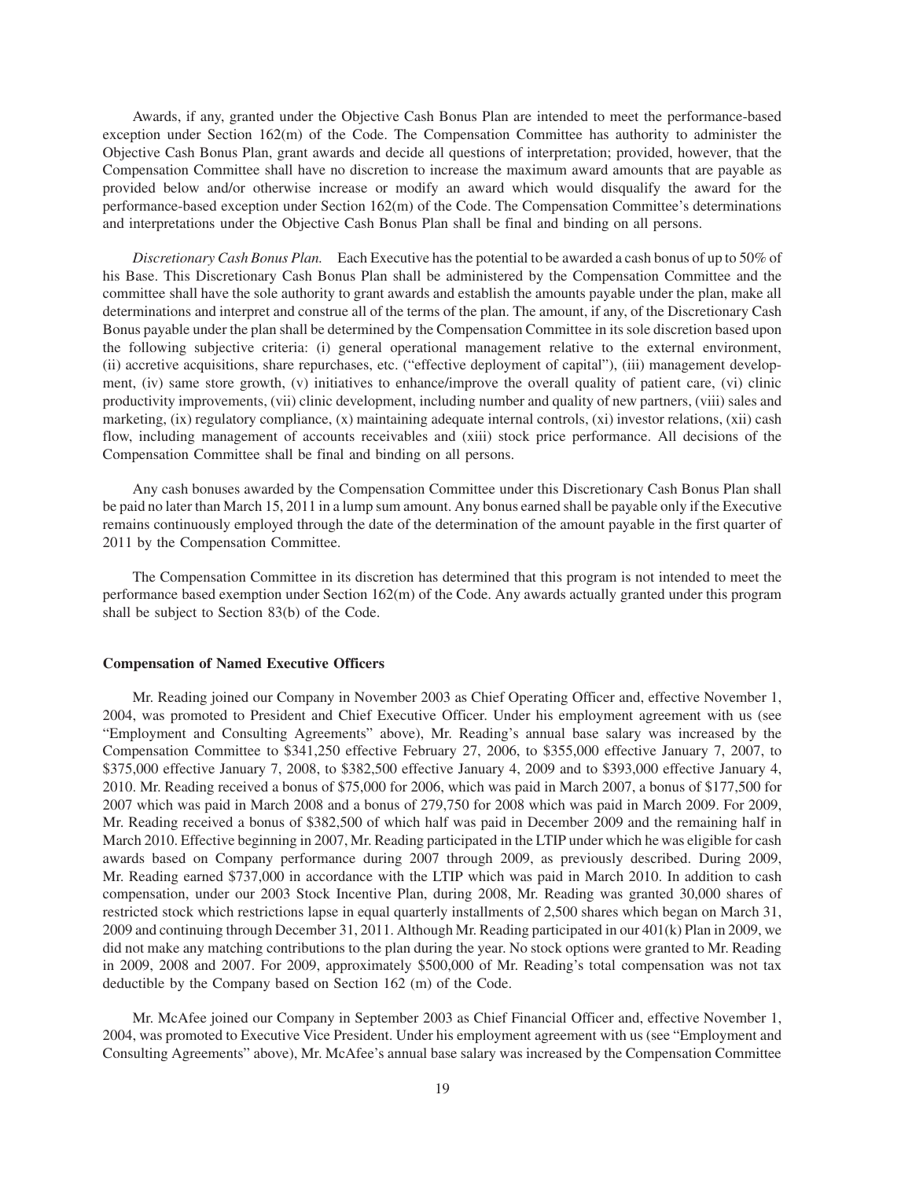Awards, if any, granted under the Objective Cash Bonus Plan are intended to meet the performance-based exception under Section 162(m) of the Code. The Compensation Committee has authority to administer the Objective Cash Bonus Plan, grant awards and decide all questions of interpretation; provided, however, that the Compensation Committee shall have no discretion to increase the maximum award amounts that are payable as provided below and/or otherwise increase or modify an award which would disqualify the award for the performance-based exception under Section 162(m) of the Code. The Compensation Committee's determinations and interpretations under the Objective Cash Bonus Plan shall be final and binding on all persons.

*Discretionary Cash Bonus Plan.* Each Executive has the potential to be awarded a cash bonus of up to 50% of his Base. This Discretionary Cash Bonus Plan shall be administered by the Compensation Committee and the committee shall have the sole authority to grant awards and establish the amounts payable under the plan, make all determinations and interpret and construe all of the terms of the plan. The amount, if any, of the Discretionary Cash Bonus payable under the plan shall be determined by the Compensation Committee in its sole discretion based upon the following subjective criteria: (i) general operational management relative to the external environment, (ii) accretive acquisitions, share repurchases, etc. ("effective deployment of capital"), (iii) management development, (iv) same store growth, (v) initiatives to enhance/improve the overall quality of patient care, (vi) clinic productivity improvements, (vii) clinic development, including number and quality of new partners, (viii) sales and marketing, (ix) regulatory compliance, (x) maintaining adequate internal controls, (xi) investor relations, (xii) cash flow, including management of accounts receivables and (xiii) stock price performance. All decisions of the Compensation Committee shall be final and binding on all persons.

Any cash bonuses awarded by the Compensation Committee under this Discretionary Cash Bonus Plan shall be paid no later than March 15, 2011 in a lump sum amount. Any bonus earned shall be payable only if the Executive remains continuously employed through the date of the determination of the amount payable in the first quarter of 2011 by the Compensation Committee.

The Compensation Committee in its discretion has determined that this program is not intended to meet the performance based exemption under Section 162(m) of the Code. Any awards actually granted under this program shall be subject to Section 83(b) of the Code.

**Compensation of Named Executive Officers**

Mr. Reading joined our Company in November 2003 as Chief Operating Officer and, effective November 1, 2004, was promoted to President and Chief Executive Officer. Under his employment agreement with us (see "Employment and Consulting Agreements" above), Mr. Reading's annual base salary was increased by the Compensation Committee to $341,250 effective February 27, 2006, to $355,000 effective January 7, 2007, to $375,000 effective January 7, 2008, to $382,500 effective January 4, 2009 and to $393,000 effective January 4, 2010. Mr. Reading received a bonus of $75,000 for 2006, which was paid in March 2007, a bonus of $177,500 for 2007 which was paid in March 2008 and a bonus of 279,750 for 2008 which was paid in March 2009. For 2009, Mr. Reading received a bonus of $382,500 of which half was paid in December 2009 and the remaining half in March 2010. Effective beginning in 2007, Mr. Reading participated in the LTIP under which he was eligible for cash awards based on Company performance during 2007 through 2009, as previously described. During 2009, Mr. Reading earned $737,000 in accordance with the LTIP which was paid in March 2010. In addition to cash compensation, under our 2003 Stock Incentive Plan, during 2008, Mr. Reading was granted 30,000 shares of restricted stock which restrictions lapse in equal quarterly installments of 2,500 shares which began on March 31, 2009 and continuing through December 31, 2011. Although Mr. Reading participated in our 401(k) Plan in 2009, we did not make any matching contributions to the plan during the year. No stock options were granted to Mr. Reading in 2009, 2008 and 2007. For 2009, approximately $500,000 of Mr. Reading's total compensation was not tax deductible by the Company based on Section 162 (m) of the Code.

Mr. McAfee joined our Company in September 2003 as Chief Financial Officer and, effective November 1, 2004, was promoted to Executive Vice President. Under his employment agreement with us (see "Employment and Consulting Agreements" above), Mr. McAfee's annual base salary was increased by the Compensation Committee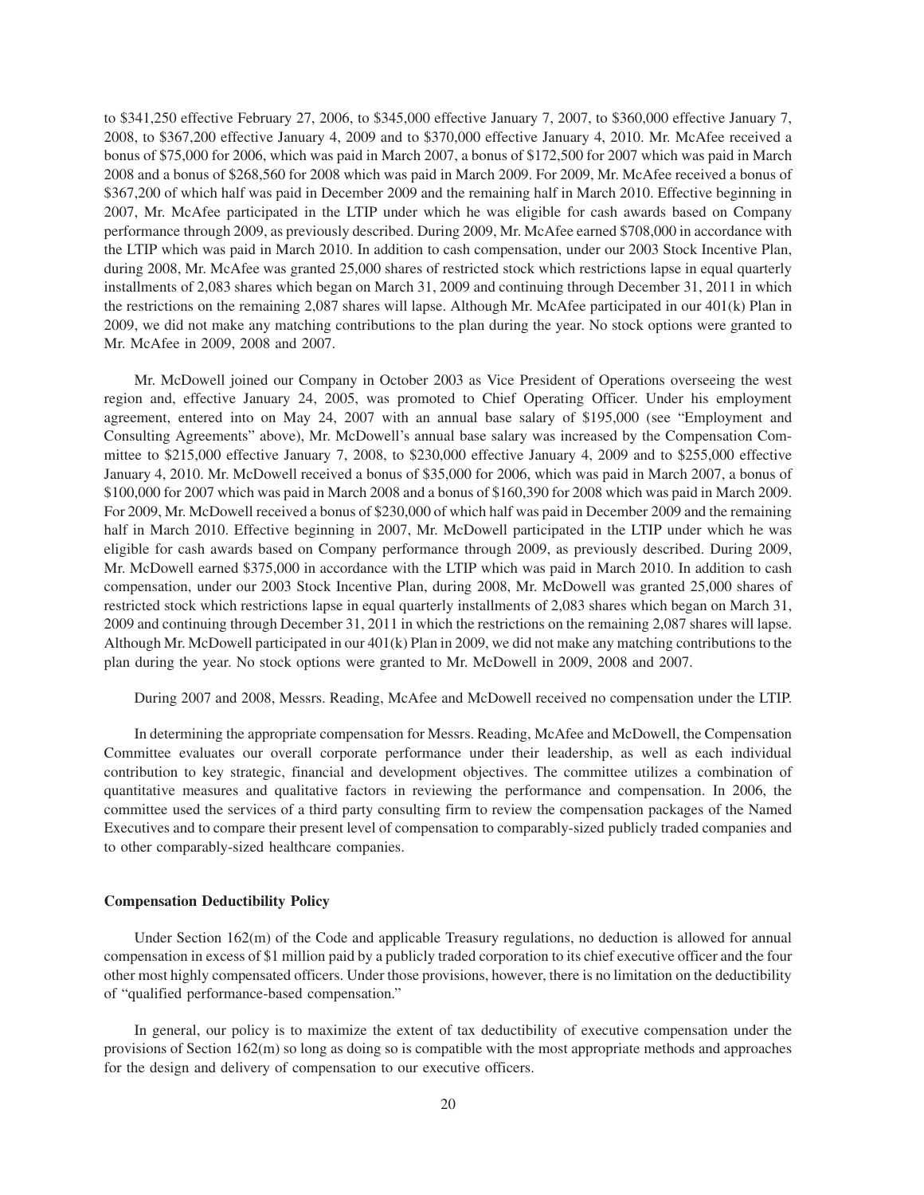to $341,250 effective February 27, 2006, to $345,000 effective January 7, 2007, to $360,000 effective January 7, 2008, to $367,200 effective January 4, 2009 and to $370,000 effective January 4, 2010. Mr. McAfee received a bonus of $75,000 for 2006, which was paid in March 2007, a bonus of $172,500 for 2007 which was paid in March 2008 and a bonus of $268,560 for 2008 which was paid in March 2009. For 2009, Mr. McAfee received a bonus of $367,200 of which half was paid in December 2009 and the remaining half in March 2010. Effective beginning in 2007, Mr. McAfee participated in the LTIP under which he was eligible for cash awards based on Company performance through 2009, as previously described. During 2009, Mr. McAfee earned $708,000 in accordance with the LTIP which was paid in March 2010. In addition to cash compensation, under our 2003 Stock Incentive Plan, during 2008, Mr. McAfee was granted 25,000 shares of restricted stock which restrictions lapse in equal quarterly installments of 2,083 shares which began on March 31, 2009 and continuing through December 31, 2011 in which the restrictions on the remaining 2,087 shares will lapse. Although Mr. McAfee participated in our 401(k) Plan in 2009, we did not make any matching contributions to the plan during the year. No stock options were granted to Mr. McAfee in 2009, 2008 and 2007.

Mr. McDowell joined our Company in October 2003 as Vice President of Operations overseeing the west region and, effective January 24, 2005, was promoted to Chief Operating Officer. Under his employment agreement, entered into on May 24, 2007 with an annual base salary of $195,000 (see "Employment and Consulting Agreements" above), Mr. McDowell's annual base salary was increased by the Compensation Committee to $215,000 effective January 7, 2008, to $230,000 effective January 4, 2009 and to $255,000 effective January 4, 2010. Mr. McDowell received a bonus of $35,000 for 2006, which was paid in March 2007, a bonus of $100,000 for 2007 which was paid in March 2008 and a bonus of $160,390 for 2008 which was paid in March 2009. For 2009, Mr. McDowell received a bonus of $230,000 of which half was paid in December 2009 and the remaining half in March 2010. Effective beginning in 2007, Mr. McDowell participated in the LTIP under which he was eligible for cash awards based on Company performance through 2009, as previously described. During 2009, Mr. McDowell earned $375,000 in accordance with the LTIP which was paid in March 2010. In addition to cash compensation, under our 2003 Stock Incentive Plan, during 2008, Mr. McDowell was granted 25,000 shares of restricted stock which restrictions lapse in equal quarterly installments of 2,083 shares which began on March 31, 2009 and continuing through December 31, 2011 in which the restrictions on the remaining 2,087 shares will lapse. Although Mr. McDowell participated in our 401(k) Plan in 2009, we did not make any matching contributions to the plan during the year. No stock options were granted to Mr. McDowell in 2009, 2008 and 2007.

During 2007 and 2008, Messrs. Reading, McAfee and McDowell received no compensation under the LTIP.

In determining the appropriate compensation for Messrs. Reading, McAfee and McDowell, the Compensation Committee evaluates our overall corporate performance under their leadership, as well as each individual contribution to key strategic, financial and development objectives. The committee utilizes a combination of quantitative measures and qualitative factors in reviewing the performance and compensation. In 2006, the committee used the services of a third party consulting firm to review the compensation packages of the Named Executives and to compare their present level of compensation to comparably-sized publicly traded companies and to other comparably-sized healthcare companies.

**Compensation Deductibility Policy**

Under Section 162(m) of the Code and applicable Treasury regulations, no deduction is allowed for annual compensation in excess of $1 million paid by a publicly traded corporation to its chief executive officer and the four other most highly compensated officers. Under those provisions, however, there is no limitation on the deductibility of "qualified performance-based compensation."

In general, our policy is to maximize the extent of tax deductibility of executive compensation under the provisions of Section 162(m) so long as doing so is compatible with the most appropriate methods and approaches for the design and delivery of compensation to our executive officers.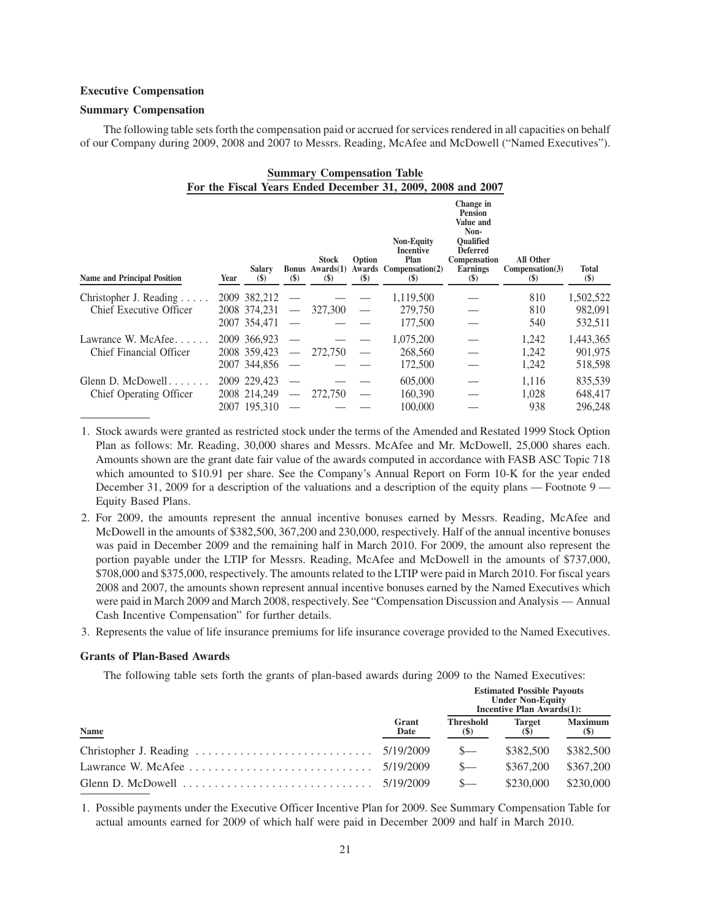**Executive Compensation**

**Summary Compensation**

The following table sets forth the compensation paid or accrued for services rendered in all capacities on behalf of our Company during 2009, 2008 and 2007 to Messrs. Reading, McAfee and McDowell ("Named Executives").

**Summary Compensation Table**
**For the Fiscal Years Ended December 31, 2009, 2008 and 2007**

| Name and Principal Position | Year | Salary ($) | Bonus ($) | Stock Awards(1) ($) | Option Awards ($) | Non-Equity Incentive Plan Compensation(2) ($) | Change in Pension Value and Non-Qualified Deferred Compensation Earnings ($) | All Other Compensation(3) ($) | Total ($) |
|---|---|---|---|---|---|---|---|---|---|
| Christopher J. Reading | 2009 | 382,212 | — | — | — | 1,119,500 | — | 810 | 1,502,522 |
| Chief Executive Officer | 2008 | 374,231 | — | 327,300 | — | 279,750 | — | 810 | 982,091 |
| | 2007 | 354,471 | — | — | — | 177,500 | — | 540 | 532,511 |
| Lawrance W. McAfee | 2009 | 366,923 | — | — | — | 1,075,200 | — | 1,242 | 1,443,365 |
| Chief Financial Officer | 2008 | 359,423 | — | 272,750 | — | 268,560 | — | 1,242 | 901,975 |
| | 2007 | 344,856 | — | — | — | 172,500 | — | 1,242 | 518,598 |
| Glenn D. McDowell | 2009 | 229,423 | — | — | — | 605,000 | — | 1,116 | 835,539 |
| Chief Operating Officer | 2008 | 214,249 | — | 272,750 | — | 160,390 | — | 1,028 | 648,417 |
| | 2007 | 195,310 | — | — | — | 100,000 | — | 938 | 296,248 |

1. Stock awards were granted as restricted stock under the terms of the Amended and Restated 1999 Stock Option Plan as follows: Mr. Reading, 30,000 shares and Messrs. McAfee and Mr. McDowell, 25,000 shares each. Amounts shown are the grant date fair value of the awards computed in accordance with FASB ASC Topic 718 which amounted to $10.91 per share. See the Company's Annual Report on Form 10-K for the year ended December 31, 2009 for a description of the valuations and a description of the equity plans — Footnote 9 — Equity Based Plans.
2. For 2009, the amounts represent the annual incentive bonuses earned by Messrs. Reading, McAfee and McDowell in the amounts of $382,500, 367,200 and 230,000, respectively. Half of the annual incentive bonuses was paid in December 2009 and the remaining half in March 2010. For 2009, the amount also represent the portion payable under the LTIP for Messrs. Reading, McAfee and McDowell in the amounts of $737,000, $708,000 and $375,000, respectively. The amounts related to the LTIP were paid in March 2010. For fiscal years 2008 and 2007, the amounts shown represent annual incentive bonuses earned by the Named Executives which were paid in March 2009 and March 2008, respectively. See "Compensation Discussion and Analysis — Annual Cash Incentive Compensation" for further details.
3. Represents the value of life insurance premiums for life insurance coverage provided to the Named Executives.

**Grants of Plan-Based Awards**

The following table sets forth the grants of plan-based awards during 2009 to the Named Executives:

| Name | Grant Date | Estimated Possible Payouts Under Non-Equity Incentive Plan Awards(1): Threshold ($) | Target ($) | Maximum ($) |
|---|---|---|---|---|
| Christopher J. Reading | 5/19/2009 | $— | $382,500 | $382,500 |
| Lawrance W. McAfee | 5/19/2009 | $— | $367,200 | $367,200 |
| Glenn D. McDowell | 5/19/2009 | $— | $230,000 | $230,000 |

1. Possible payments under the Executive Officer Incentive Plan for 2009. See Summary Compensation Table for actual amounts earned for 2009 of which half were paid in December 2009 and half in March 2010.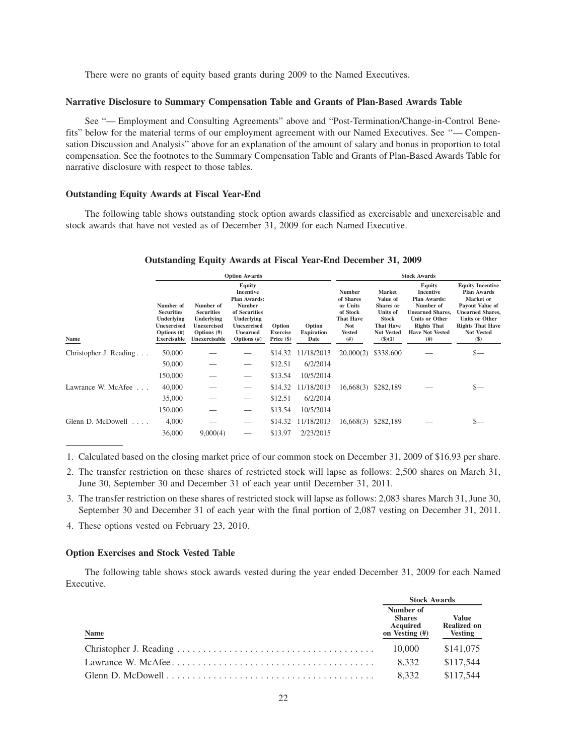There were no grants of equity based grants during 2009 to the Named Executives.

### Narrative Disclosure to Summary Compensation Table and Grants of Plan-Based Awards Table

See "— Employment and Consulting Agreements" above and "Post-Termination/Change-in-Control Benefits" below for the material terms of our employment agreement with our Named Executives. See "— Compensation Discussion and Analysis" above for an explanation of the amount of salary and bonus in proportion to total compensation. See the footnotes to the Summary Compensation Table and Grants of Plan-Based Awards Table for narrative disclosure with respect to those tables.

### Outstanding Equity Awards at Fiscal Year-End

The following table shows outstanding stock option awards classified as exercisable and unexercisable and stock awards that have not vested as of December 31, 2009 for each Named Executive.

**Outstanding Equity Awards at Fiscal Year-End December 31, 2009**

| | Option Awards | | | | | Stock Awards | | | |
|---|---|---|---|---|---|---|---|---|---|
| Name | Number of Securities Underlying Unexercised Options (#) Exercisable | Number of Securities Underlying Unexercised Options (#) Unexercisable | Equity Incentive Plan Awards: Number of Securities Underlying Unexercised Unearned Options (#) | Option Exercise Price ($) | Option Expiration Date | Number of Shares or Units of Stock That Have Not Vested (#) | Market Value of Shares or Units of Stock That Have Not Vested ($)(1) | Equity Incentive Plan Awards: Number of Unearned Shares, Units or Other Rights That Have Not Vested (#) | Equity Incentive Plan Awards Market or Payout Value of Unearned Shares, Units or Other Rights That Have Not Vested ($) |
| Christopher J. Reading . . . | 50,000 | — | — | $14.32 | 11/18/2013 | 20,000(2) | $338,600 | — | $— |
| | 50,000 | — | — | $12.51 | 6/2/2014 | | | | |
| | 150,000 | — | — | $13.54 | 10/5/2014 | | | | |
| Lawrance W. McAfee . . . | 40,000 | — | — | $14.32 | 11/18/2013 | 16,668(3) | $282,189 | — | $— |
| | 35,000 | — | — | $12.51 | 6/2/2014 | | | | |
| | 150,000 | — | — | $13.54 | 10/5/2014 | | | | |
| Glenn D. McDowell . . . . | 4,000 | — | — | $14.32 | 11/18/2013 | 16,668(3) | $282,189 | — | $— |
| | 36,000 | 9,000(4) | — | $13.97 | 2/23/2015 | | | | |

1. Calculated based on the closing market price of our common stock on December 31, 2009 of $16.93 per share.
2. The transfer restriction on these shares of restricted stock will lapse as follows: 2,500 shares on March 31, June 30, September 30 and December 31 of each year until December 31, 2011.
3. The transfer restriction on these shares of restricted stock will lapse as follows: 2,083 shares March 31, June 30, September 30 and December 31 of each year with the final portion of 2,087 vesting on December 31, 2011.
4. These options vested on February 23, 2010.

### Option Exercises and Stock Vested Table

The following table shows stock awards vested during the year ended December 31, 2009 for each Named Executive.

| | Stock Awards | |
|---|---|---|
| Name | Number of Shares Acquired on Vesting (#) | Value Realized on Vesting |
| Christopher J. Reading . . . . . . . . . . . . . . . . . . . . . . . . . . . . . . . . . . . . . . | 10,000 | $141,075 |
| Lawrance W. McAfee . . . . . . . . . . . . . . . . . . . . . . . . . . . . . . . . . . . . . . . | 8,332 | $117,544 |
| Glenn D. McDowell . . . . . . . . . . . . . . . . . . . . . . . . . . . . . . . . . . . . . . . . | 8,332 | $117,544 |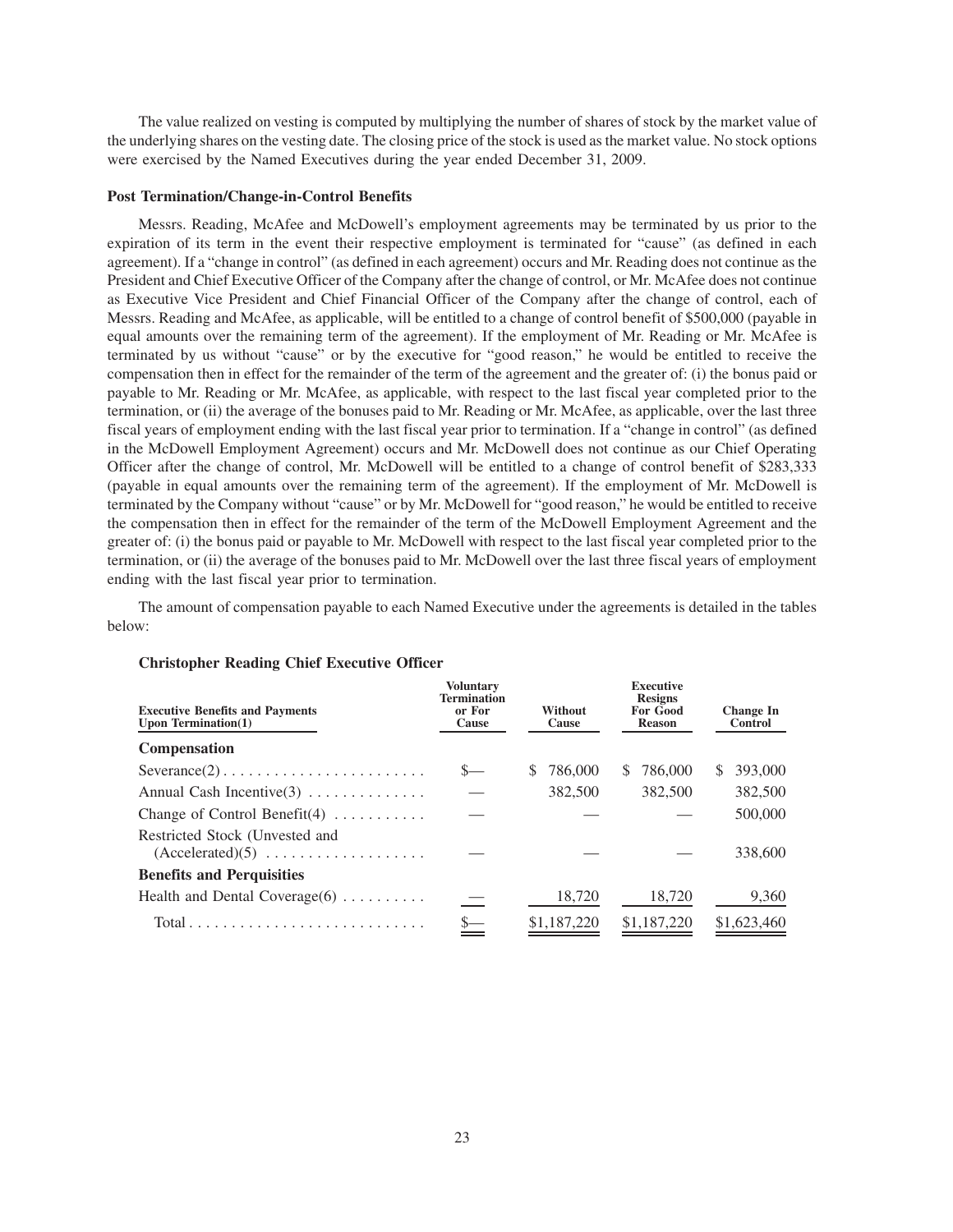The value realized on vesting is computed by multiplying the number of shares of stock by the market value of the underlying shares on the vesting date. The closing price of the stock is used as the market value. No stock options were exercised by the Named Executives during the year ended December 31, 2009.

### Post Termination/Change-in-Control Benefits

Messrs. Reading, McAfee and McDowell's employment agreements may be terminated by us prior to the expiration of its term in the event their respective employment is terminated for "cause" (as defined in each agreement). If a "change in control" (as defined in each agreement) occurs and Mr. Reading does not continue as the President and Chief Executive Officer of the Company after the change of control, or Mr. McAfee does not continue as Executive Vice President and Chief Financial Officer of the Company after the change of control, each of Messrs. Reading and McAfee, as applicable, will be entitled to a change of control benefit of $500,000 (payable in equal amounts over the remaining term of the agreement). If the employment of Mr. Reading or Mr. McAfee is terminated by us without "cause" or by the executive for "good reason," he would be entitled to receive the compensation then in effect for the remainder of the term of the agreement and the greater of: (i) the bonus paid or payable to Mr. Reading or Mr. McAfee, as applicable, with respect to the last fiscal year completed prior to the termination, or (ii) the average of the bonuses paid to Mr. Reading or Mr. McAfee, as applicable, over the last three fiscal years of employment ending with the last fiscal year prior to termination. If a "change in control" (as defined in the McDowell Employment Agreement) occurs and Mr. McDowell does not continue as our Chief Operating Officer after the change of control, Mr. McDowell will be entitled to a change of control benefit of $283,333 (payable in equal amounts over the remaining term of the agreement). If the employment of Mr. McDowell is terminated by the Company without "cause" or by Mr. McDowell for "good reason," he would be entitled to receive the compensation then in effect for the remainder of the term of the McDowell Employment Agreement and the greater of: (i) the bonus paid or payable to Mr. McDowell with respect to the last fiscal year completed prior to the termination, or (ii) the average of the bonuses paid to Mr. McDowell over the last three fiscal years of employment ending with the last fiscal year prior to termination.

The amount of compensation payable to each Named Executive under the agreements is detailed in the tables below:

**Christopher Reading Chief Executive Officer**

| Executive Benefits and Payments Upon Termination(1) | Voluntary Termination or For Cause | Without Cause | Executive Resigns For Good Reason | Change In Control |
|---|---|---|---|---|
| **Compensation** | | | | |
| Severance(2) | $— | $ 786,000 | $ 786,000 | $ 393,000 |
| Annual Cash Incentive(3) | — | 382,500 | 382,500 | 382,500 |
| Change of Control Benefit(4) | — | — | — | 500,000 |
| Restricted Stock (Unvested and (Accelerated)(5) | — | — | — | 338,600 |
| **Benefits and Perquisities** | | | | |
| Health and Dental Coverage(6) | — | 18,720 | 18,720 | 9,360 |
| Total | $— | $1,187,220 | $1,187,220 | $1,623,460 |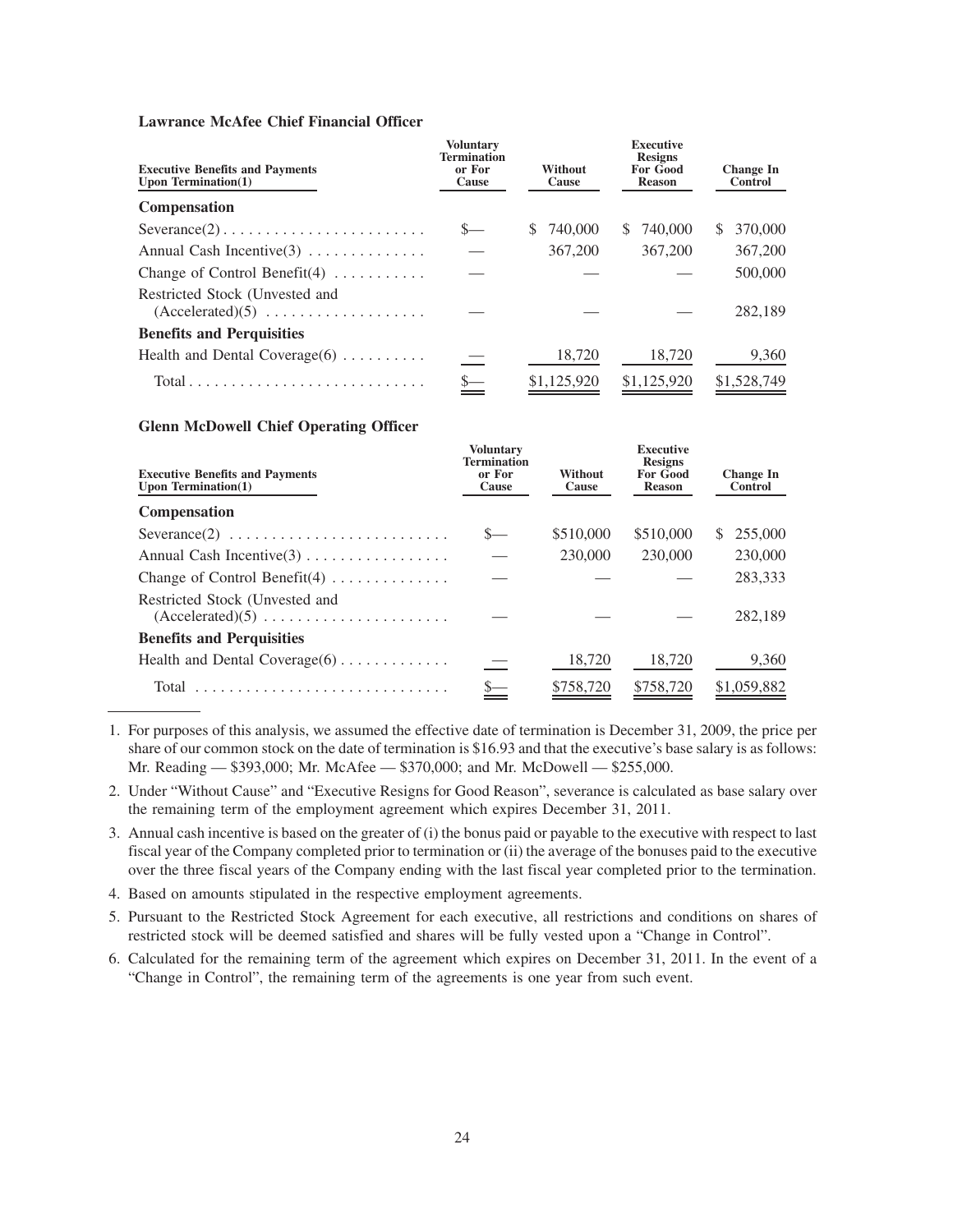**Lawrance McAfee Chief Financial Officer**

| Executive Benefits and Payments Upon Termination(1) | Voluntary Termination or For Cause | Without Cause | Executive Resigns For Good Reason | Change In Control |
|---|---|---|---|---|
| **Compensation** | | | | |
| Severance(2) | $— | $ 740,000 | $ 740,000 | $ 370,000 |
| Annual Cash Incentive(3) | — | 367,200 | 367,200 | 367,200 |
| Change of Control Benefit(4) | — | — | — | 500,000 |
| Restricted Stock (Unvested and (Accelerated)(5) | — | — | — | 282,189 |
| **Benefits and Perquisities** | | | | |
| Health and Dental Coverage(6) | — | 18,720 | 18,720 | 9,360 |
| Total | $— | $1,125,920 | $1,125,920 | $1,528,749 |

**Glenn McDowell Chief Operating Officer**

| Executive Benefits and Payments Upon Termination(1) | Voluntary Termination or For Cause | Without Cause | Executive Resigns For Good Reason | Change In Control |
|---|---|---|---|---|
| **Compensation** | | | | |
| Severance(2) | $— | $510,000 | $510,000 | $ 255,000 |
| Annual Cash Incentive(3) | — | 230,000 | 230,000 | 230,000 |
| Change of Control Benefit(4) | — | — | — | 283,333 |
| Restricted Stock (Unvested and (Accelerated)(5) | — | — | — | 282,189 |
| **Benefits and Perquisities** | | | | |
| Health and Dental Coverage(6) | — | 18,720 | 18,720 | 9,360 |
| Total | $— | $758,720 | $758,720 | $1,059,882 |

1. For purposes of this analysis, we assumed the effective date of termination is December 31, 2009, the price per share of our common stock on the date of termination is $16.93 and that the executive's base salary is as follows: Mr. Reading — $393,000; Mr. McAfee — $370,000; and Mr. McDowell — $255,000.

2. Under "Without Cause" and "Executive Resigns for Good Reason", severance is calculated as base salary over the remaining term of the employment agreement which expires December 31, 2011.

3. Annual cash incentive is based on the greater of (i) the bonus paid or payable to the executive with respect to last fiscal year of the Company completed prior to termination or (ii) the average of the bonuses paid to the executive over the three fiscal years of the Company ending with the last fiscal year completed prior to the termination.

4. Based on amounts stipulated in the respective employment agreements.

5. Pursuant to the Restricted Stock Agreement for each executive, all restrictions and conditions on shares of restricted stock will be deemed satisfied and shares will be fully vested upon a "Change in Control".

6. Calculated for the remaining term of the agreement which expires on December 31, 2011. In the event of a "Change in Control", the remaining term of the agreements is one year from such event.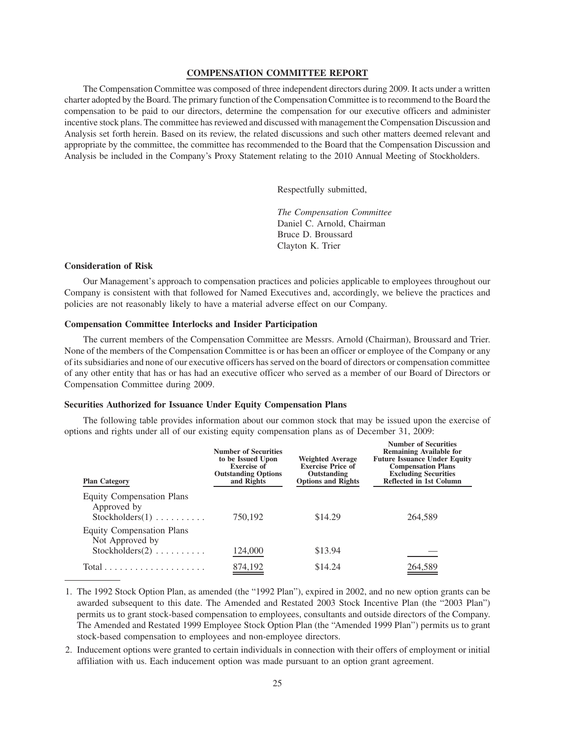## COMPENSATION COMMITTEE REPORT

The Compensation Committee was composed of three independent directors during 2009. It acts under a written charter adopted by the Board. The primary function of the Compensation Committee is to recommend to the Board the compensation to be paid to our directors, determine the compensation for our executive officers and administer incentive stock plans. The committee has reviewed and discussed with management the Compensation Discussion and Analysis set forth herein. Based on its review, the related discussions and such other matters deemed relevant and appropriate by the committee, the committee has recommended to the Board that the Compensation Discussion and Analysis be included in the Company's Proxy Statement relating to the 2010 Annual Meeting of Stockholders.

Respectfully submitted,

*The Compensation Committee*
Daniel C. Arnold, Chairman
Bruce D. Broussard
Clayton K. Trier

### Consideration of Risk

Our Management's approach to compensation practices and policies applicable to employees throughout our Company is consistent with that followed for Named Executives and, accordingly, we believe the practices and policies are not reasonably likely to have a material adverse effect on our Company.

### Compensation Committee Interlocks and Insider Participation

The current members of the Compensation Committee are Messrs. Arnold (Chairman), Broussard and Trier. None of the members of the Compensation Committee is or has been an officer or employee of the Company or any of its subsidiaries and none of our executive officers has served on the board of directors or compensation committee of any other entity that has or has had an executive officer who served as a member of our Board of Directors or Compensation Committee during 2009.

### Securities Authorized for Issuance Under Equity Compensation Plans

The following table provides information about our common stock that may be issued upon the exercise of options and rights under all of our existing equity compensation plans as of December 31, 2009:

| Plan Category | Number of Securities to be Issued Upon Exercise of Outstanding Options and Rights | Weighted Average Exercise Price of Outstanding Options and Rights | Number of Securities Remaining Available for Future Issuance Under Equity Compensation Plans Excluding Securities Reflected in 1st Column |
|---|---|---|---|
| Equity Compensation Plans Approved by Stockholders(1) | 750,192 | $14.29 | 264,589 |
| Equity Compensation Plans Not Approved by Stockholders(2) | 124,000 | $13.94 | — |
| Total | 874,192 | $14.24 | 264,589 |

1. The 1992 Stock Option Plan, as amended (the "1992 Plan"), expired in 2002, and no new option grants can be awarded subsequent to this date. The Amended and Restated 2003 Stock Incentive Plan (the "2003 Plan") permits us to grant stock-based compensation to employees, consultants and outside directors of the Company. The Amended and Restated 1999 Employee Stock Option Plan (the "Amended 1999 Plan") permits us to grant stock-based compensation to employees and non-employee directors.

2. Inducement options were granted to certain individuals in connection with their offers of employment or initial affiliation with us. Each inducement option was made pursuant to an option grant agreement.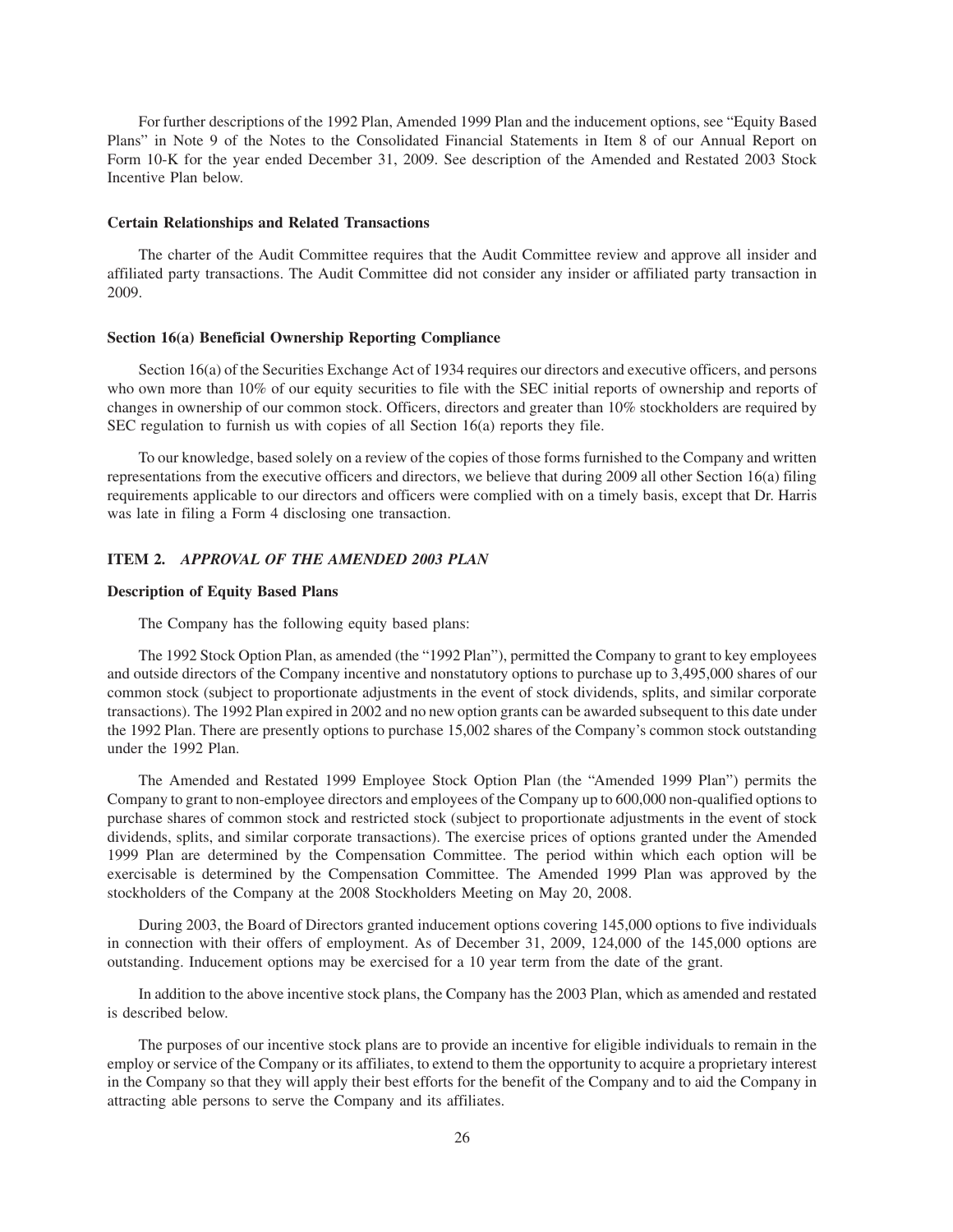For further descriptions of the 1992 Plan, Amended 1999 Plan and the inducement options, see "Equity Based Plans" in Note 9 of the Notes to the Consolidated Financial Statements in Item 8 of our Annual Report on Form 10-K for the year ended December 31, 2009. See description of the Amended and Restated 2003 Stock Incentive Plan below.

### Certain Relationships and Related Transactions

The charter of the Audit Committee requires that the Audit Committee review and approve all insider and affiliated party transactions. The Audit Committee did not consider any insider or affiliated party transaction in 2009.

### Section 16(a) Beneficial Ownership Reporting Compliance

Section 16(a) of the Securities Exchange Act of 1934 requires our directors and executive officers, and persons who own more than 10% of our equity securities to file with the SEC initial reports of ownership and reports of changes in ownership of our common stock. Officers, directors and greater than 10% stockholders are required by SEC regulation to furnish us with copies of all Section 16(a) reports they file.

To our knowledge, based solely on a review of the copies of those forms furnished to the Company and written representations from the executive officers and directors, we believe that during 2009 all other Section 16(a) filing requirements applicable to our directors and officers were complied with on a timely basis, except that Dr. Harris was late in filing a Form 4 disclosing one transaction.

## ITEM 2. *APPROVAL OF THE AMENDED 2003 PLAN*

### Description of Equity Based Plans

The Company has the following equity based plans:

The 1992 Stock Option Plan, as amended (the "1992 Plan"), permitted the Company to grant to key employees and outside directors of the Company incentive and nonstatutory options to purchase up to 3,495,000 shares of our common stock (subject to proportionate adjustments in the event of stock dividends, splits, and similar corporate transactions). The 1992 Plan expired in 2002 and no new option grants can be awarded subsequent to this date under the 1992 Plan. There are presently options to purchase 15,002 shares of the Company's common stock outstanding under the 1992 Plan.

The Amended and Restated 1999 Employee Stock Option Plan (the "Amended 1999 Plan") permits the Company to grant to non-employee directors and employees of the Company up to 600,000 non-qualified options to purchase shares of common stock and restricted stock (subject to proportionate adjustments in the event of stock dividends, splits, and similar corporate transactions). The exercise prices of options granted under the Amended 1999 Plan are determined by the Compensation Committee. The period within which each option will be exercisable is determined by the Compensation Committee. The Amended 1999 Plan was approved by the stockholders of the Company at the 2008 Stockholders Meeting on May 20, 2008.

During 2003, the Board of Directors granted inducement options covering 145,000 options to five individuals in connection with their offers of employment. As of December 31, 2009, 124,000 of the 145,000 options are outstanding. Inducement options may be exercised for a 10 year term from the date of the grant.

In addition to the above incentive stock plans, the Company has the 2003 Plan, which as amended and restated is described below.

The purposes of our incentive stock plans are to provide an incentive for eligible individuals to remain in the employ or service of the Company or its affiliates, to extend to them the opportunity to acquire a proprietary interest in the Company so that they will apply their best efforts for the benefit of the Company and to aid the Company in attracting able persons to serve the Company and its affiliates.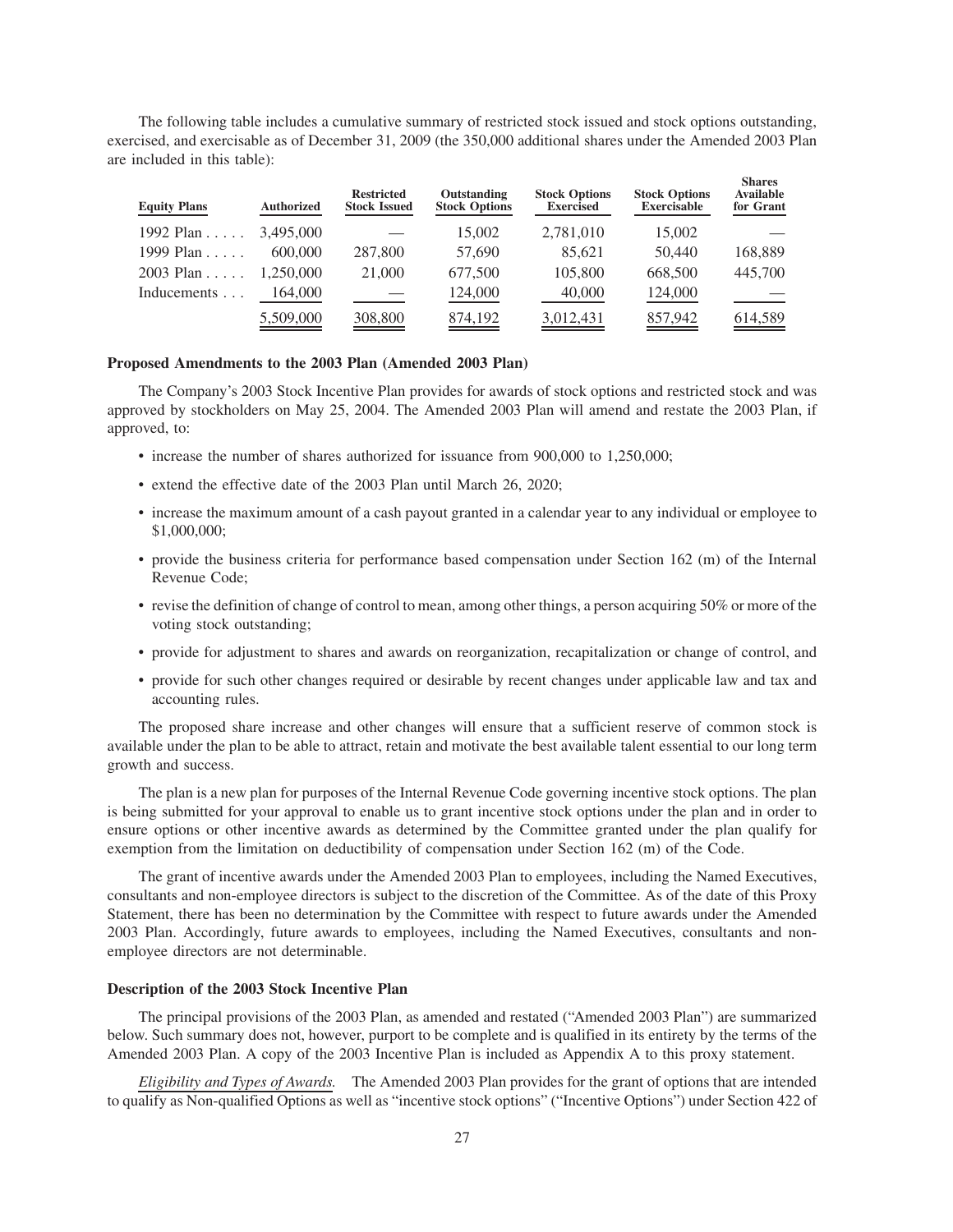The following table includes a cumulative summary of restricted stock issued and stock options outstanding, exercised, and exercisable as of December 31, 2009 (the 350,000 additional shares under the Amended 2003 Plan are included in this table):

| Equity Plans | Authorized | Restricted Stock Issued | Outstanding Stock Options | Stock Options Exercised | Stock Options Exercisable | Shares Available for Grant |
|---|---|---|---|---|---|---|
| 1992 Plan | 3,495,000 | — | 15,002 | 2,781,010 | 15,002 | — |
| 1999 Plan | 600,000 | 287,800 | 57,690 | 85,621 | 50,440 | 168,889 |
| 2003 Plan | 1,250,000 | 21,000 | 677,500 | 105,800 | 668,500 | 445,700 |
| Inducements | 164,000 | — | 124,000 | 40,000 | 124,000 | — |
| | 5,509,000 | 308,800 | 874,192 | 3,012,431 | 857,942 | 614,589 |

### Proposed Amendments to the 2003 Plan (Amended 2003 Plan)

The Company's 2003 Stock Incentive Plan provides for awards of stock options and restricted stock and was approved by stockholders on May 25, 2004. The Amended 2003 Plan will amend and restate the 2003 Plan, if approved, to:

- increase the number of shares authorized for issuance from 900,000 to 1,250,000;
- extend the effective date of the 2003 Plan until March 26, 2020;
- increase the maximum amount of a cash payout granted in a calendar year to any individual or employee to $1,000,000;
- provide the business criteria for performance based compensation under Section 162 (m) of the Internal Revenue Code;
- revise the definition of change of control to mean, among other things, a person acquiring 50% or more of the voting stock outstanding;
- provide for adjustment to shares and awards on reorganization, recapitalization or change of control, and
- provide for such other changes required or desirable by recent changes under applicable law and tax and accounting rules.

The proposed share increase and other changes will ensure that a sufficient reserve of common stock is available under the plan to be able to attract, retain and motivate the best available talent essential to our long term growth and success.

The plan is a new plan for purposes of the Internal Revenue Code governing incentive stock options. The plan is being submitted for your approval to enable us to grant incentive stock options under the plan and in order to ensure options or other incentive awards as determined by the Committee granted under the plan qualify for exemption from the limitation on deductibility of compensation under Section 162 (m) of the Code.

The grant of incentive awards under the Amended 2003 Plan to employees, including the Named Executives, consultants and non-employee directors is subject to the discretion of the Committee. As of the date of this Proxy Statement, there has been no determination by the Committee with respect to future awards under the Amended 2003 Plan. Accordingly, future awards to employees, including the Named Executives, consultants and non-employee directors are not determinable.

### Description of the 2003 Stock Incentive Plan

The principal provisions of the 2003 Plan, as amended and restated ("Amended 2003 Plan") are summarized below. Such summary does not, however, purport to be complete and is qualified in its entirety by the terms of the Amended 2003 Plan. A copy of the 2003 Incentive Plan is included as Appendix A to this proxy statement.

*Eligibility and Types of Awards.* The Amended 2003 Plan provides for the grant of options that are intended to qualify as Non-qualified Options as well as "incentive stock options" ("Incentive Options") under Section 422 of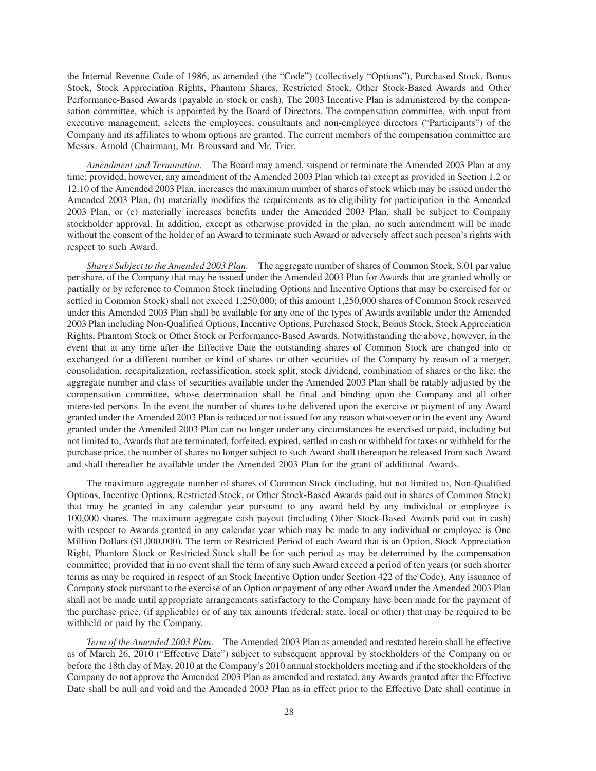the Internal Revenue Code of 1986, as amended (the "Code") (collectively "Options"), Purchased Stock, Bonus Stock, Stock Appreciation Rights, Phantom Shares, Restricted Stock, Other Stock-Based Awards and Other Performance-Based Awards (payable in stock or cash). The 2003 Incentive Plan is administered by the compensation committee, which is appointed by the Board of Directors. The compensation committee, with input from executive management, selects the employees, consultants and non-employee directors ("Participants") of the Company and its affiliates to whom options are granted. The current members of the compensation committee are Messrs. Arnold (Chairman), Mr. Broussard and Mr. Trier.

*Amendment and Termination.* The Board may amend, suspend or terminate the Amended 2003 Plan at any time; provided, however, any amendment of the Amended 2003 Plan which (a) except as provided in Section 1.2 or 12.10 of the Amended 2003 Plan, increases the maximum number of shares of stock which may be issued under the Amended 2003 Plan, (b) materially modifies the requirements as to eligibility for participation in the Amended 2003 Plan, or (c) materially increases benefits under the Amended 2003 Plan, shall be subject to Company stockholder approval. In addition, except as otherwise provided in the plan, no such amendment will be made without the consent of the holder of an Award to terminate such Award or adversely affect such person's rights with respect to such Award.

*Shares Subject to the Amended 2003 Plan.* The aggregate number of shares of Common Stock, $.01 par value per share, of the Company that may be issued under the Amended 2003 Plan for Awards that are granted wholly or partially or by reference to Common Stock (including Options and Incentive Options that may be exercised for or settled in Common Stock) shall not exceed 1,250,000; of this amount 1,250,000 shares of Common Stock reserved under this Amended 2003 Plan shall be available for any one of the types of Awards available under the Amended 2003 Plan including Non-Qualified Options, Incentive Options, Purchased Stock, Bonus Stock, Stock Appreciation Rights, Phantom Stock or Other Stock or Performance-Based Awards. Notwithstanding the above, however, in the event that at any time after the Effective Date the outstanding shares of Common Stock are changed into or exchanged for a different number or kind of shares or other securities of the Company by reason of a merger, consolidation, recapitalization, reclassification, stock split, stock dividend, combination of shares or the like, the aggregate number and class of securities available under the Amended 2003 Plan shall be ratably adjusted by the compensation committee, whose determination shall be final and binding upon the Company and all other interested persons. In the event the number of shares to be delivered upon the exercise or payment of any Award granted under the Amended 2003 Plan is reduced or not issued for any reason whatsoever or in the event any Award granted under the Amended 2003 Plan can no longer under any circumstances be exercised or paid, including but not limited to, Awards that are terminated, forfeited, expired, settled in cash or withheld for taxes or withheld for the purchase price, the number of shares no longer subject to such Award shall thereupon be released from such Award and shall thereafter be available under the Amended 2003 Plan for the grant of additional Awards.

The maximum aggregate number of shares of Common Stock (including, but not limited to, Non-Qualified Options, Incentive Options, Restricted Stock, or Other Stock-Based Awards paid out in shares of Common Stock) that may be granted in any calendar year pursuant to any award held by any individual or employee is 100,000 shares. The maximum aggregate cash payout (including Other Stock-Based Awards paid out in cash) with respect to Awards granted in any calendar year which may be made to any individual or employee is One Million Dollars ($1,000,000). The term or Restricted Period of each Award that is an Option, Stock Appreciation Right, Phantom Stock or Restricted Stock shall be for such period as may be determined by the compensation committee; provided that in no event shall the term of any such Award exceed a period of ten years (or such shorter terms as may be required in respect of an Stock Incentive Option under Section 422 of the Code). Any issuance of Company stock pursuant to the exercise of an Option or payment of any other Award under the Amended 2003 Plan shall not be made until appropriate arrangements satisfactory to the Company have been made for the payment of the purchase price, (if applicable) or of any tax amounts (federal, state, local or other) that may be required to be withheld or paid by the Company.

*Term of the Amended 2003 Plan*. The Amended 2003 Plan as amended and restated herein shall be effective as of March 26, 2010 ("Effective Date") subject to subsequent approval by stockholders of the Company on or before the 18th day of May, 2010 at the Company's 2010 annual stockholders meeting and if the stockholders of the Company do not approve the Amended 2003 Plan as amended and restated, any Awards granted after the Effective Date shall be null and void and the Amended 2003 Plan as in effect prior to the Effective Date shall continue in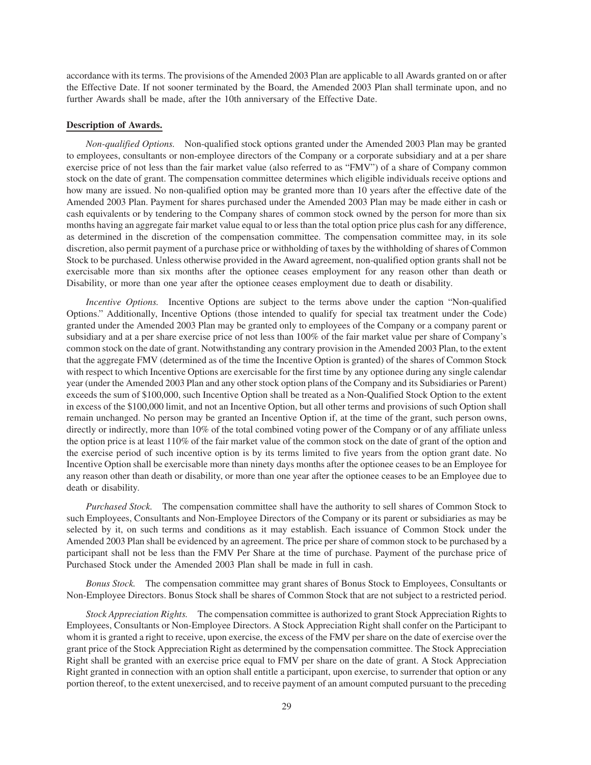accordance with its terms. The provisions of the Amended 2003 Plan are applicable to all Awards granted on or after the Effective Date. If not sooner terminated by the Board, the Amended 2003 Plan shall terminate upon, and no further Awards shall be made, after the 10th anniversary of the Effective Date.

**Description of Awards.**

*Non-qualified Options.* Non-qualified stock options granted under the Amended 2003 Plan may be granted to employees, consultants or non-employee directors of the Company or a corporate subsidiary and at a per share exercise price of not less than the fair market value (also referred to as "FMV") of a share of Company common stock on the date of grant. The compensation committee determines which eligible individuals receive options and how many are issued. No non-qualified option may be granted more than 10 years after the effective date of the Amended 2003 Plan. Payment for shares purchased under the Amended 2003 Plan may be made either in cash or cash equivalents or by tendering to the Company shares of common stock owned by the person for more than six months having an aggregate fair market value equal to or less than the total option price plus cash for any difference, as determined in the discretion of the compensation committee. The compensation committee may, in its sole discretion, also permit payment of a purchase price or withholding of taxes by the withholding of shares of Common Stock to be purchased. Unless otherwise provided in the Award agreement, non-qualified option grants shall not be exercisable more than six months after the optionee ceases employment for any reason other than death or Disability, or more than one year after the optionee ceases employment due to death or disability.

*Incentive Options.* Incentive Options are subject to the terms above under the caption "Non-qualified Options." Additionally, Incentive Options (those intended to qualify for special tax treatment under the Code) granted under the Amended 2003 Plan may be granted only to employees of the Company or a company parent or subsidiary and at a per share exercise price of not less than 100% of the fair market value per share of Company's common stock on the date of grant. Notwithstanding any contrary provision in the Amended 2003 Plan, to the extent that the aggregate FMV (determined as of the time the Incentive Option is granted) of the shares of Common Stock with respect to which Incentive Options are exercisable for the first time by any optionee during any single calendar year (under the Amended 2003 Plan and any other stock option plans of the Company and its Subsidiaries or Parent) exceeds the sum of $100,000, such Incentive Option shall be treated as a Non-Qualified Stock Option to the extent in excess of the $100,000 limit, and not an Incentive Option, but all other terms and provisions of such Option shall remain unchanged. No person may be granted an Incentive Option if, at the time of the grant, such person owns, directly or indirectly, more than 10% of the total combined voting power of the Company or of any affiliate unless the option price is at least 110% of the fair market value of the common stock on the date of grant of the option and the exercise period of such incentive option is by its terms limited to five years from the option grant date. No Incentive Option shall be exercisable more than ninety days months after the optionee ceases to be an Employee for any reason other than death or disability, or more than one year after the optionee ceases to be an Employee due to death or disability.

*Purchased Stock.* The compensation committee shall have the authority to sell shares of Common Stock to such Employees, Consultants and Non-Employee Directors of the Company or its parent or subsidiaries as may be selected by it, on such terms and conditions as it may establish. Each issuance of Common Stock under the Amended 2003 Plan shall be evidenced by an agreement. The price per share of common stock to be purchased by a participant shall not be less than the FMV Per Share at the time of purchase. Payment of the purchase price of Purchased Stock under the Amended 2003 Plan shall be made in full in cash.

*Bonus Stock.* The compensation committee may grant shares of Bonus Stock to Employees, Consultants or Non-Employee Directors. Bonus Stock shall be shares of Common Stock that are not subject to a restricted period.

*Stock Appreciation Rights.* The compensation committee is authorized to grant Stock Appreciation Rights to Employees, Consultants or Non-Employee Directors. A Stock Appreciation Right shall confer on the Participant to whom it is granted a right to receive, upon exercise, the excess of the FMV per share on the date of exercise over the grant price of the Stock Appreciation Right as determined by the compensation committee. The Stock Appreciation Right shall be granted with an exercise price equal to FMV per share on the date of grant. A Stock Appreciation Right granted in connection with an option shall entitle a participant, upon exercise, to surrender that option or any portion thereof, to the extent unexercised, and to receive payment of an amount computed pursuant to the preceding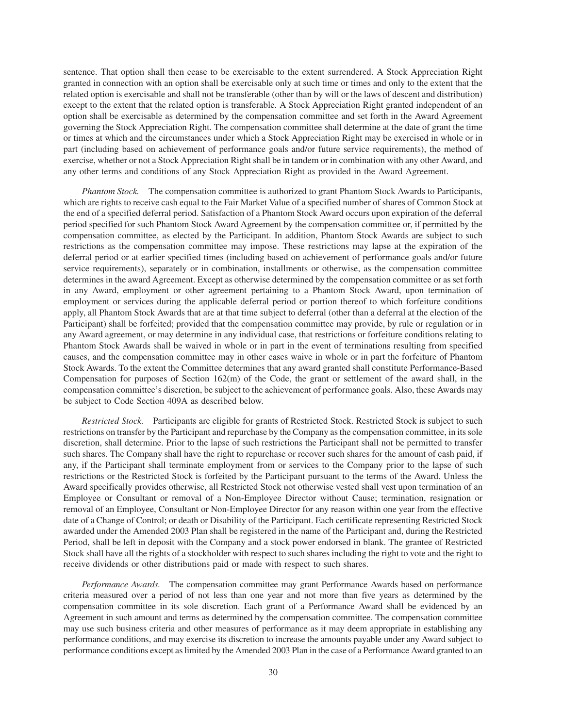sentence. That option shall then cease to be exercisable to the extent surrendered. A Stock Appreciation Right granted in connection with an option shall be exercisable only at such time or times and only to the extent that the related option is exercisable and shall not be transferable (other than by will or the laws of descent and distribution) except to the extent that the related option is transferable. A Stock Appreciation Right granted independent of an option shall be exercisable as determined by the compensation committee and set forth in the Award Agreement governing the Stock Appreciation Right. The compensation committee shall determine at the date of grant the time or times at which and the circumstances under which a Stock Appreciation Right may be exercised in whole or in part (including based on achievement of performance goals and/or future service requirements), the method of exercise, whether or not a Stock Appreciation Right shall be in tandem or in combination with any other Award, and any other terms and conditions of any Stock Appreciation Right as provided in the Award Agreement.

*Phantom Stock.* The compensation committee is authorized to grant Phantom Stock Awards to Participants, which are rights to receive cash equal to the Fair Market Value of a specified number of shares of Common Stock at the end of a specified deferral period. Satisfaction of a Phantom Stock Award occurs upon expiration of the deferral period specified for such Phantom Stock Award Agreement by the compensation committee or, if permitted by the compensation committee, as elected by the Participant. In addition, Phantom Stock Awards are subject to such restrictions as the compensation committee may impose. These restrictions may lapse at the expiration of the deferral period or at earlier specified times (including based on achievement of performance goals and/or future service requirements), separately or in combination, installments or otherwise, as the compensation committee determines in the award Agreement. Except as otherwise determined by the compensation committee or as set forth in any Award, employment or other agreement pertaining to a Phantom Stock Award, upon termination of employment or services during the applicable deferral period or portion thereof to which forfeiture conditions apply, all Phantom Stock Awards that are at that time subject to deferral (other than a deferral at the election of the Participant) shall be forfeited; provided that the compensation committee may provide, by rule or regulation or in any Award agreement, or may determine in any individual case, that restrictions or forfeiture conditions relating to Phantom Stock Awards shall be waived in whole or in part in the event of terminations resulting from specified causes, and the compensation committee may in other cases waive in whole or in part the forfeiture of Phantom Stock Awards. To the extent the Committee determines that any award granted shall constitute Performance-Based Compensation for purposes of Section 162(m) of the Code, the grant or settlement of the award shall, in the compensation committee's discretion, be subject to the achievement of performance goals. Also, these Awards may be subject to Code Section 409A as described below.

*Restricted Stock.* Participants are eligible for grants of Restricted Stock. Restricted Stock is subject to such restrictions on transfer by the Participant and repurchase by the Company as the compensation committee, in its sole discretion, shall determine. Prior to the lapse of such restrictions the Participant shall not be permitted to transfer such shares. The Company shall have the right to repurchase or recover such shares for the amount of cash paid, if any, if the Participant shall terminate employment from or services to the Company prior to the lapse of such restrictions or the Restricted Stock is forfeited by the Participant pursuant to the terms of the Award. Unless the Award specifically provides otherwise, all Restricted Stock not otherwise vested shall vest upon termination of an Employee or Consultant or removal of a Non-Employee Director without Cause; termination, resignation or removal of an Employee, Consultant or Non-Employee Director for any reason within one year from the effective date of a Change of Control; or death or Disability of the Participant. Each certificate representing Restricted Stock awarded under the Amended 2003 Plan shall be registered in the name of the Participant and, during the Restricted Period, shall be left in deposit with the Company and a stock power endorsed in blank. The grantee of Restricted Stock shall have all the rights of a stockholder with respect to such shares including the right to vote and the right to receive dividends or other distributions paid or made with respect to such shares.

*Performance Awards.* The compensation committee may grant Performance Awards based on performance criteria measured over a period of not less than one year and not more than five years as determined by the compensation committee in its sole discretion. Each grant of a Performance Award shall be evidenced by an Agreement in such amount and terms as determined by the compensation committee. The compensation committee may use such business criteria and other measures of performance as it may deem appropriate in establishing any performance conditions, and may exercise its discretion to increase the amounts payable under any Award subject to performance conditions except as limited by the Amended 2003 Plan in the case of a Performance Award granted to an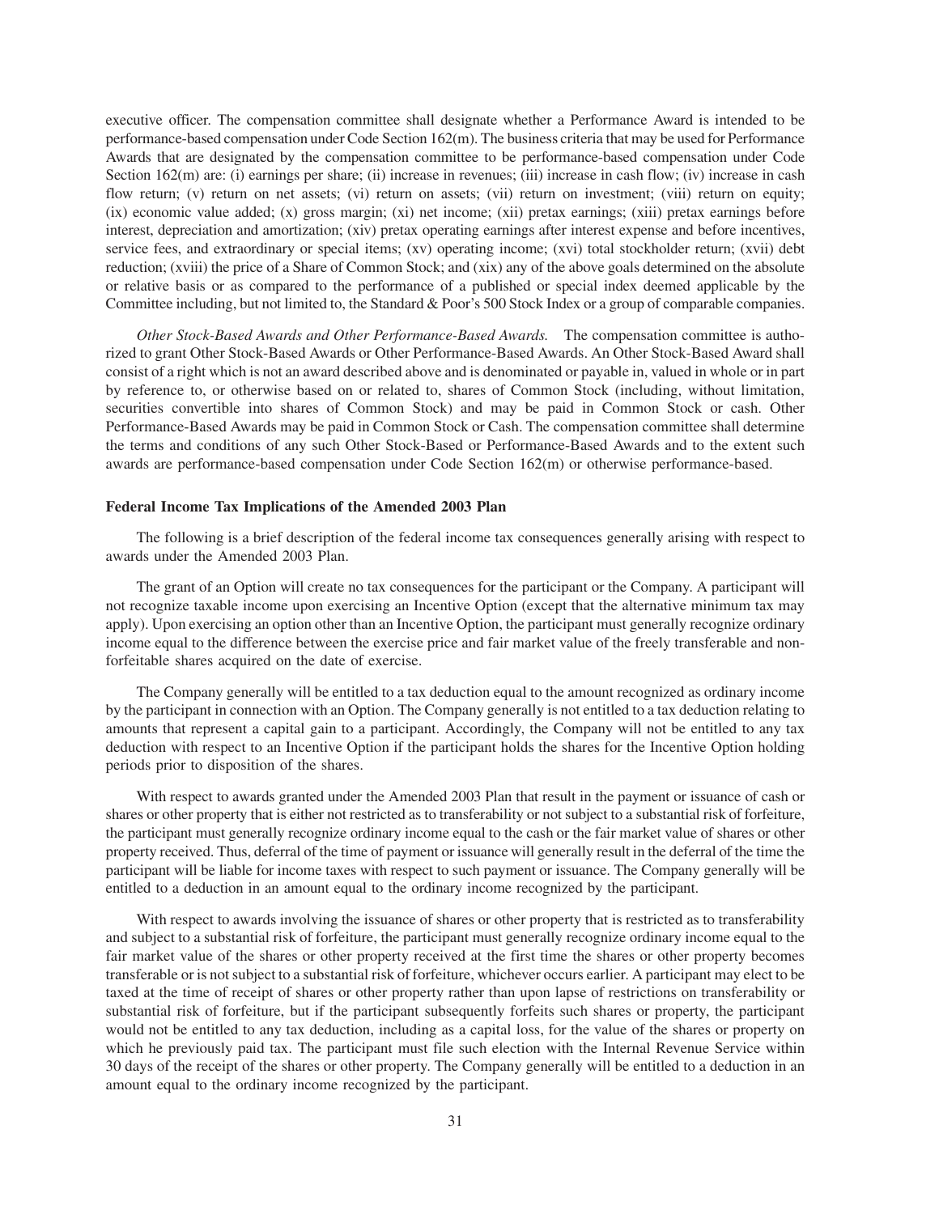executive officer. The compensation committee shall designate whether a Performance Award is intended to be performance-based compensation under Code Section 162(m). The business criteria that may be used for Performance Awards that are designated by the compensation committee to be performance-based compensation under Code Section 162(m) are: (i) earnings per share; (ii) increase in revenues; (iii) increase in cash flow; (iv) increase in cash flow return; (v) return on net assets; (vi) return on assets; (vii) return on investment; (viii) return on equity; (ix) economic value added; (x) gross margin; (xi) net income; (xii) pretax earnings; (xiii) pretax earnings before interest, depreciation and amortization; (xiv) pretax operating earnings after interest expense and before incentives, service fees, and extraordinary or special items; (xv) operating income; (xvi) total stockholder return; (xvii) debt reduction; (xviii) the price of a Share of Common Stock; and (xix) any of the above goals determined on the absolute or relative basis or as compared to the performance of a published or special index deemed applicable by the Committee including, but not limited to, the Standard & Poor's 500 Stock Index or a group of comparable companies.

*Other Stock-Based Awards and Other Performance-Based Awards.* The compensation committee is authorized to grant Other Stock-Based Awards or Other Performance-Based Awards. An Other Stock-Based Award shall consist of a right which is not an award described above and is denominated or payable in, valued in whole or in part by reference to, or otherwise based on or related to, shares of Common Stock (including, without limitation, securities convertible into shares of Common Stock) and may be paid in Common Stock or cash. Other Performance-Based Awards may be paid in Common Stock or Cash. The compensation committee shall determine the terms and conditions of any such Other Stock-Based or Performance-Based Awards and to the extent such awards are performance-based compensation under Code Section 162(m) or otherwise performance-based.

**Federal Income Tax Implications of the Amended 2003 Plan**

The following is a brief description of the federal income tax consequences generally arising with respect to awards under the Amended 2003 Plan.

The grant of an Option will create no tax consequences for the participant or the Company. A participant will not recognize taxable income upon exercising an Incentive Option (except that the alternative minimum tax may apply). Upon exercising an option other than an Incentive Option, the participant must generally recognize ordinary income equal to the difference between the exercise price and fair market value of the freely transferable and non-forfeitable shares acquired on the date of exercise.

The Company generally will be entitled to a tax deduction equal to the amount recognized as ordinary income by the participant in connection with an Option. The Company generally is not entitled to a tax deduction relating to amounts that represent a capital gain to a participant. Accordingly, the Company will not be entitled to any tax deduction with respect to an Incentive Option if the participant holds the shares for the Incentive Option holding periods prior to disposition of the shares.

With respect to awards granted under the Amended 2003 Plan that result in the payment or issuance of cash or shares or other property that is either not restricted as to transferability or not subject to a substantial risk of forfeiture, the participant must generally recognize ordinary income equal to the cash or the fair market value of shares or other property received. Thus, deferral of the time of payment or issuance will generally result in the deferral of the time the participant will be liable for income taxes with respect to such payment or issuance. The Company generally will be entitled to a deduction in an amount equal to the ordinary income recognized by the participant.

With respect to awards involving the issuance of shares or other property that is restricted as to transferability and subject to a substantial risk of forfeiture, the participant must generally recognize ordinary income equal to the fair market value of the shares or other property received at the first time the shares or other property becomes transferable or is not subject to a substantial risk of forfeiture, whichever occurs earlier. A participant may elect to be taxed at the time of receipt of shares or other property rather than upon lapse of restrictions on transferability or substantial risk of forfeiture, but if the participant subsequently forfeits such shares or property, the participant would not be entitled to any tax deduction, including as a capital loss, for the value of the shares or property on which he previously paid tax. The participant must file such election with the Internal Revenue Service within 30 days of the receipt of the shares or other property. The Company generally will be entitled to a deduction in an amount equal to the ordinary income recognized by the participant.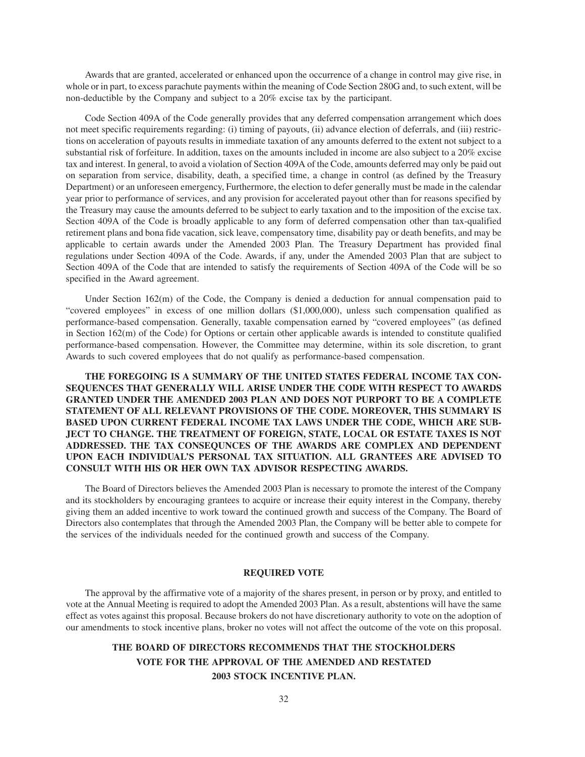Awards that are granted, accelerated or enhanced upon the occurrence of a change in control may give rise, in whole or in part, to excess parachute payments within the meaning of Code Section 280G and, to such extent, will be non-deductible by the Company and subject to a 20% excise tax by the participant.

Code Section 409A of the Code generally provides that any deferred compensation arrangement which does not meet specific requirements regarding: (i) timing of payouts, (ii) advance election of deferrals, and (iii) restrictions on acceleration of payouts results in immediate taxation of any amounts deferred to the extent not subject to a substantial risk of forfeiture. In addition, taxes on the amounts included in income are also subject to a 20% excise tax and interest. In general, to avoid a violation of Section 409A of the Code, amounts deferred may only be paid out on separation from service, disability, death, a specified time, a change in control (as defined by the Treasury Department) or an unforeseen emergency, Furthermore, the election to defer generally must be made in the calendar year prior to performance of services, and any provision for accelerated payout other than for reasons specified by the Treasury may cause the amounts deferred to be subject to early taxation and to the imposition of the excise tax. Section 409A of the Code is broadly applicable to any form of deferred compensation other than tax-qualified retirement plans and bona fide vacation, sick leave, compensatory time, disability pay or death benefits, and may be applicable to certain awards under the Amended 2003 Plan. The Treasury Department has provided final regulations under Section 409A of the Code. Awards, if any, under the Amended 2003 Plan that are subject to Section 409A of the Code that are intended to satisfy the requirements of Section 409A of the Code will be so specified in the Award agreement.

Under Section 162(m) of the Code, the Company is denied a deduction for annual compensation paid to "covered employees" in excess of one million dollars ($1,000,000), unless such compensation qualified as performance-based compensation. Generally, taxable compensation earned by "covered employees" (as defined in Section 162(m) of the Code) for Options or certain other applicable awards is intended to constitute qualified performance-based compensation. However, the Committee may determine, within its sole discretion, to grant Awards to such covered employees that do not qualify as performance-based compensation.

**THE FOREGOING IS A SUMMARY OF THE UNITED STATES FEDERAL INCOME TAX CONSEQUENCES THAT GENERALLY WILL ARISE UNDER THE CODE WITH RESPECT TO AWARDS GRANTED UNDER THE AMENDED 2003 PLAN AND DOES NOT PURPORT TO BE A COMPLETE STATEMENT OF ALL RELEVANT PROVISIONS OF THE CODE. MOREOVER, THIS SUMMARY IS BASED UPON CURRENT FEDERAL INCOME TAX LAWS UNDER THE CODE, WHICH ARE SUBJECT TO CHANGE. THE TREATMENT OF FOREIGN, STATE, LOCAL OR ESTATE TAXES IS NOT ADDRESSED. THE TAX CONSEQUNCES OF THE AWARDS ARE COMPLEX AND DEPENDENT UPON EACH INDIVIDUAL'S PERSONAL TAX SITUATION. ALL GRANTEES ARE ADVISED TO CONSULT WITH HIS OR HER OWN TAX ADVISOR RESPECTING AWARDS.**

The Board of Directors believes the Amended 2003 Plan is necessary to promote the interest of the Company and its stockholders by encouraging grantees to acquire or increase their equity interest in the Company, thereby giving them an added incentive to work toward the continued growth and success of the Company. The Board of Directors also contemplates that through the Amended 2003 Plan, the Company will be better able to compete for the services of the individuals needed for the continued growth and success of the Company.

## REQUIRED VOTE

The approval by the affirmative vote of a majority of the shares present, in person or by proxy, and entitled to vote at the Annual Meeting is required to adopt the Amended 2003 Plan. As a result, abstentions will have the same effect as votes against this proposal. Because brokers do not have discretionary authority to vote on the adoption of our amendments to stock incentive plans, broker no votes will not affect the outcome of the vote on this proposal.

**THE BOARD OF DIRECTORS RECOMMENDS THAT THE STOCKHOLDERS VOTE FOR THE APPROVAL OF THE AMENDED AND RESTATED 2003 STOCK INCENTIVE PLAN.**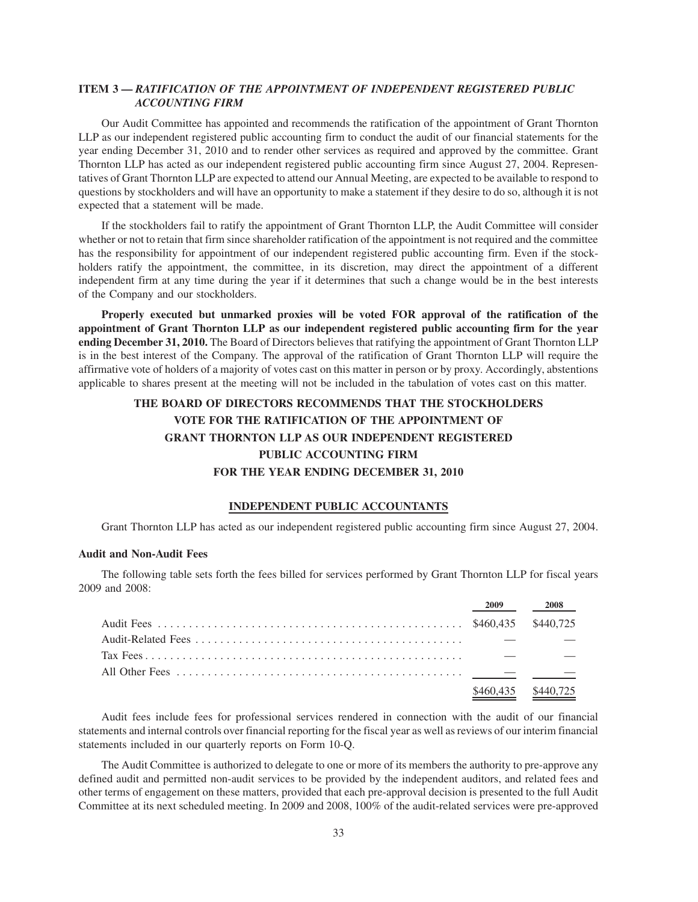## ITEM 3 — *RATIFICATION OF THE APPOINTMENT OF INDEPENDENT REGISTERED PUBLIC ACCOUNTING FIRM*

Our Audit Committee has appointed and recommends the ratification of the appointment of Grant Thornton LLP as our independent registered public accounting firm to conduct the audit of our financial statements for the year ending December 31, 2010 and to render other services as required and approved by the committee. Grant Thornton LLP has acted as our independent registered public accounting firm since August 27, 2004. Representatives of Grant Thornton LLP are expected to attend our Annual Meeting, are expected to be available to respond to questions by stockholders and will have an opportunity to make a statement if they desire to do so, although it is not expected that a statement will be made.

If the stockholders fail to ratify the appointment of Grant Thornton LLP, the Audit Committee will consider whether or not to retain that firm since shareholder ratification of the appointment is not required and the committee has the responsibility for appointment of our independent registered public accounting firm. Even if the stockholders ratify the appointment, the committee, in its discretion, may direct the appointment of a different independent firm at any time during the year if it determines that such a change would be in the best interests of the Company and our stockholders.

**Properly executed but unmarked proxies will be voted FOR approval of the ratification of the appointment of Grant Thornton LLP as our independent registered public accounting firm for the year ending December 31, 2010.** The Board of Directors believes that ratifying the appointment of Grant Thornton LLP is in the best interest of the Company. The approval of the ratification of Grant Thornton LLP will require the affirmative vote of holders of a majority of votes cast on this matter in person or by proxy. Accordingly, abstentions applicable to shares present at the meeting will not be included in the tabulation of votes cast on this matter.

**THE BOARD OF DIRECTORS RECOMMENDS THAT THE STOCKHOLDERS VOTE FOR THE RATIFICATION OF THE APPOINTMENT OF GRANT THORNTON LLP AS OUR INDEPENDENT REGISTERED PUBLIC ACCOUNTING FIRM FOR THE YEAR ENDING DECEMBER 31, 2010**

## INDEPENDENT PUBLIC ACCOUNTANTS

Grant Thornton LLP has acted as our independent registered public accounting firm since August 27, 2004.

### Audit and Non-Audit Fees

The following table sets forth the fees billed for services performed by Grant Thornton LLP for fiscal years 2009 and 2008:

| | 2009 | 2008 |
|---|---|---|
| Audit Fees | $460,435 | $440,725 |
| Audit-Related Fees | — | — |
| Tax Fees | — | — |
| All Other Fees | — | — |
| | $460,435 | $440,725 |

Audit fees include fees for professional services rendered in connection with the audit of our financial statements and internal controls over financial reporting for the fiscal year as well as reviews of our interim financial statements included in our quarterly reports on Form 10-Q.

The Audit Committee is authorized to delegate to one or more of its members the authority to pre-approve any defined audit and permitted non-audit services to be provided by the independent auditors, and related fees and other terms of engagement on these matters, provided that each pre-approval decision is presented to the full Audit Committee at its next scheduled meeting. In 2009 and 2008, 100% of the audit-related services were pre-approved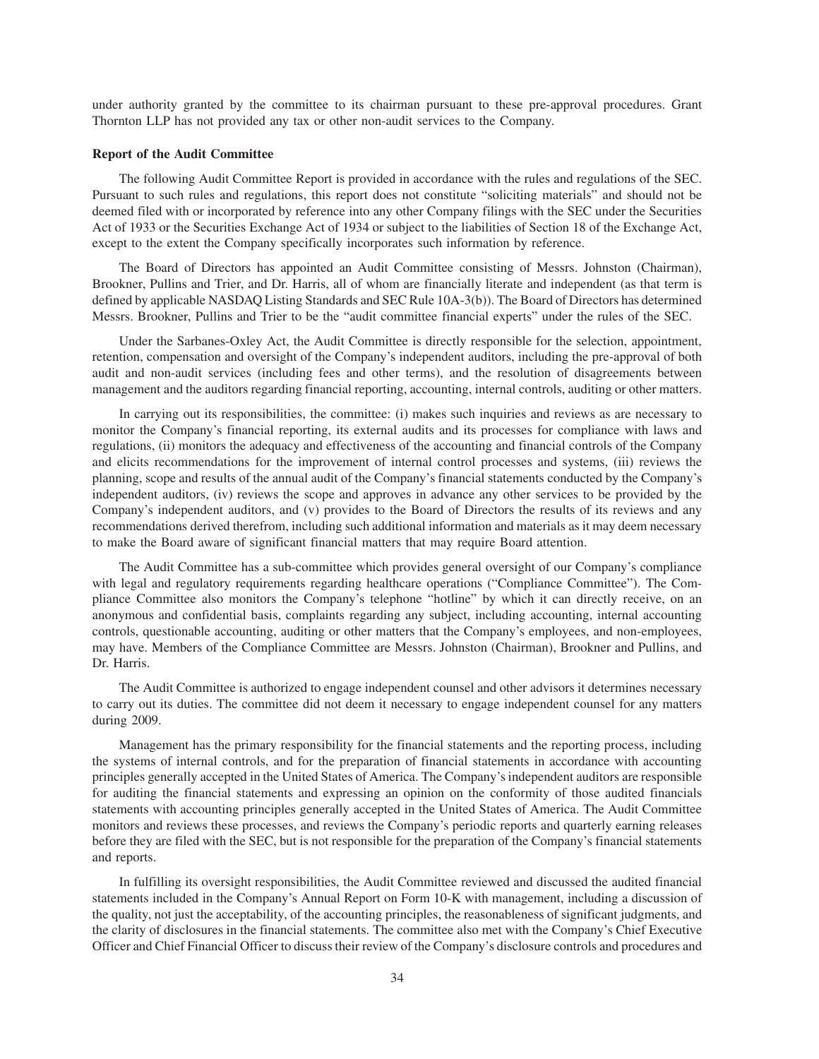under authority granted by the committee to its chairman pursuant to these pre-approval procedures. Grant Thornton LLP has not provided any tax or other non-audit services to the Company.

**Report of the Audit Committee**

The following Audit Committee Report is provided in accordance with the rules and regulations of the SEC. Pursuant to such rules and regulations, this report does not constitute "soliciting materials" and should not be deemed filed with or incorporated by reference into any other Company filings with the SEC under the Securities Act of 1933 or the Securities Exchange Act of 1934 or subject to the liabilities of Section 18 of the Exchange Act, except to the extent the Company specifically incorporates such information by reference.

The Board of Directors has appointed an Audit Committee consisting of Messrs. Johnston (Chairman), Brookner, Pullins and Trier, and Dr. Harris, all of whom are financially literate and independent (as that term is defined by applicable NASDAQ Listing Standards and SEC Rule 10A-3(b)). The Board of Directors has determined Messrs. Brookner, Pullins and Trier to be the "audit committee financial experts" under the rules of the SEC.

Under the Sarbanes-Oxley Act, the Audit Committee is directly responsible for the selection, appointment, retention, compensation and oversight of the Company's independent auditors, including the pre-approval of both audit and non-audit services (including fees and other terms), and the resolution of disagreements between management and the auditors regarding financial reporting, accounting, internal controls, auditing or other matters.

In carrying out its responsibilities, the committee: (i) makes such inquiries and reviews as are necessary to monitor the Company's financial reporting, its external audits and its processes for compliance with laws and regulations, (ii) monitors the adequacy and effectiveness of the accounting and financial controls of the Company and elicits recommendations for the improvement of internal control processes and systems, (iii) reviews the planning, scope and results of the annual audit of the Company's financial statements conducted by the Company's independent auditors, (iv) reviews the scope and approves in advance any other services to be provided by the Company's independent auditors, and (v) provides to the Board of Directors the results of its reviews and any recommendations derived therefrom, including such additional information and materials as it may deem necessary to make the Board aware of significant financial matters that may require Board attention.

The Audit Committee has a sub-committee which provides general oversight of our Company's compliance with legal and regulatory requirements regarding healthcare operations ("Compliance Committee"). The Compliance Committee also monitors the Company's telephone "hotline" by which it can directly receive, on an anonymous and confidential basis, complaints regarding any subject, including accounting, internal accounting controls, questionable accounting, auditing or other matters that the Company's employees, and non-employees, may have. Members of the Compliance Committee are Messrs. Johnston (Chairman), Brookner and Pullins, and Dr. Harris.

The Audit Committee is authorized to engage independent counsel and other advisors it determines necessary to carry out its duties. The committee did not deem it necessary to engage independent counsel for any matters during 2009.

Management has the primary responsibility for the financial statements and the reporting process, including the systems of internal controls, and for the preparation of financial statements in accordance with accounting principles generally accepted in the United States of America. The Company's independent auditors are responsible for auditing the financial statements and expressing an opinion on the conformity of those audited financials statements with accounting principles generally accepted in the United States of America. The Audit Committee monitors and reviews these processes, and reviews the Company's periodic reports and quarterly earning releases before they are filed with the SEC, but is not responsible for the preparation of the Company's financial statements and reports.

In fulfilling its oversight responsibilities, the Audit Committee reviewed and discussed the audited financial statements included in the Company's Annual Report on Form 10-K with management, including a discussion of the quality, not just the acceptability, of the accounting principles, the reasonableness of significant judgments, and the clarity of disclosures in the financial statements. The committee also met with the Company's Chief Executive Officer and Chief Financial Officer to discuss their review of the Company's disclosure controls and procedures and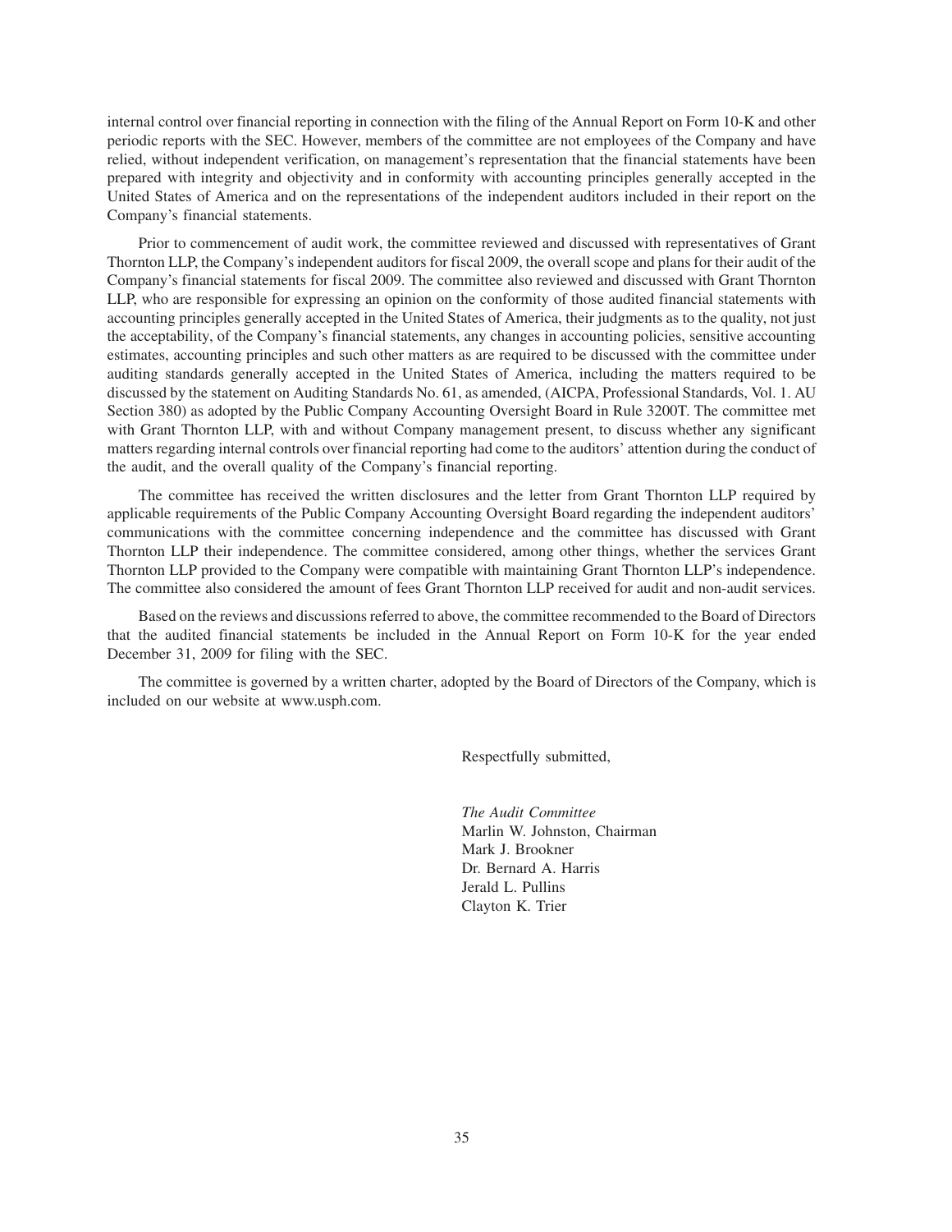internal control over financial reporting in connection with the filing of the Annual Report on Form 10-K and other periodic reports with the SEC. However, members of the committee are not employees of the Company and have relied, without independent verification, on management's representation that the financial statements have been prepared with integrity and objectivity and in conformity with accounting principles generally accepted in the United States of America and on the representations of the independent auditors included in their report on the Company's financial statements.

Prior to commencement of audit work, the committee reviewed and discussed with representatives of Grant Thornton LLP, the Company's independent auditors for fiscal 2009, the overall scope and plans for their audit of the Company's financial statements for fiscal 2009. The committee also reviewed and discussed with Grant Thornton LLP, who are responsible for expressing an opinion on the conformity of those audited financial statements with accounting principles generally accepted in the United States of America, their judgments as to the quality, not just the acceptability, of the Company's financial statements, any changes in accounting policies, sensitive accounting estimates, accounting principles and such other matters as are required to be discussed with the committee under auditing standards generally accepted in the United States of America, including the matters required to be discussed by the statement on Auditing Standards No. 61, as amended, (AICPA, Professional Standards, Vol. 1. AU Section 380) as adopted by the Public Company Accounting Oversight Board in Rule 3200T. The committee met with Grant Thornton LLP, with and without Company management present, to discuss whether any significant matters regarding internal controls over financial reporting had come to the auditors' attention during the conduct of the audit, and the overall quality of the Company's financial reporting.

The committee has received the written disclosures and the letter from Grant Thornton LLP required by applicable requirements of the Public Company Accounting Oversight Board regarding the independent auditors' communications with the committee concerning independence and the committee has discussed with Grant Thornton LLP their independence. The committee considered, among other things, whether the services Grant Thornton LLP provided to the Company were compatible with maintaining Grant Thornton LLP's independence. The committee also considered the amount of fees Grant Thornton LLP received for audit and non-audit services.

Based on the reviews and discussions referred to above, the committee recommended to the Board of Directors that the audited financial statements be included in the Annual Report on Form 10-K for the year ended December 31, 2009 for filing with the SEC.

The committee is governed by a written charter, adopted by the Board of Directors of the Company, which is included on our website at www.usph.com.

Respectfully submitted,

*The Audit Committee*
Marlin W. Johnston, Chairman
Mark J. Brookner
Dr. Bernard A. Harris
Jerald L. Pullins
Clayton K. Trier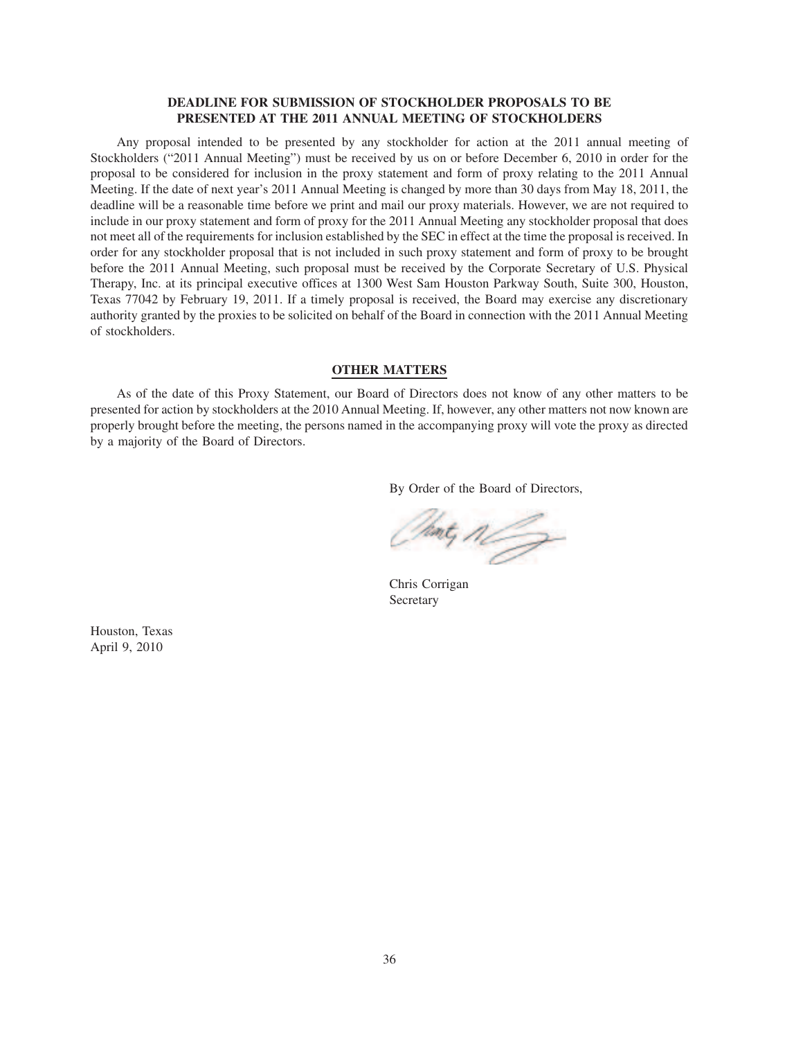## DEADLINE FOR SUBMISSION OF STOCKHOLDER PROPOSALS TO BE PRESENTED AT THE 2011 ANNUAL MEETING OF STOCKHOLDERS

Any proposal intended to be presented by any stockholder for action at the 2011 annual meeting of Stockholders ("2011 Annual Meeting") must be received by us on or before December 6, 2010 in order for the proposal to be considered for inclusion in the proxy statement and form of proxy relating to the 2011 Annual Meeting. If the date of next year's 2011 Annual Meeting is changed by more than 30 days from May 18, 2011, the deadline will be a reasonable time before we print and mail our proxy materials. However, we are not required to include in our proxy statement and form of proxy for the 2011 Annual Meeting any stockholder proposal that does not meet all of the requirements for inclusion established by the SEC in effect at the time the proposal is received. In order for any stockholder proposal that is not included in such proxy statement and form of proxy to be brought before the 2011 Annual Meeting, such proposal must be received by the Corporate Secretary of U.S. Physical Therapy, Inc. at its principal executive offices at 1300 West Sam Houston Parkway South, Suite 300, Houston, Texas 77042 by February 19, 2011. If a timely proposal is received, the Board may exercise any discretionary authority granted by the proxies to be solicited on behalf of the Board in connection with the 2011 Annual Meeting of stockholders.

## OTHER MATTERS

As of the date of this Proxy Statement, our Board of Directors does not know of any other matters to be presented for action by stockholders at the 2010 Annual Meeting. If, however, any other matters not now known are properly brought before the meeting, the persons named in the accompanying proxy will vote the proxy as directed by a majority of the Board of Directors.

By Order of the Board of Directors,

Chris Corrigan
Secretary

Houston, Texas
April 9, 2010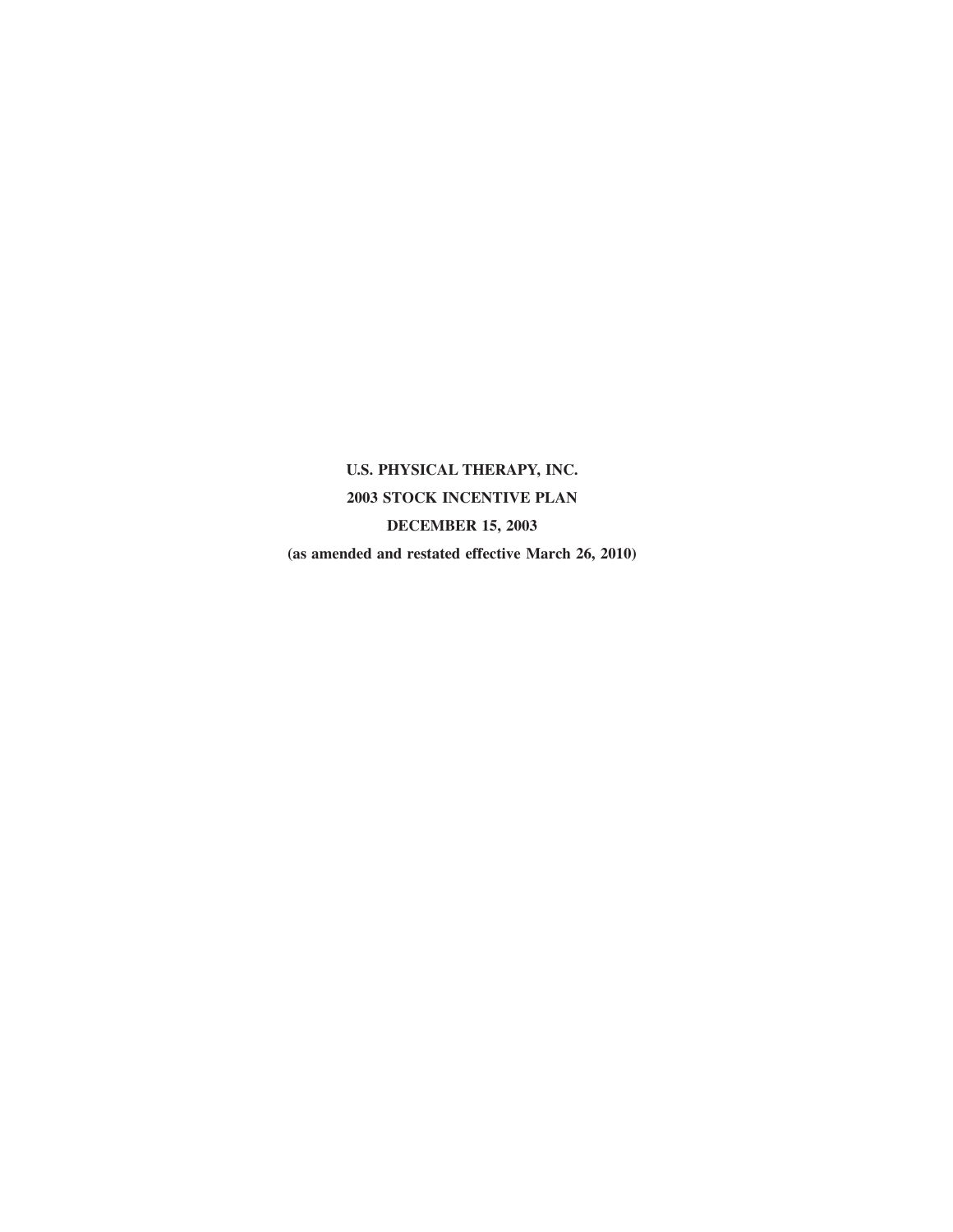**U.S. PHYSICAL THERAPY, INC.**

**2003 STOCK INCENTIVE PLAN**

**DECEMBER 15, 2003**

**(as amended and restated effective March 26, 2010)**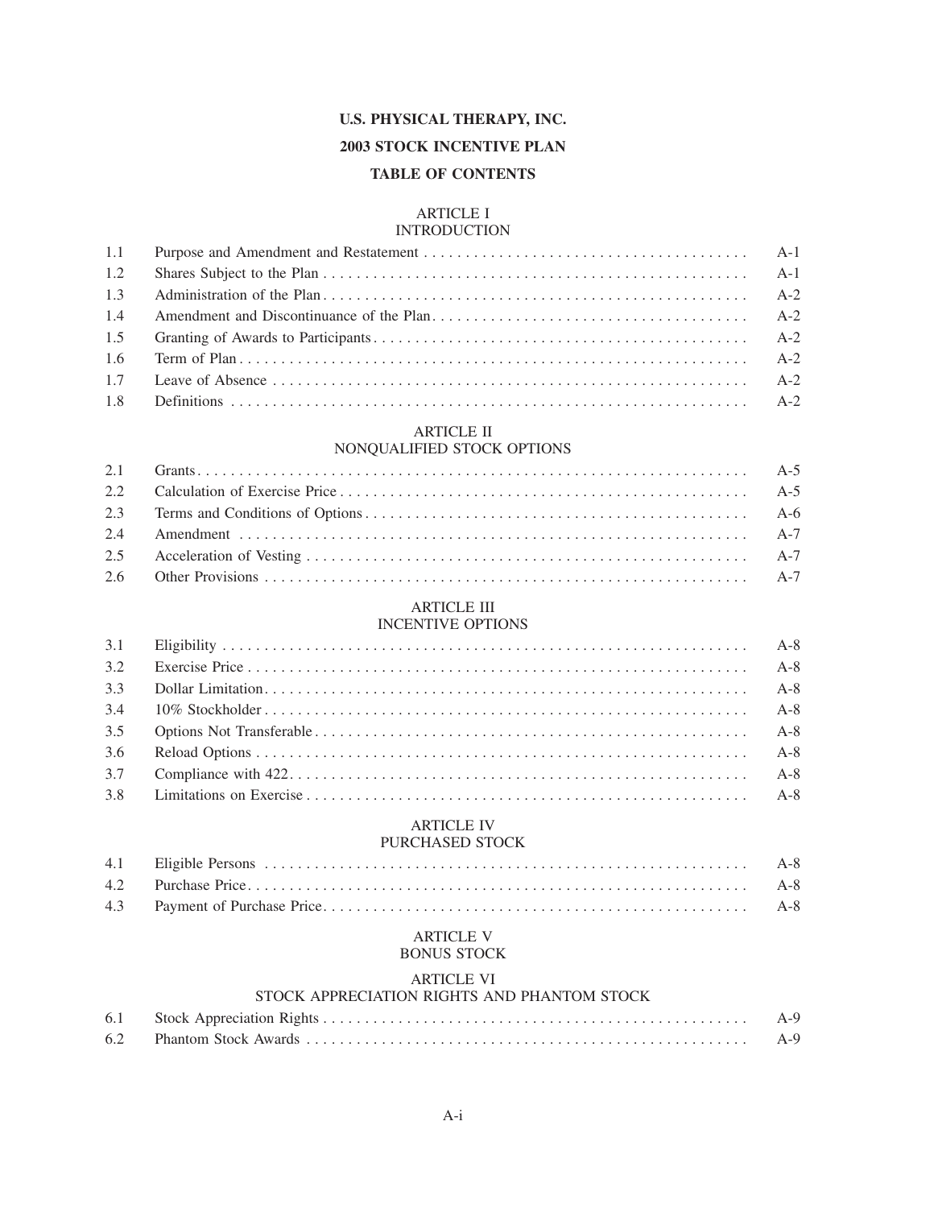**U.S. PHYSICAL THERAPY, INC.**

**2003 STOCK INCENTIVE PLAN**

**TABLE OF CONTENTS**

ARTICLE I
INTRODUCTION

| | | |
|---|---|---|
| 1.1 | Purpose and Amendment and Restatement | A-1 |
| 1.2 | Shares Subject to the Plan | A-1 |
| 1.3 | Administration of the Plan | A-2 |
| 1.4 | Amendment and Discontinuance of the Plan | A-2 |
| 1.5 | Granting of Awards to Participants | A-2 |
| 1.6 | Term of Plan | A-2 |
| 1.7 | Leave of Absence | A-2 |
| 1.8 | Definitions | A-2 |

ARTICLE II
NONQUALIFIED STOCK OPTIONS

| | | |
|---|---|---|
| 2.1 | Grants | A-5 |
| 2.2 | Calculation of Exercise Price | A-5 |
| 2.3 | Terms and Conditions of Options | A-6 |
| 2.4 | Amendment | A-7 |
| 2.5 | Acceleration of Vesting | A-7 |
| 2.6 | Other Provisions | A-7 |

ARTICLE III
INCENTIVE OPTIONS

| | | |
|---|---|---|
| 3.1 | Eligibility | A-8 |
| 3.2 | Exercise Price | A-8 |
| 3.3 | Dollar Limitation | A-8 |
| 3.4 | 10% Stockholder | A-8 |
| 3.5 | Options Not Transferable | A-8 |
| 3.6 | Reload Options | A-8 |
| 3.7 | Compliance with 422 | A-8 |
| 3.8 | Limitations on Exercise | A-8 |

ARTICLE IV
PURCHASED STOCK

| | | |
|---|---|---|
| 4.1 | Eligible Persons | A-8 |
| 4.2 | Purchase Price | A-8 |
| 4.3 | Payment of Purchase Price | A-8 |

ARTICLE V
BONUS STOCK

ARTICLE VI
STOCK APPRECIATION RIGHTS AND PHANTOM STOCK

| | | |
|---|---|---|
| 6.1 | Stock Appreciation Rights | A-9 |
| 6.2 | Phantom Stock Awards | A-9 |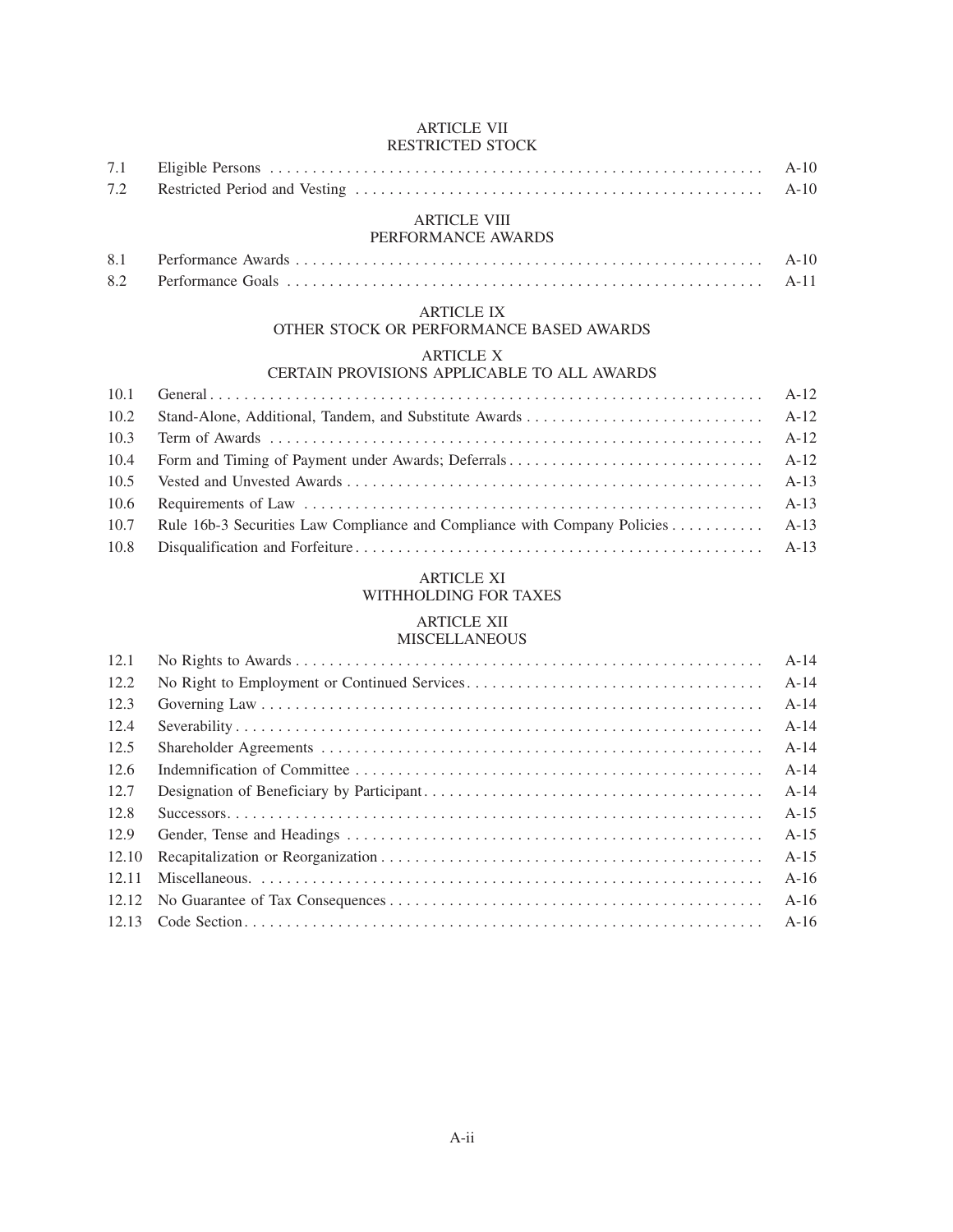ARTICLE VII
RESTRICTED STOCK

| | | |
|---|---|---|
| 7.1 | Eligible Persons | A-10 |
| 7.2 | Restricted Period and Vesting | A-10 |

ARTICLE VIII
PERFORMANCE AWARDS

| | | |
|---|---|---|
| 8.1 | Performance Awards | A-10 |
| 8.2 | Performance Goals | A-11 |

ARTICLE IX
OTHER STOCK OR PERFORMANCE BASED AWARDS

ARTICLE X
CERTAIN PROVISIONS APPLICABLE TO ALL AWARDS

| | | |
|---|---|---|
| 10.1 | General | A-12 |
| 10.2 | Stand-Alone, Additional, Tandem, and Substitute Awards | A-12 |
| 10.3 | Term of Awards | A-12 |
| 10.4 | Form and Timing of Payment under Awards; Deferrals | A-12 |
| 10.5 | Vested and Unvested Awards | A-13 |
| 10.6 | Requirements of Law | A-13 |
| 10.7 | Rule 16b-3 Securities Law Compliance and Compliance with Company Policies | A-13 |
| 10.8 | Disqualification and Forfeiture | A-13 |

ARTICLE XI
WITHHOLDING FOR TAXES

ARTICLE XII
MISCELLANEOUS

| | | |
|---|---|---|
| 12.1 | No Rights to Awards | A-14 |
| 12.2 | No Right to Employment or Continued Services | A-14 |
| 12.3 | Governing Law | A-14 |
| 12.4 | Severability | A-14 |
| 12.5 | Shareholder Agreements | A-14 |
| 12.6 | Indemnification of Committee | A-14 |
| 12.7 | Designation of Beneficiary by Participant | A-14 |
| 12.8 | Successors | A-15 |
| 12.9 | Gender, Tense and Headings | A-15 |
| 12.10 | Recapitalization or Reorganization | A-15 |
| 12.11 | Miscellaneous. | A-16 |
| 12.12 | No Guarantee of Tax Consequences | A-16 |
| 12.13 | Code Section | A-16 |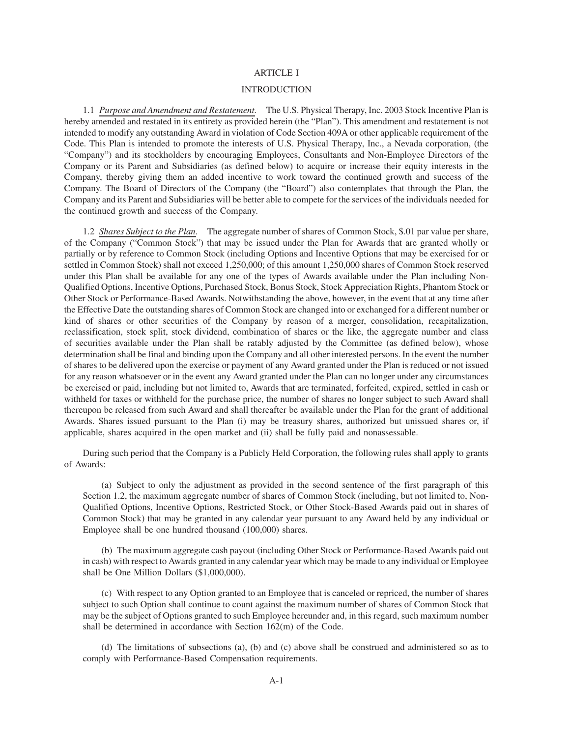# ARTICLE I

## INTRODUCTION

1.1 *Purpose and Amendment and Restatement.* The U.S. Physical Therapy, Inc. 2003 Stock Incentive Plan is hereby amended and restated in its entirety as provided herein (the "Plan"). This amendment and restatement is not intended to modify any outstanding Award in violation of Code Section 409A or other applicable requirement of the Code. This Plan is intended to promote the interests of U.S. Physical Therapy, Inc., a Nevada corporation, (the "Company") and its stockholders by encouraging Employees, Consultants and Non-Employee Directors of the Company or its Parent and Subsidiaries (as defined below) to acquire or increase their equity interests in the Company, thereby giving them an added incentive to work toward the continued growth and success of the Company. The Board of Directors of the Company (the "Board") also contemplates that through the Plan, the Company and its Parent and Subsidiaries will be better able to compete for the services of the individuals needed for the continued growth and success of the Company.

1.2 *Shares Subject to the Plan.* The aggregate number of shares of Common Stock, $.01 par value per share, of the Company ("Common Stock") that may be issued under the Plan for Awards that are granted wholly or partially or by reference to Common Stock (including Options and Incentive Options that may be exercised for or settled in Common Stock) shall not exceed 1,250,000; of this amount 1,250,000 shares of Common Stock reserved under this Plan shall be available for any one of the types of Awards available under the Plan including Non-Qualified Options, Incentive Options, Purchased Stock, Bonus Stock, Stock Appreciation Rights, Phantom Stock or Other Stock or Performance-Based Awards. Notwithstanding the above, however, in the event that at any time after the Effective Date the outstanding shares of Common Stock are changed into or exchanged for a different number or kind of shares or other securities of the Company by reason of a merger, consolidation, recapitalization, reclassification, stock split, stock dividend, combination of shares or the like, the aggregate number and class of securities available under the Plan shall be ratably adjusted by the Committee (as defined below), whose determination shall be final and binding upon the Company and all other interested persons. In the event the number of shares to be delivered upon the exercise or payment of any Award granted under the Plan is reduced or not issued for any reason whatsoever or in the event any Award granted under the Plan can no longer under any circumstances be exercised or paid, including but not limited to, Awards that are terminated, forfeited, expired, settled in cash or withheld for taxes or withheld for the purchase price, the number of shares no longer subject to such Award shall thereupon be released from such Award and shall thereafter be available under the Plan for the grant of additional Awards. Shares issued pursuant to the Plan (i) may be treasury shares, authorized but unissued shares or, if applicable, shares acquired in the open market and (ii) shall be fully paid and nonassessable.

During such period that the Company is a Publicly Held Corporation, the following rules shall apply to grants of Awards:

(a) Subject to only the adjustment as provided in the second sentence of the first paragraph of this Section 1.2, the maximum aggregate number of shares of Common Stock (including, but not limited to, Non-Qualified Options, Incentive Options, Restricted Stock, or Other Stock-Based Awards paid out in shares of Common Stock) that may be granted in any calendar year pursuant to any Award held by any individual or Employee shall be one hundred thousand (100,000) shares.

(b) The maximum aggregate cash payout (including Other Stock or Performance-Based Awards paid out in cash) with respect to Awards granted in any calendar year which may be made to any individual or Employee shall be One Million Dollars ($1,000,000).

(c) With respect to any Option granted to an Employee that is canceled or repriced, the number of shares subject to such Option shall continue to count against the maximum number of shares of Common Stock that may be the subject of Options granted to such Employee hereunder and, in this regard, such maximum number shall be determined in accordance with Section 162(m) of the Code.

(d) The limitations of subsections (a), (b) and (c) above shall be construed and administered so as to comply with Performance-Based Compensation requirements.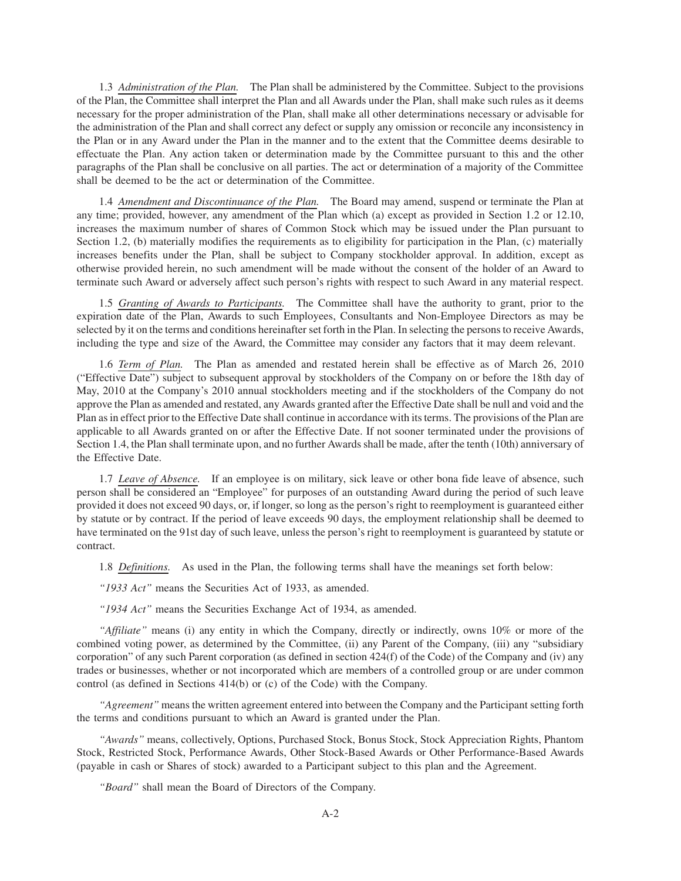1.3 *Administration of the Plan.* The Plan shall be administered by the Committee. Subject to the provisions of the Plan, the Committee shall interpret the Plan and all Awards under the Plan, shall make such rules as it deems necessary for the proper administration of the Plan, shall make all other determinations necessary or advisable for the administration of the Plan and shall correct any defect or supply any omission or reconcile any inconsistency in the Plan or in any Award under the Plan in the manner and to the extent that the Committee deems desirable to effectuate the Plan. Any action taken or determination made by the Committee pursuant to this and the other paragraphs of the Plan shall be conclusive on all parties. The act or determination of a majority of the Committee shall be deemed to be the act or determination of the Committee.

1.4 *Amendment and Discontinuance of the Plan.* The Board may amend, suspend or terminate the Plan at any time; provided, however, any amendment of the Plan which (a) except as provided in Section 1.2 or 12.10, increases the maximum number of shares of Common Stock which may be issued under the Plan pursuant to Section 1.2, (b) materially modifies the requirements as to eligibility for participation in the Plan, (c) materially increases benefits under the Plan, shall be subject to Company stockholder approval. In addition, except as otherwise provided herein, no such amendment will be made without the consent of the holder of an Award to terminate such Award or adversely affect such person's rights with respect to such Award in any material respect.

1.5 *Granting of Awards to Participants.* The Committee shall have the authority to grant, prior to the expiration date of the Plan, Awards to such Employees, Consultants and Non-Employee Directors as may be selected by it on the terms and conditions hereinafter set forth in the Plan. In selecting the persons to receive Awards, including the type and size of the Award, the Committee may consider any factors that it may deem relevant.

1.6 *Term of Plan.* The Plan as amended and restated herein shall be effective as of March 26, 2010 ("Effective Date") subject to subsequent approval by stockholders of the Company on or before the 18th day of May, 2010 at the Company's 2010 annual stockholders meeting and if the stockholders of the Company do not approve the Plan as amended and restated, any Awards granted after the Effective Date shall be null and void and the Plan as in effect prior to the Effective Date shall continue in accordance with its terms. The provisions of the Plan are applicable to all Awards granted on or after the Effective Date. If not sooner terminated under the provisions of Section 1.4, the Plan shall terminate upon, and no further Awards shall be made, after the tenth (10th) anniversary of the Effective Date.

1.7 *Leave of Absence.* If an employee is on military, sick leave or other bona fide leave of absence, such person shall be considered an "Employee" for purposes of an outstanding Award during the period of such leave provided it does not exceed 90 days, or, if longer, so long as the person's right to reemployment is guaranteed either by statute or by contract. If the period of leave exceeds 90 days, the employment relationship shall be deemed to have terminated on the 91st day of such leave, unless the person's right to reemployment is guaranteed by statute or contract.

1.8 *Definitions.* As used in the Plan, the following terms shall have the meanings set forth below:

*"1933 Act"* means the Securities Act of 1933, as amended.

*"1934 Act"* means the Securities Exchange Act of 1934, as amended.

*"Affiliate"* means (i) any entity in which the Company, directly or indirectly, owns 10% or more of the combined voting power, as determined by the Committee, (ii) any Parent of the Company, (iii) any "subsidiary corporation" of any such Parent corporation (as defined in section 424(f) of the Code) of the Company and (iv) any trades or businesses, whether or not incorporated which are members of a controlled group or are under common control (as defined in Sections 414(b) or (c) of the Code) with the Company.

*"Agreement"* means the written agreement entered into between the Company and the Participant setting forth the terms and conditions pursuant to which an Award is granted under the Plan.

*"Awards"* means, collectively, Options, Purchased Stock, Bonus Stock, Stock Appreciation Rights, Phantom Stock, Restricted Stock, Performance Awards, Other Stock-Based Awards or Other Performance-Based Awards (payable in cash or Shares of stock) awarded to a Participant subject to this plan and the Agreement.

*"Board"* shall mean the Board of Directors of the Company.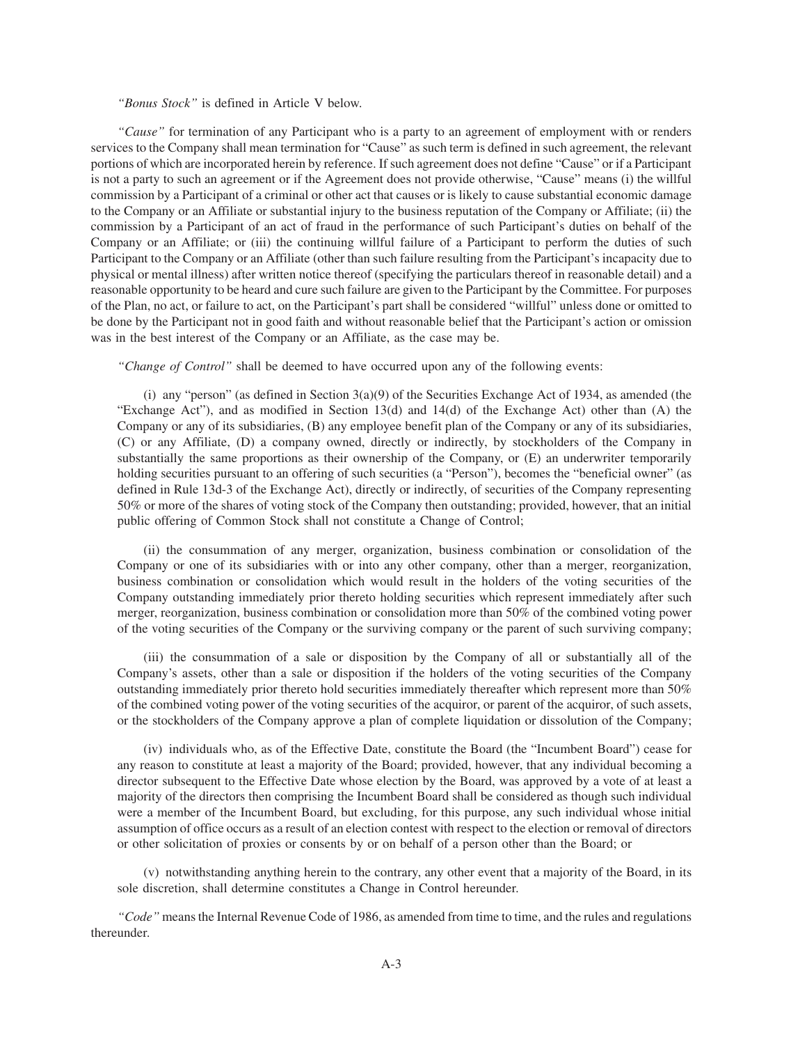*"Bonus Stock"* is defined in Article V below.

*"Cause"* for termination of any Participant who is a party to an agreement of employment with or renders services to the Company shall mean termination for "Cause" as such term is defined in such agreement, the relevant portions of which are incorporated herein by reference. If such agreement does not define "Cause" or if a Participant is not a party to such an agreement or if the Agreement does not provide otherwise, "Cause" means (i) the willful commission by a Participant of a criminal or other act that causes or is likely to cause substantial economic damage to the Company or an Affiliate or substantial injury to the business reputation of the Company or Affiliate; (ii) the commission by a Participant of an act of fraud in the performance of such Participant's duties on behalf of the Company or an Affiliate; or (iii) the continuing willful failure of a Participant to perform the duties of such Participant to the Company or an Affiliate (other than such failure resulting from the Participant's incapacity due to physical or mental illness) after written notice thereof (specifying the particulars thereof in reasonable detail) and a reasonable opportunity to be heard and cure such failure are given to the Participant by the Committee. For purposes of the Plan, no act, or failure to act, on the Participant's part shall be considered "willful" unless done or omitted to be done by the Participant not in good faith and without reasonable belief that the Participant's action or omission was in the best interest of the Company or an Affiliate, as the case may be.

*"Change of Control"* shall be deemed to have occurred upon any of the following events:

(i) any "person" (as defined in Section 3(a)(9) of the Securities Exchange Act of 1934, as amended (the "Exchange Act"), and as modified in Section 13(d) and 14(d) of the Exchange Act) other than (A) the Company or any of its subsidiaries, (B) any employee benefit plan of the Company or any of its subsidiaries, (C) or any Affiliate, (D) a company owned, directly or indirectly, by stockholders of the Company in substantially the same proportions as their ownership of the Company, or (E) an underwriter temporarily holding securities pursuant to an offering of such securities (a "Person"), becomes the "beneficial owner" (as defined in Rule 13d-3 of the Exchange Act), directly or indirectly, of securities of the Company representing 50% or more of the shares of voting stock of the Company then outstanding; provided, however, that an initial public offering of Common Stock shall not constitute a Change of Control;

(ii) the consummation of any merger, organization, business combination or consolidation of the Company or one of its subsidiaries with or into any other company, other than a merger, reorganization, business combination or consolidation which would result in the holders of the voting securities of the Company outstanding immediately prior thereto holding securities which represent immediately after such merger, reorganization, business combination or consolidation more than 50% of the combined voting power of the voting securities of the Company or the surviving company or the parent of such surviving company;

(iii) the consummation of a sale or disposition by the Company of all or substantially all of the Company's assets, other than a sale or disposition if the holders of the voting securities of the Company outstanding immediately prior thereto hold securities immediately thereafter which represent more than 50% of the combined voting power of the voting securities of the acquiror, or parent of the acquiror, of such assets, or the stockholders of the Company approve a plan of complete liquidation or dissolution of the Company;

(iv) individuals who, as of the Effective Date, constitute the Board (the "Incumbent Board") cease for any reason to constitute at least a majority of the Board; provided, however, that any individual becoming a director subsequent to the Effective Date whose election by the Board, was approved by a vote of at least a majority of the directors then comprising the Incumbent Board shall be considered as though such individual were a member of the Incumbent Board, but excluding, for this purpose, any such individual whose initial assumption of office occurs as a result of an election contest with respect to the election or removal of directors or other solicitation of proxies or consents by or on behalf of a person other than the Board; or

(v) notwithstanding anything herein to the contrary, any other event that a majority of the Board, in its sole discretion, shall determine constitutes a Change in Control hereunder.

*"Code"* means the Internal Revenue Code of 1986, as amended from time to time, and the rules and regulations thereunder.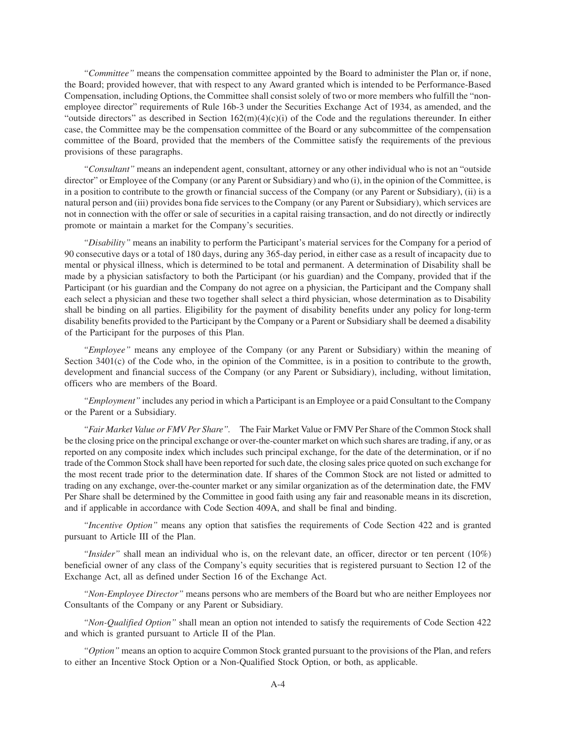*"Committee"* means the compensation committee appointed by the Board to administer the Plan or, if none, the Board; provided however, that with respect to any Award granted which is intended to be Performance-Based Compensation, including Options, the Committee shall consist solely of two or more members who fulfill the "non-employee director" requirements of Rule 16b-3 under the Securities Exchange Act of 1934, as amended, and the "outside directors" as described in Section 162(m)(4)(c)(i) of the Code and the regulations thereunder. In either case, the Committee may be the compensation committee of the Board or any subcommittee of the compensation committee of the Board, provided that the members of the Committee satisfy the requirements of the previous provisions of these paragraphs.

*"Consultant"* means an independent agent, consultant, attorney or any other individual who is not an "outside director" or Employee of the Company (or any Parent or Subsidiary) and who (i), in the opinion of the Committee, is in a position to contribute to the growth or financial success of the Company (or any Parent or Subsidiary), (ii) is a natural person and (iii) provides bona fide services to the Company (or any Parent or Subsidiary), which services are not in connection with the offer or sale of securities in a capital raising transaction, and do not directly or indirectly promote or maintain a market for the Company's securities.

*"Disability"* means an inability to perform the Participant's material services for the Company for a period of 90 consecutive days or a total of 180 days, during any 365-day period, in either case as a result of incapacity due to mental or physical illness, which is determined to be total and permanent. A determination of Disability shall be made by a physician satisfactory to both the Participant (or his guardian) and the Company, provided that if the Participant (or his guardian and the Company do not agree on a physician, the Participant and the Company shall each select a physician and these two together shall select a third physician, whose determination as to Disability shall be binding on all parties. Eligibility for the payment of disability benefits under any policy for long-term disability benefits provided to the Participant by the Company or a Parent or Subsidiary shall be deemed a disability of the Participant for the purposes of this Plan.

*"Employee"* means any employee of the Company (or any Parent or Subsidiary) within the meaning of Section 3401(c) of the Code who, in the opinion of the Committee, is in a position to contribute to the growth, development and financial success of the Company (or any Parent or Subsidiary), including, without limitation, officers who are members of the Board.

*"Employment"* includes any period in which a Participant is an Employee or a paid Consultant to the Company or the Parent or a Subsidiary.

*"Fair Market Value or FMV Per Share"*. The Fair Market Value or FMV Per Share of the Common Stock shall be the closing price on the principal exchange or over-the-counter market on which such shares are trading, if any, or as reported on any composite index which includes such principal exchange, for the date of the determination, or if no trade of the Common Stock shall have been reported for such date, the closing sales price quoted on such exchange for the most recent trade prior to the determination date. If shares of the Common Stock are not listed or admitted to trading on any exchange, over-the-counter market or any similar organization as of the determination date, the FMV Per Share shall be determined by the Committee in good faith using any fair and reasonable means in its discretion, and if applicable in accordance with Code Section 409A, and shall be final and binding.

*"Incentive Option"* means any option that satisfies the requirements of Code Section 422 and is granted pursuant to Article III of the Plan.

*"Insider"* shall mean an individual who is, on the relevant date, an officer, director or ten percent (10%) beneficial owner of any class of the Company's equity securities that is registered pursuant to Section 12 of the Exchange Act, all as defined under Section 16 of the Exchange Act.

*"Non-Employee Director"* means persons who are members of the Board but who are neither Employees nor Consultants of the Company or any Parent or Subsidiary.

*"Non-Qualified Option"* shall mean an option not intended to satisfy the requirements of Code Section 422 and which is granted pursuant to Article II of the Plan.

*"Option"* means an option to acquire Common Stock granted pursuant to the provisions of the Plan, and refers to either an Incentive Stock Option or a Non-Qualified Stock Option, or both, as applicable.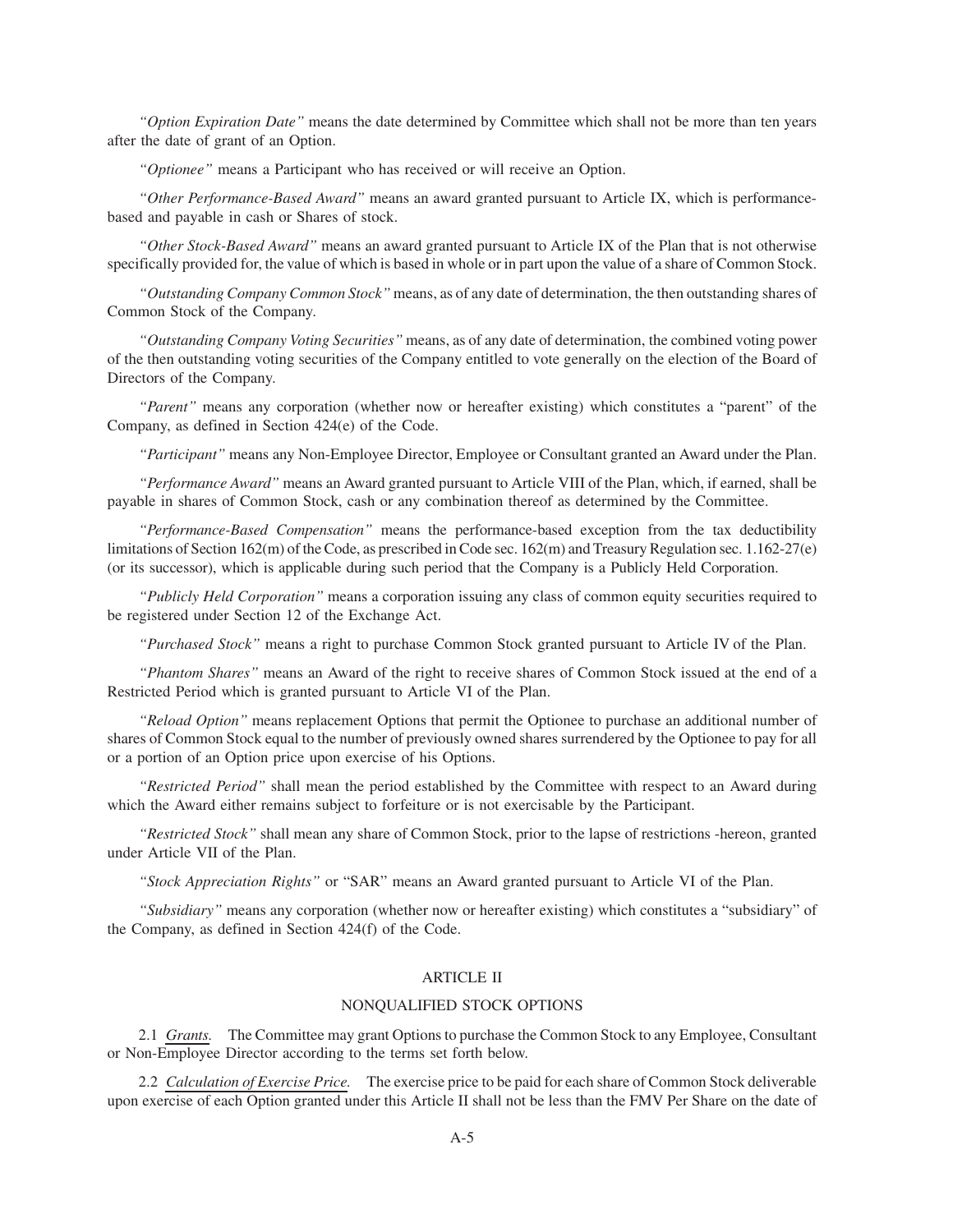*"Option Expiration Date"* means the date determined by Committee which shall not be more than ten years after the date of grant of an Option.

*"Optionee"* means a Participant who has received or will receive an Option.

*"Other Performance-Based Award"* means an award granted pursuant to Article IX, which is performance-based and payable in cash or Shares of stock.

*"Other Stock-Based Award"* means an award granted pursuant to Article IX of the Plan that is not otherwise specifically provided for, the value of which is based in whole or in part upon the value of a share of Common Stock.

*"Outstanding Company Common Stock"* means, as of any date of determination, the then outstanding shares of Common Stock of the Company.

*"Outstanding Company Voting Securities"* means, as of any date of determination, the combined voting power of the then outstanding voting securities of the Company entitled to vote generally on the election of the Board of Directors of the Company.

*"Parent"* means any corporation (whether now or hereafter existing) which constitutes a "parent" of the Company, as defined in Section 424(e) of the Code.

*"Participant"* means any Non-Employee Director, Employee or Consultant granted an Award under the Plan.

*"Performance Award"* means an Award granted pursuant to Article VIII of the Plan, which, if earned, shall be payable in shares of Common Stock, cash or any combination thereof as determined by the Committee.

*"Performance-Based Compensation"* means the performance-based exception from the tax deductibility limitations of Section 162(m) of the Code, as prescribed in Code sec. 162(m) and Treasury Regulation sec. 1.162-27(e) (or its successor), which is applicable during such period that the Company is a Publicly Held Corporation.

*"Publicly Held Corporation"* means a corporation issuing any class of common equity securities required to be registered under Section 12 of the Exchange Act.

*"Purchased Stock"* means a right to purchase Common Stock granted pursuant to Article IV of the Plan.

*"Phantom Shares"* means an Award of the right to receive shares of Common Stock issued at the end of a Restricted Period which is granted pursuant to Article VI of the Plan.

*"Reload Option"* means replacement Options that permit the Optionee to purchase an additional number of shares of Common Stock equal to the number of previously owned shares surrendered by the Optionee to pay for all or a portion of an Option price upon exercise of his Options.

*"Restricted Period"* shall mean the period established by the Committee with respect to an Award during which the Award either remains subject to forfeiture or is not exercisable by the Participant.

*"Restricted Stock"* shall mean any share of Common Stock, prior to the lapse of restrictions -hereon, granted under Article VII of the Plan.

*"Stock Appreciation Rights"* or "SAR" means an Award granted pursuant to Article VI of the Plan.

*"Subsidiary"* means any corporation (whether now or hereafter existing) which constitutes a "subsidiary" of the Company, as defined in Section 424(f) of the Code.

## ARTICLE II

## NONQUALIFIED STOCK OPTIONS

2.1 *Grants.* The Committee may grant Options to purchase the Common Stock to any Employee, Consultant or Non-Employee Director according to the terms set forth below.

2.2 *Calculation of Exercise Price.* The exercise price to be paid for each share of Common Stock deliverable upon exercise of each Option granted under this Article II shall not be less than the FMV Per Share on the date of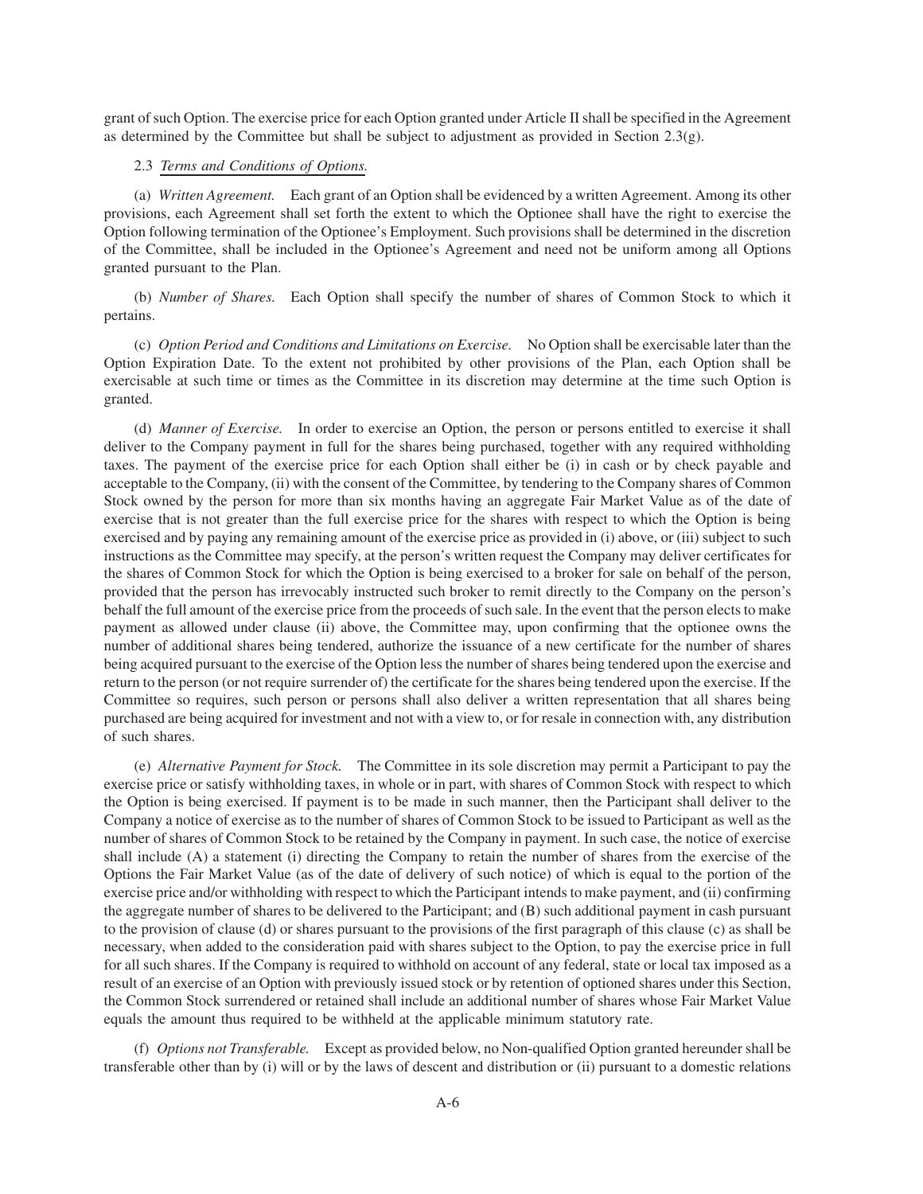grant of such Option. The exercise price for each Option granted under Article II shall be specified in the Agreement as determined by the Committee but shall be subject to adjustment as provided in Section 2.3(g).

2.3 *Terms and Conditions of Options.*

(a) *Written Agreement.* Each grant of an Option shall be evidenced by a written Agreement. Among its other provisions, each Agreement shall set forth the extent to which the Optionee shall have the right to exercise the Option following termination of the Optionee's Employment. Such provisions shall be determined in the discretion of the Committee, shall be included in the Optionee's Agreement and need not be uniform among all Options granted pursuant to the Plan.

(b) *Number of Shares.* Each Option shall specify the number of shares of Common Stock to which it pertains.

(c) *Option Period and Conditions and Limitations on Exercise.* No Option shall be exercisable later than the Option Expiration Date. To the extent not prohibited by other provisions of the Plan, each Option shall be exercisable at such time or times as the Committee in its discretion may determine at the time such Option is granted.

(d) *Manner of Exercise.* In order to exercise an Option, the person or persons entitled to exercise it shall deliver to the Company payment in full for the shares being purchased, together with any required withholding taxes. The payment of the exercise price for each Option shall either be (i) in cash or by check payable and acceptable to the Company, (ii) with the consent of the Committee, by tendering to the Company shares of Common Stock owned by the person for more than six months having an aggregate Fair Market Value as of the date of exercise that is not greater than the full exercise price for the shares with respect to which the Option is being exercised and by paying any remaining amount of the exercise price as provided in (i) above, or (iii) subject to such instructions as the Committee may specify, at the person's written request the Company may deliver certificates for the shares of Common Stock for which the Option is being exercised to a broker for sale on behalf of the person, provided that the person has irrevocably instructed such broker to remit directly to the Company on the person's behalf the full amount of the exercise price from the proceeds of such sale. In the event that the person elects to make payment as allowed under clause (ii) above, the Committee may, upon confirming that the optionee owns the number of additional shares being tendered, authorize the issuance of a new certificate for the number of shares being acquired pursuant to the exercise of the Option less the number of shares being tendered upon the exercise and return to the person (or not require surrender of) the certificate for the shares being tendered upon the exercise. If the Committee so requires, such person or persons shall also deliver a written representation that all shares being purchased are being acquired for investment and not with a view to, or for resale in connection with, any distribution of such shares.

(e) *Alternative Payment for Stock.* The Committee in its sole discretion may permit a Participant to pay the exercise price or satisfy withholding taxes, in whole or in part, with shares of Common Stock with respect to which the Option is being exercised. If payment is to be made in such manner, then the Participant shall deliver to the Company a notice of exercise as to the number of shares of Common Stock to be issued to Participant as well as the number of shares of Common Stock to be retained by the Company in payment. In such case, the notice of exercise shall include (A) a statement (i) directing the Company to retain the number of shares from the exercise of the Options the Fair Market Value (as of the date of delivery of such notice) of which is equal to the portion of the exercise price and/or withholding with respect to which the Participant intends to make payment, and (ii) confirming the aggregate number of shares to be delivered to the Participant; and (B) such additional payment in cash pursuant to the provision of clause (d) or shares pursuant to the provisions of the first paragraph of this clause (c) as shall be necessary, when added to the consideration paid with shares subject to the Option, to pay the exercise price in full for all such shares. If the Company is required to withhold on account of any federal, state or local tax imposed as a result of an exercise of an Option with previously issued stock or by retention of optioned shares under this Section, the Common Stock surrendered or retained shall include an additional number of shares whose Fair Market Value equals the amount thus required to be withheld at the applicable minimum statutory rate.

(f) *Options not Transferable.* Except as provided below, no Non-qualified Option granted hereunder shall be transferable other than by (i) will or by the laws of descent and distribution or (ii) pursuant to a domestic relations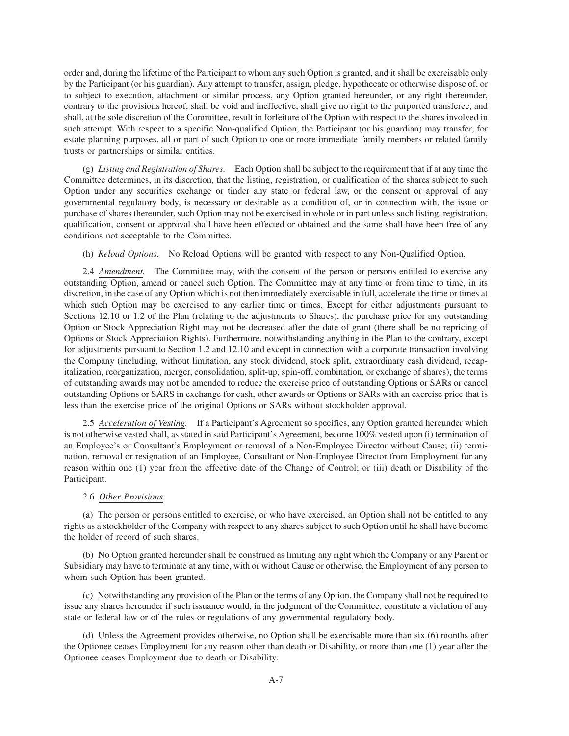order and, during the lifetime of the Participant to whom any such Option is granted, and it shall be exercisable only by the Participant (or his guardian). Any attempt to transfer, assign, pledge, hypothecate or otherwise dispose of, or to subject to execution, attachment or similar process, any Option granted hereunder, or any right thereunder, contrary to the provisions hereof, shall be void and ineffective, shall give no right to the purported transferee, and shall, at the sole discretion of the Committee, result in forfeiture of the Option with respect to the shares involved in such attempt. With respect to a specific Non-qualified Option, the Participant (or his guardian) may transfer, for estate planning purposes, all or part of such Option to one or more immediate family members or related family trusts or partnerships or similar entities.

(g) *Listing and Registration of Shares.* Each Option shall be subject to the requirement that if at any time the Committee determines, in its discretion, that the listing, registration, or qualification of the shares subject to such Option under any securities exchange or tinder any state or federal law, or the consent or approval of any governmental regulatory body, is necessary or desirable as a condition of, or in connection with, the issue or purchase of shares thereunder, such Option may not be exercised in whole or in part unless such listing, registration, qualification, consent or approval shall have been effected or obtained and the same shall have been free of any conditions not acceptable to the Committee.

(h) *Reload Options.* No Reload Options will be granted with respect to any Non-Qualified Option.

2.4 *Amendment.* The Committee may, with the consent of the person or persons entitled to exercise any outstanding Option, amend or cancel such Option. The Committee may at any time or from time to time, in its discretion, in the case of any Option which is not then immediately exercisable in full, accelerate the time or times at which such Option may be exercised to any earlier time or times. Except for either adjustments pursuant to Sections 12.10 or 1.2 of the Plan (relating to the adjustments to Shares), the purchase price for any outstanding Option or Stock Appreciation Right may not be decreased after the date of grant (there shall be no repricing of Options or Stock Appreciation Rights). Furthermore, notwithstanding anything in the Plan to the contrary, except for adjustments pursuant to Section 1.2 and 12.10 and except in connection with a corporate transaction involving the Company (including, without limitation, any stock dividend, stock split, extraordinary cash dividend, recapitalization, reorganization, merger, consolidation, split-up, spin-off, combination, or exchange of shares), the terms of outstanding awards may not be amended to reduce the exercise price of outstanding Options or SARs or cancel outstanding Options or SARS in exchange for cash, other awards or Options or SARs with an exercise price that is less than the exercise price of the original Options or SARs without stockholder approval.

2.5 *Acceleration of Vesting.* If a Participant's Agreement so specifies, any Option granted hereunder which is not otherwise vested shall, as stated in said Participant's Agreement, become 100% vested upon (i) termination of an Employee's or Consultant's Employment or removal of a Non-Employee Director without Cause; (ii) termination, removal or resignation of an Employee, Consultant or Non-Employee Director from Employment for any reason within one (1) year from the effective date of the Change of Control; or (iii) death or Disability of the Participant.

2.6 *Other Provisions.*

(a) The person or persons entitled to exercise, or who have exercised, an Option shall not be entitled to any rights as a stockholder of the Company with respect to any shares subject to such Option until he shall have become the holder of record of such shares.

(b) No Option granted hereunder shall be construed as limiting any right which the Company or any Parent or Subsidiary may have to terminate at any time, with or without Cause or otherwise, the Employment of any person to whom such Option has been granted.

(c) Notwithstanding any provision of the Plan or the terms of any Option, the Company shall not be required to issue any shares hereunder if such issuance would, in the judgment of the Committee, constitute a violation of any state or federal law or of the rules or regulations of any governmental regulatory body.

(d) Unless the Agreement provides otherwise, no Option shall be exercisable more than six (6) months after the Optionee ceases Employment for any reason other than death or Disability, or more than one (1) year after the Optionee ceases Employment due to death or Disability.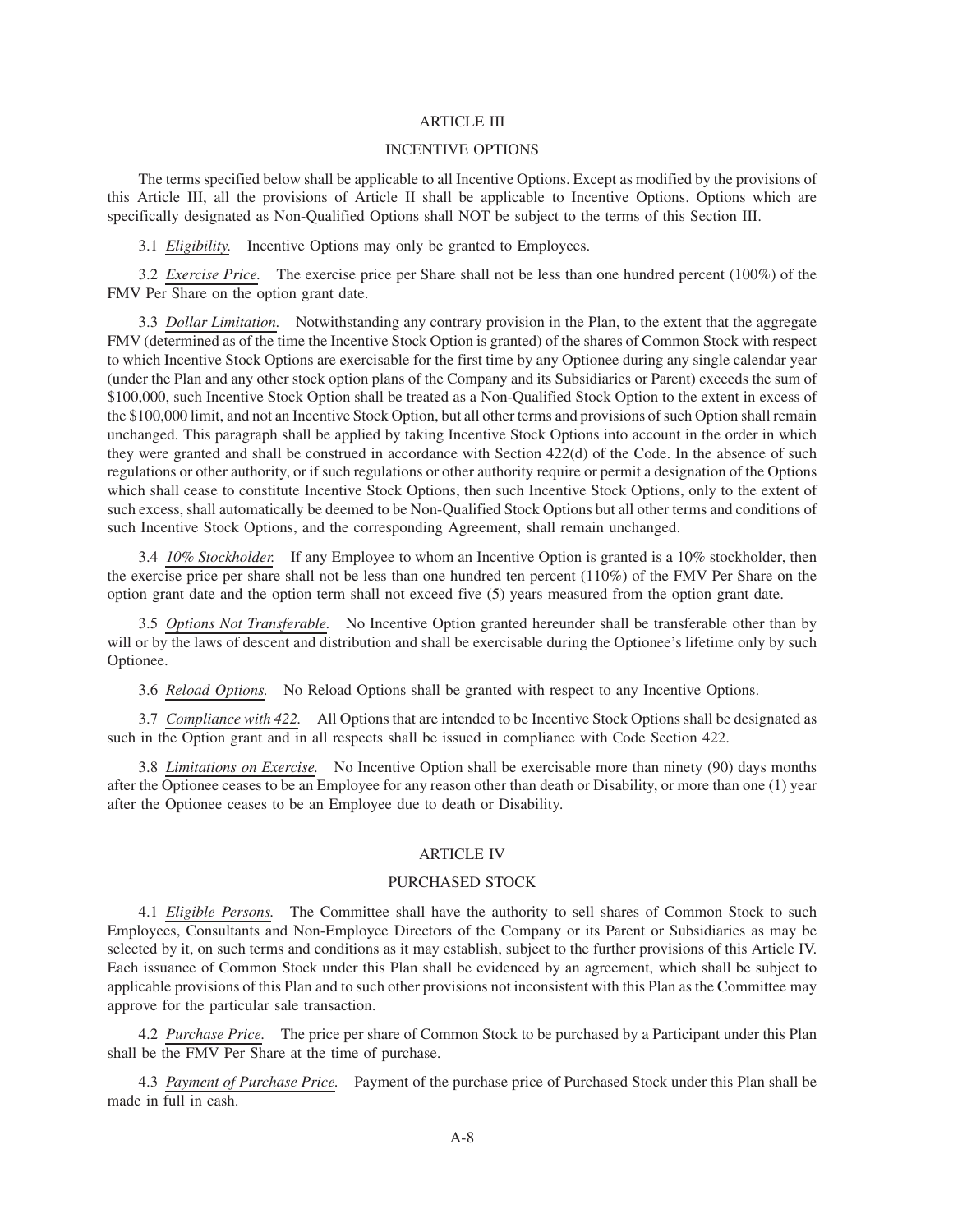## ARTICLE III

## INCENTIVE OPTIONS

The terms specified below shall be applicable to all Incentive Options. Except as modified by the provisions of this Article III, all the provisions of Article II shall be applicable to Incentive Options. Options which are specifically designated as Non-Qualified Options shall NOT be subject to the terms of this Section III.

3.1 *Eligibility.* Incentive Options may only be granted to Employees.

3.2 *Exercise Price.* The exercise price per Share shall not be less than one hundred percent (100%) of the FMV Per Share on the option grant date.

3.3 *Dollar Limitation.* Notwithstanding any contrary provision in the Plan, to the extent that the aggregate FMV (determined as of the time the Incentive Stock Option is granted) of the shares of Common Stock with respect to which Incentive Stock Options are exercisable for the first time by any Optionee during any single calendar year (under the Plan and any other stock option plans of the Company and its Subsidiaries or Parent) exceeds the sum of $100,000, such Incentive Stock Option shall be treated as a Non-Qualified Stock Option to the extent in excess of the $100,000 limit, and not an Incentive Stock Option, but all other terms and provisions of such Option shall remain unchanged. This paragraph shall be applied by taking Incentive Stock Options into account in the order in which they were granted and shall be construed in accordance with Section 422(d) of the Code. In the absence of such regulations or other authority, or if such regulations or other authority require or permit a designation of the Options which shall cease to constitute Incentive Stock Options, then such Incentive Stock Options, only to the extent of such excess, shall automatically be deemed to be Non-Qualified Stock Options but all other terms and conditions of such Incentive Stock Options, and the corresponding Agreement, shall remain unchanged.

3.4 *10% Stockholder.* If any Employee to whom an Incentive Option is granted is a 10% stockholder, then the exercise price per share shall not be less than one hundred ten percent (110%) of the FMV Per Share on the option grant date and the option term shall not exceed five (5) years measured from the option grant date.

3.5 *Options Not Transferable.* No Incentive Option granted hereunder shall be transferable other than by will or by the laws of descent and distribution and shall be exercisable during the Optionee's lifetime only by such Optionee.

3.6 *Reload Options.* No Reload Options shall be granted with respect to any Incentive Options.

3.7 *Compliance with 422.* All Options that are intended to be Incentive Stock Options shall be designated as such in the Option grant and in all respects shall be issued in compliance with Code Section 422.

3.8 *Limitations on Exercise.* No Incentive Option shall be exercisable more than ninety (90) days months after the Optionee ceases to be an Employee for any reason other than death or Disability, or more than one (1) year after the Optionee ceases to be an Employee due to death or Disability.

## ARTICLE IV

## PURCHASED STOCK

4.1 *Eligible Persons.* The Committee shall have the authority to sell shares of Common Stock to such Employees, Consultants and Non-Employee Directors of the Company or its Parent or Subsidiaries as may be selected by it, on such terms and conditions as it may establish, subject to the further provisions of this Article IV. Each issuance of Common Stock under this Plan shall be evidenced by an agreement, which shall be subject to applicable provisions of this Plan and to such other provisions not inconsistent with this Plan as the Committee may approve for the particular sale transaction.

4.2 *Purchase Price.* The price per share of Common Stock to be purchased by a Participant under this Plan shall be the FMV Per Share at the time of purchase.

4.3 *Payment of Purchase Price.* Payment of the purchase price of Purchased Stock under this Plan shall be made in full in cash.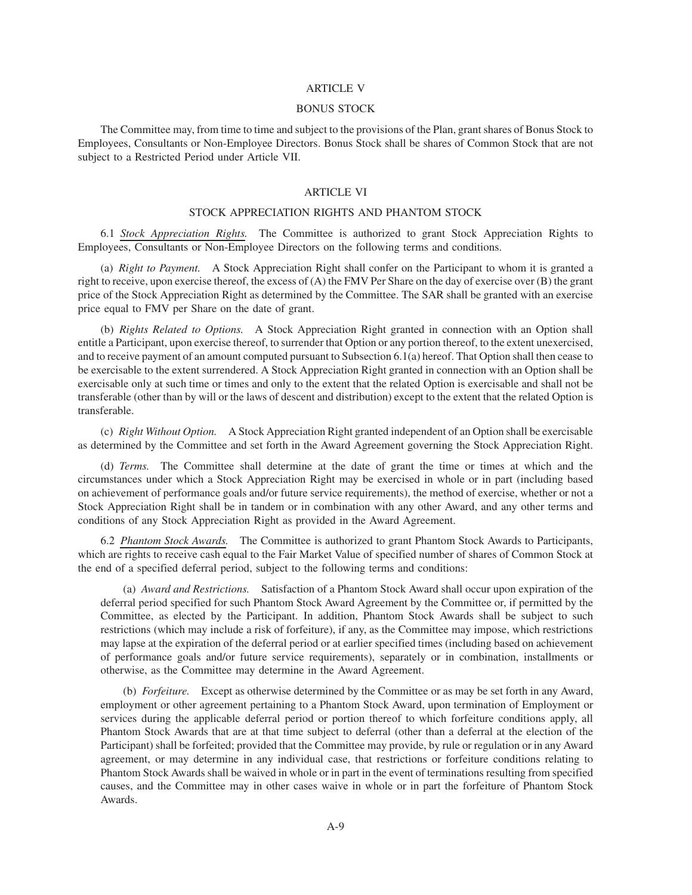# ARTICLE V

## BONUS STOCK

The Committee may, from time to time and subject to the provisions of the Plan, grant shares of Bonus Stock to Employees, Consultants or Non-Employee Directors. Bonus Stock shall be shares of Common Stock that are not subject to a Restricted Period under Article VII.

# ARTICLE VI

## STOCK APPRECIATION RIGHTS AND PHANTOM STOCK

6.1 *Stock Appreciation Rights.* The Committee is authorized to grant Stock Appreciation Rights to Employees, Consultants or Non-Employee Directors on the following terms and conditions.

(a) *Right to Payment.* A Stock Appreciation Right shall confer on the Participant to whom it is granted a right to receive, upon exercise thereof, the excess of (A) the FMV Per Share on the day of exercise over (B) the grant price of the Stock Appreciation Right as determined by the Committee. The SAR shall be granted with an exercise price equal to FMV per Share on the date of grant.

(b) *Rights Related to Options.* A Stock Appreciation Right granted in connection with an Option shall entitle a Participant, upon exercise thereof, to surrender that Option or any portion thereof, to the extent unexercised, and to receive payment of an amount computed pursuant to Subsection 6.1(a) hereof. That Option shall then cease to be exercisable to the extent surrendered. A Stock Appreciation Right granted in connection with an Option shall be exercisable only at such time or times and only to the extent that the related Option is exercisable and shall not be transferable (other than by will or the laws of descent and distribution) except to the extent that the related Option is transferable.

(c) *Right Without Option.* A Stock Appreciation Right granted independent of an Option shall be exercisable as determined by the Committee and set forth in the Award Agreement governing the Stock Appreciation Right.

(d) *Terms.* The Committee shall determine at the date of grant the time or times at which and the circumstances under which a Stock Appreciation Right may be exercised in whole or in part (including based on achievement of performance goals and/or future service requirements), the method of exercise, whether or not a Stock Appreciation Right shall be in tandem or in combination with any other Award, and any other terms and conditions of any Stock Appreciation Right as provided in the Award Agreement.

6.2 *Phantom Stock Awards.* The Committee is authorized to grant Phantom Stock Awards to Participants, which are rights to receive cash equal to the Fair Market Value of specified number of shares of Common Stock at the end of a specified deferral period, subject to the following terms and conditions:

(a) *Award and Restrictions.* Satisfaction of a Phantom Stock Award shall occur upon expiration of the deferral period specified for such Phantom Stock Award Agreement by the Committee or, if permitted by the Committee, as elected by the Participant. In addition, Phantom Stock Awards shall be subject to such restrictions (which may include a risk of forfeiture), if any, as the Committee may impose, which restrictions may lapse at the expiration of the deferral period or at earlier specified times (including based on achievement of performance goals and/or future service requirements), separately or in combination, installments or otherwise, as the Committee may determine in the Award Agreement.

(b) *Forfeiture.* Except as otherwise determined by the Committee or as may be set forth in any Award, employment or other agreement pertaining to a Phantom Stock Award, upon termination of Employment or services during the applicable deferral period or portion thereof to which forfeiture conditions apply, all Phantom Stock Awards that are at that time subject to deferral (other than a deferral at the election of the Participant) shall be forfeited; provided that the Committee may provide, by rule or regulation or in any Award agreement, or may determine in any individual case, that restrictions or forfeiture conditions relating to Phantom Stock Awards shall be waived in whole or in part in the event of terminations resulting from specified causes, and the Committee may in other cases waive in whole or in part the forfeiture of Phantom Stock Awards.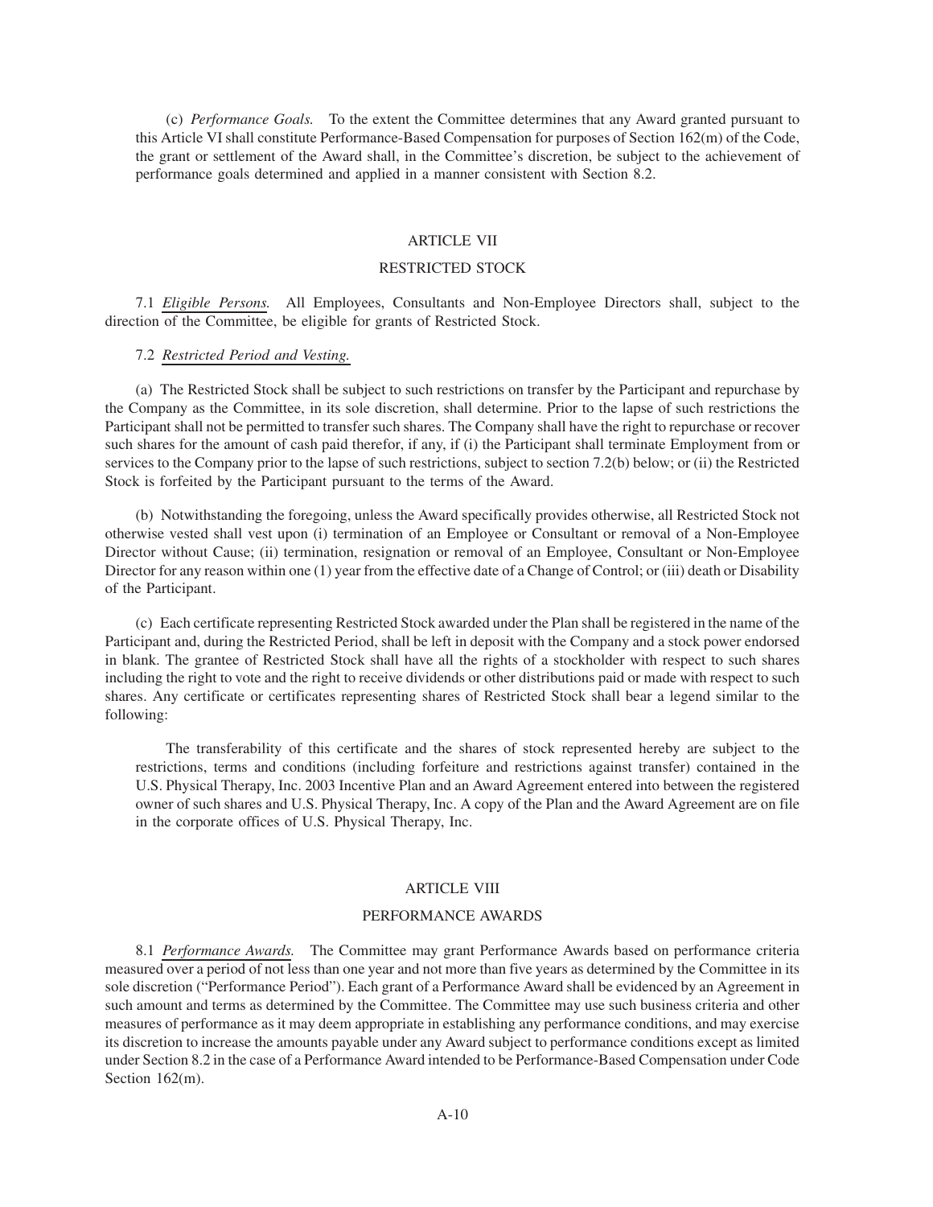(c) *Performance Goals.* To the extent the Committee determines that any Award granted pursuant to this Article VI shall constitute Performance-Based Compensation for purposes of Section 162(m) of the Code, the grant or settlement of the Award shall, in the Committee's discretion, be subject to the achievement of performance goals determined and applied in a manner consistent with Section 8.2.

## ARTICLE VII

## RESTRICTED STOCK

7.1 *Eligible Persons.* All Employees, Consultants and Non-Employee Directors shall, subject to the direction of the Committee, be eligible for grants of Restricted Stock.

7.2 *Restricted Period and Vesting.*

(a) The Restricted Stock shall be subject to such restrictions on transfer by the Participant and repurchase by the Company as the Committee, in its sole discretion, shall determine. Prior to the lapse of such restrictions the Participant shall not be permitted to transfer such shares. The Company shall have the right to repurchase or recover such shares for the amount of cash paid therefor, if any, if (i) the Participant shall terminate Employment from or services to the Company prior to the lapse of such restrictions, subject to section 7.2(b) below; or (ii) the Restricted Stock is forfeited by the Participant pursuant to the terms of the Award.

(b) Notwithstanding the foregoing, unless the Award specifically provides otherwise, all Restricted Stock not otherwise vested shall vest upon (i) termination of an Employee or Consultant or removal of a Non-Employee Director without Cause; (ii) termination, resignation or removal of an Employee, Consultant or Non-Employee Director for any reason within one (1) year from the effective date of a Change of Control; or (iii) death or Disability of the Participant.

(c) Each certificate representing Restricted Stock awarded under the Plan shall be registered in the name of the Participant and, during the Restricted Period, shall be left in deposit with the Company and a stock power endorsed in blank. The grantee of Restricted Stock shall have all the rights of a stockholder with respect to such shares including the right to vote and the right to receive dividends or other distributions paid or made with respect to such shares. Any certificate or certificates representing shares of Restricted Stock shall bear a legend similar to the following:

> The transferability of this certificate and the shares of stock represented hereby are subject to the restrictions, terms and conditions (including forfeiture and restrictions against transfer) contained in the U.S. Physical Therapy, Inc. 2003 Incentive Plan and an Award Agreement entered into between the registered owner of such shares and U.S. Physical Therapy, Inc. A copy of the Plan and the Award Agreement are on file in the corporate offices of U.S. Physical Therapy, Inc.

## ARTICLE VIII

## PERFORMANCE AWARDS

8.1 *Performance Awards.* The Committee may grant Performance Awards based on performance criteria measured over a period of not less than one year and not more than five years as determined by the Committee in its sole discretion ("Performance Period"). Each grant of a Performance Award shall be evidenced by an Agreement in such amount and terms as determined by the Committee. The Committee may use such business criteria and other measures of performance as it may deem appropriate in establishing any performance conditions, and may exercise its discretion to increase the amounts payable under any Award subject to performance conditions except as limited under Section 8.2 in the case of a Performance Award intended to be Performance-Based Compensation under Code Section 162(m).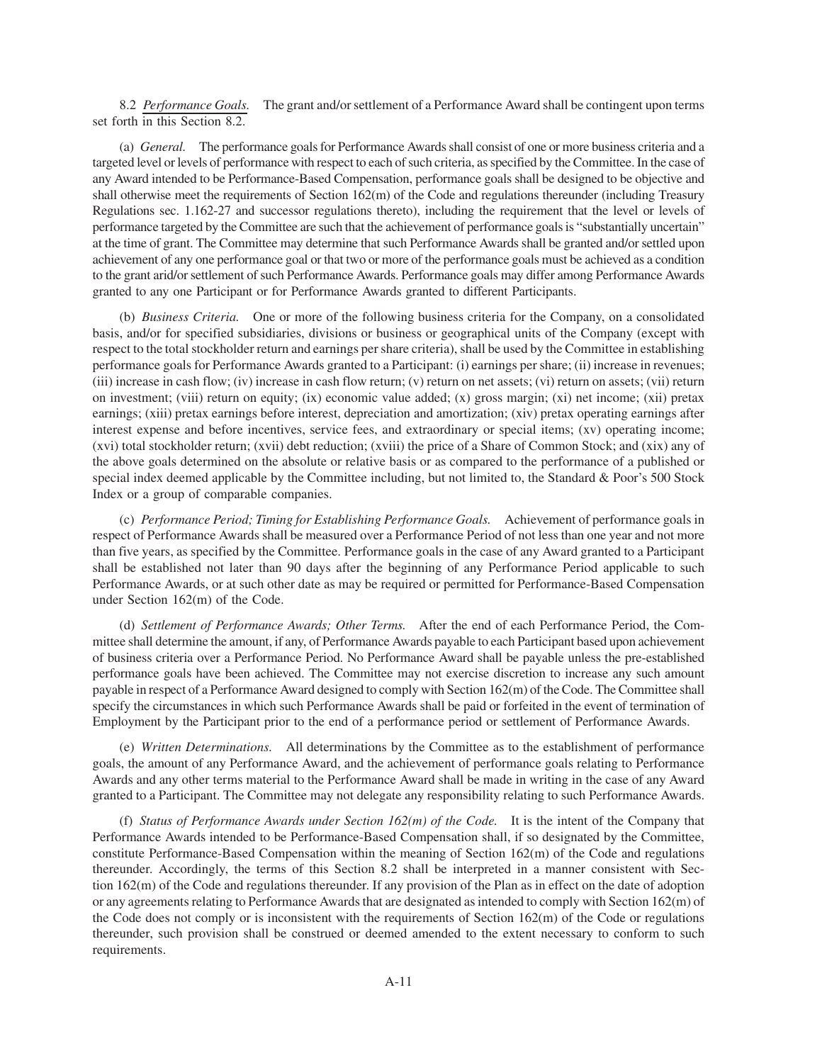8.2 *Performance Goals.* The grant and/or settlement of a Performance Award shall be contingent upon terms set forth in this Section 8.2.

(a) *General.* The performance goals for Performance Awards shall consist of one or more business criteria and a targeted level or levels of performance with respect to each of such criteria, as specified by the Committee. In the case of any Award intended to be Performance-Based Compensation, performance goals shall be designed to be objective and shall otherwise meet the requirements of Section 162(m) of the Code and regulations thereunder (including Treasury Regulations sec. 1.162-27 and successor regulations thereto), including the requirement that the level or levels of performance targeted by the Committee are such that the achievement of performance goals is "substantially uncertain" at the time of grant. The Committee may determine that such Performance Awards shall be granted and/or settled upon achievement of any one performance goal or that two or more of the performance goals must be achieved as a condition to the grant arid/or settlement of such Performance Awards. Performance goals may differ among Performance Awards granted to any one Participant or for Performance Awards granted to different Participants.

(b) *Business Criteria.* One or more of the following business criteria for the Company, on a consolidated basis, and/or for specified subsidiaries, divisions or business or geographical units of the Company (except with respect to the total stockholder return and earnings per share criteria), shall be used by the Committee in establishing performance goals for Performance Awards granted to a Participant: (i) earnings per share; (ii) increase in revenues; (iii) increase in cash flow; (iv) increase in cash flow return; (v) return on net assets; (vi) return on assets; (vii) return on investment; (viii) return on equity; (ix) economic value added; (x) gross margin; (xi) net income; (xii) pretax earnings; (xiii) pretax earnings before interest, depreciation and amortization; (xiv) pretax operating earnings after interest expense and before incentives, service fees, and extraordinary or special items; (xv) operating income; (xvi) total stockholder return; (xvii) debt reduction; (xviii) the price of a Share of Common Stock; and (xix) any of the above goals determined on the absolute or relative basis or as compared to the performance of a published or special index deemed applicable by the Committee including, but not limited to, the Standard & Poor's 500 Stock Index or a group of comparable companies.

(c) *Performance Period; Timing for Establishing Performance Goals.* Achievement of performance goals in respect of Performance Awards shall be measured over a Performance Period of not less than one year and not more than five years, as specified by the Committee. Performance goals in the case of any Award granted to a Participant shall be established not later than 90 days after the beginning of any Performance Period applicable to such Performance Awards, or at such other date as may be required or permitted for Performance-Based Compensation under Section 162(m) of the Code.

(d) *Settlement of Performance Awards; Other Terms.* After the end of each Performance Period, the Committee shall determine the amount, if any, of Performance Awards payable to each Participant based upon achievement of business criteria over a Performance Period. No Performance Award shall be payable unless the pre-established performance goals have been achieved. The Committee may not exercise discretion to increase any such amount payable in respect of a Performance Award designed to comply with Section 162(m) of the Code. The Committee shall specify the circumstances in which such Performance Awards shall be paid or forfeited in the event of termination of Employment by the Participant prior to the end of a performance period or settlement of Performance Awards.

(e) *Written Determinations.* All determinations by the Committee as to the establishment of performance goals, the amount of any Performance Award, and the achievement of performance goals relating to Performance Awards and any other terms material to the Performance Award shall be made in writing in the case of any Award granted to a Participant. The Committee may not delegate any responsibility relating to such Performance Awards.

(f) *Status of Performance Awards under Section 162(m) of the Code.* It is the intent of the Company that Performance Awards intended to be Performance-Based Compensation shall, if so designated by the Committee, constitute Performance-Based Compensation within the meaning of Section 162(m) of the Code and regulations thereunder. Accordingly, the terms of this Section 8.2 shall be interpreted in a manner consistent with Section 162(m) of the Code and regulations thereunder. If any provision of the Plan as in effect on the date of adoption or any agreements relating to Performance Awards that are designated as intended to comply with Section 162(m) of the Code does not comply or is inconsistent with the requirements of Section 162(m) of the Code or regulations thereunder, such provision shall be construed or deemed amended to the extent necessary to conform to such requirements.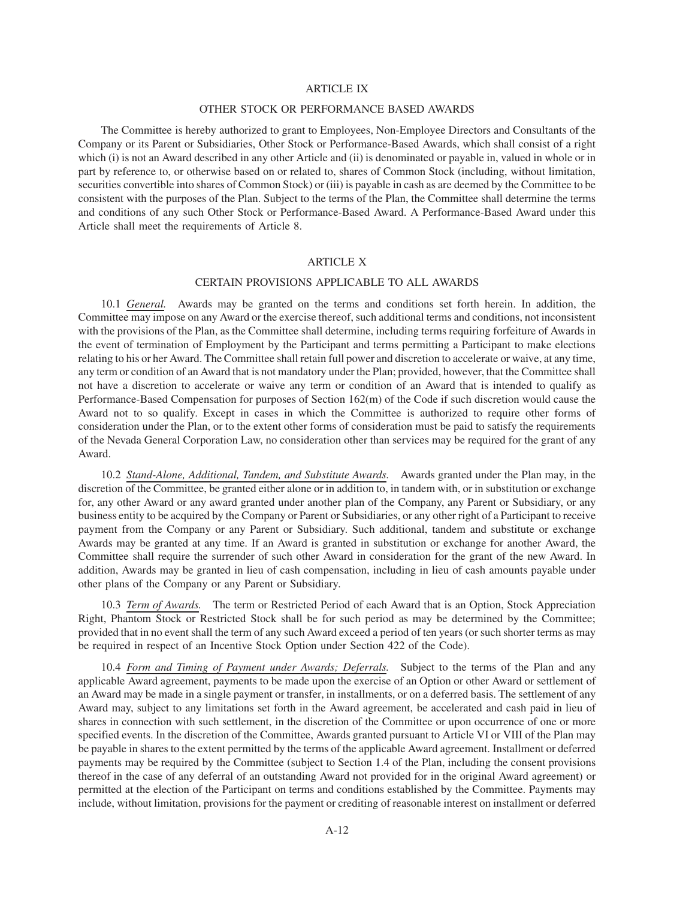## ARTICLE IX

## OTHER STOCK OR PERFORMANCE BASED AWARDS

The Committee is hereby authorized to grant to Employees, Non-Employee Directors and Consultants of the Company or its Parent or Subsidiaries, Other Stock or Performance-Based Awards, which shall consist of a right which (i) is not an Award described in any other Article and (ii) is denominated or payable in, valued in whole or in part by reference to, or otherwise based on or related to, shares of Common Stock (including, without limitation, securities convertible into shares of Common Stock) or (iii) is payable in cash as are deemed by the Committee to be consistent with the purposes of the Plan. Subject to the terms of the Plan, the Committee shall determine the terms and conditions of any such Other Stock or Performance-Based Award. A Performance-Based Award under this Article shall meet the requirements of Article 8.

## ARTICLE X

## CERTAIN PROVISIONS APPLICABLE TO ALL AWARDS

10.1 *General.* Awards may be granted on the terms and conditions set forth herein. In addition, the Committee may impose on any Award or the exercise thereof, such additional terms and conditions, not inconsistent with the provisions of the Plan, as the Committee shall determine, including terms requiring forfeiture of Awards in the event of termination of Employment by the Participant and terms permitting a Participant to make elections relating to his or her Award. The Committee shall retain full power and discretion to accelerate or waive, at any time, any term or condition of an Award that is not mandatory under the Plan; provided, however, that the Committee shall not have a discretion to accelerate or waive any term or condition of an Award that is intended to qualify as Performance-Based Compensation for purposes of Section 162(m) of the Code if such discretion would cause the Award not to so qualify. Except in cases in which the Committee is authorized to require other forms of consideration under the Plan, or to the extent other forms of consideration must be paid to satisfy the requirements of the Nevada General Corporation Law, no consideration other than services may be required for the grant of any Award.

10.2 *Stand-Alone, Additional, Tandem, and Substitute Awards.* Awards granted under the Plan may, in the discretion of the Committee, be granted either alone or in addition to, in tandem with, or in substitution or exchange for, any other Award or any award granted under another plan of the Company, any Parent or Subsidiary, or any business entity to be acquired by the Company or Parent or Subsidiaries, or any other right of a Participant to receive payment from the Company or any Parent or Subsidiary. Such additional, tandem and substitute or exchange Awards may be granted at any time. If an Award is granted in substitution or exchange for another Award, the Committee shall require the surrender of such other Award in consideration for the grant of the new Award. In addition, Awards may be granted in lieu of cash compensation, including in lieu of cash amounts payable under other plans of the Company or any Parent or Subsidiary.

10.3 *Term of Awards.* The term or Restricted Period of each Award that is an Option, Stock Appreciation Right, Phantom Stock or Restricted Stock shall be for such period as may be determined by the Committee; provided that in no event shall the term of any such Award exceed a period of ten years (or such shorter terms as may be required in respect of an Incentive Stock Option under Section 422 of the Code).

10.4 *Form and Timing of Payment under Awards; Deferrals.* Subject to the terms of the Plan and any applicable Award agreement, payments to be made upon the exercise of an Option or other Award or settlement of an Award may be made in a single payment or transfer, in installments, or on a deferred basis. The settlement of any Award may, subject to any limitations set forth in the Award agreement, be accelerated and cash paid in lieu of shares in connection with such settlement, in the discretion of the Committee or upon occurrence of one or more specified events. In the discretion of the Committee, Awards granted pursuant to Article VI or VIII of the Plan may be payable in shares to the extent permitted by the terms of the applicable Award agreement. Installment or deferred payments may be required by the Committee (subject to Section 1.4 of the Plan, including the consent provisions thereof in the case of any deferral of an outstanding Award not provided for in the original Award agreement) or permitted at the election of the Participant on terms and conditions established by the Committee. Payments may include, without limitation, provisions for the payment or crediting of reasonable interest on installment or deferred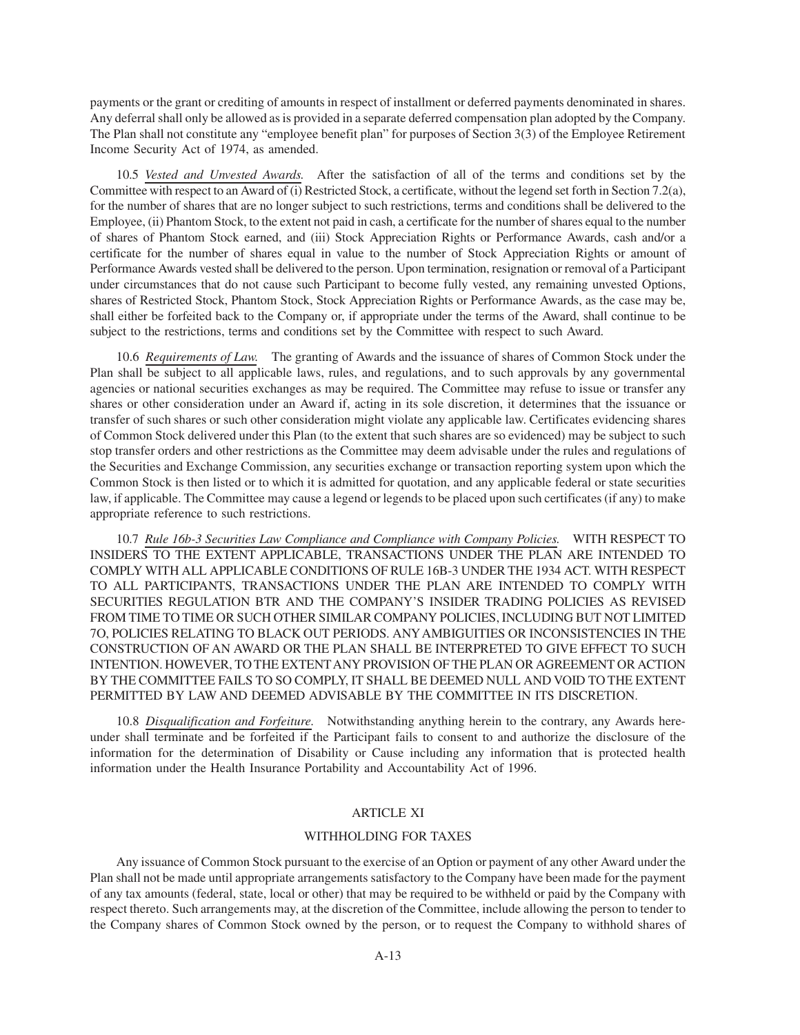payments or the grant or crediting of amounts in respect of installment or deferred payments denominated in shares. Any deferral shall only be allowed as is provided in a separate deferred compensation plan adopted by the Company. The Plan shall not constitute any "employee benefit plan" for purposes of Section 3(3) of the Employee Retirement Income Security Act of 1974, as amended.

10.5 *Vested and Unvested Awards.* After the satisfaction of all of the terms and conditions set by the Committee with respect to an Award of (i) Restricted Stock, a certificate, without the legend set forth in Section 7.2(a), for the number of shares that are no longer subject to such restrictions, terms and conditions shall be delivered to the Employee, (ii) Phantom Stock, to the extent not paid in cash, a certificate for the number of shares equal to the number of shares of Phantom Stock earned, and (iii) Stock Appreciation Rights or Performance Awards, cash and/or a certificate for the number of shares equal in value to the number of Stock Appreciation Rights or amount of Performance Awards vested shall be delivered to the person. Upon termination, resignation or removal of a Participant under circumstances that do not cause such Participant to become fully vested, any remaining unvested Options, shares of Restricted Stock, Phantom Stock, Stock Appreciation Rights or Performance Awards, as the case may be, shall either be forfeited back to the Company or, if appropriate under the terms of the Award, shall continue to be subject to the restrictions, terms and conditions set by the Committee with respect to such Award.

10.6 *Requirements of Law.* The granting of Awards and the issuance of shares of Common Stock under the Plan shall be subject to all applicable laws, rules, and regulations, and to such approvals by any governmental agencies or national securities exchanges as may be required. The Committee may refuse to issue or transfer any shares or other consideration under an Award if, acting in its sole discretion, it determines that the issuance or transfer of such shares or such other consideration might violate any applicable law. Certificates evidencing shares of Common Stock delivered under this Plan (to the extent that such shares are so evidenced) may be subject to such stop transfer orders and other restrictions as the Committee may deem advisable under the rules and regulations of the Securities and Exchange Commission, any securities exchange or transaction reporting system upon which the Common Stock is then listed or to which it is admitted for quotation, and any applicable federal or state securities law, if applicable. The Committee may cause a legend or legends to be placed upon such certificates (if any) to make appropriate reference to such restrictions.

10.7 *Rule 16b-3 Securities Law Compliance and Compliance with Company Policies.* WITH RESPECT TO INSIDERS TO THE EXTENT APPLICABLE, TRANSACTIONS UNDER THE PLAN ARE INTENDED TO COMPLY WITH ALL APPLICABLE CONDITIONS OF RULE 16B-3 UNDER THE 1934 ACT. WITH RESPECT TO ALL PARTICIPANTS, TRANSACTIONS UNDER THE PLAN ARE INTENDED TO COMPLY WITH SECURITIES REGULATION BTR AND THE COMPANY'S INSIDER TRADING POLICIES AS REVISED FROM TIME TO TIME OR SUCH OTHER SIMILAR COMPANY POLICIES, INCLUDING BUT NOT LIMITED 7O, POLICIES RELATING TO BLACK OUT PERIODS. ANY AMBIGUITIES OR INCONSISTENCIES IN THE CONSTRUCTION OF AN AWARD OR THE PLAN SHALL BE INTERPRETED TO GIVE EFFECT TO SUCH INTENTION. HOWEVER, TO THE EXTENT ANY PROVISION OF THE PLAN OR AGREEMENT OR ACTION BY THE COMMITTEE FAILS TO SO COMPLY, IT SHALL BE DEEMED NULL AND VOID TO THE EXTENT PERMITTED BY LAW AND DEEMED ADVISABLE BY THE COMMITTEE IN ITS DISCRETION.

10.8 *Disqualification and Forfeiture.* Notwithstanding anything herein to the contrary, any Awards hereunder shall terminate and be forfeited if the Participant fails to consent to and authorize the disclosure of the information for the determination of Disability or Cause including any information that is protected health information under the Health Insurance Portability and Accountability Act of 1996.

## ARTICLE XI

## WITHHOLDING FOR TAXES

Any issuance of Common Stock pursuant to the exercise of an Option or payment of any other Award under the Plan shall not be made until appropriate arrangements satisfactory to the Company have been made for the payment of any tax amounts (federal, state, local or other) that may be required to be withheld or paid by the Company with respect thereto. Such arrangements may, at the discretion of the Committee, include allowing the person to tender to the Company shares of Common Stock owned by the person, or to request the Company to withhold shares of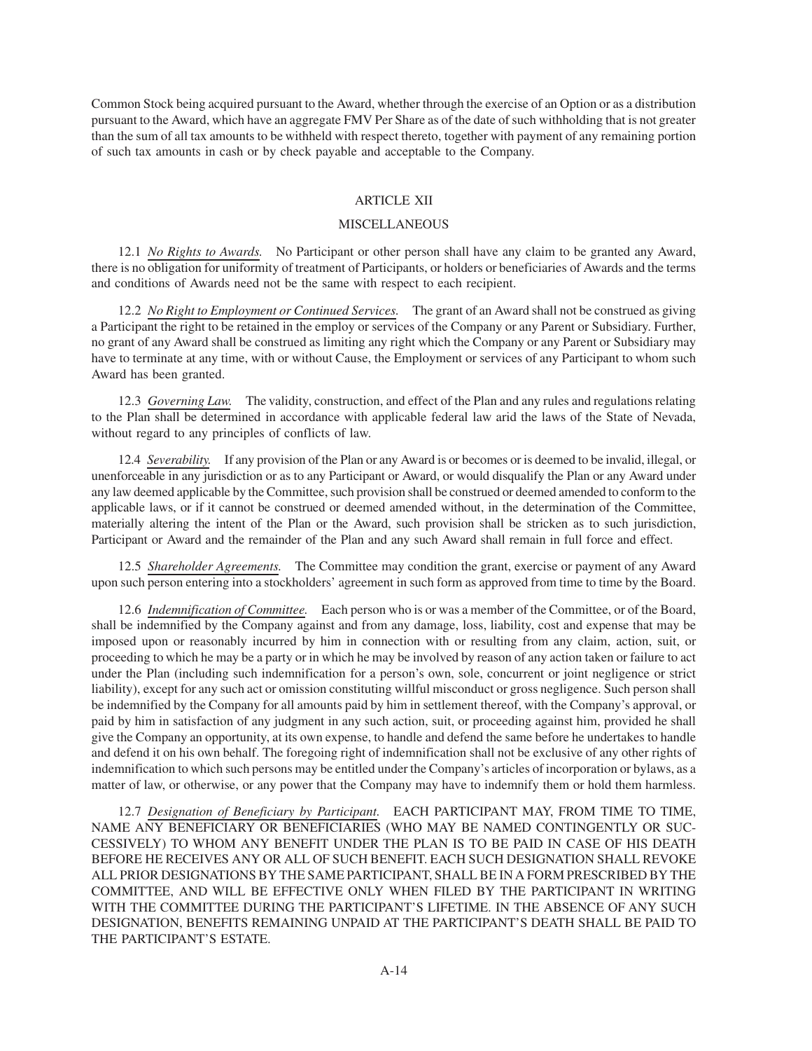Common Stock being acquired pursuant to the Award, whether through the exercise of an Option or as a distribution pursuant to the Award, which have an aggregate FMV Per Share as of the date of such withholding that is not greater than the sum of all tax amounts to be withheld with respect thereto, together with payment of any remaining portion of such tax amounts in cash or by check payable and acceptable to the Company.

## ARTICLE XII

## MISCELLANEOUS

12.1 *No Rights to Awards.* No Participant or other person shall have any claim to be granted any Award, there is no obligation for uniformity of treatment of Participants, or holders or beneficiaries of Awards and the terms and conditions of Awards need not be the same with respect to each recipient.

12.2 *No Right to Employment or Continued Services.* The grant of an Award shall not be construed as giving a Participant the right to be retained in the employ or services of the Company or any Parent or Subsidiary. Further, no grant of any Award shall be construed as limiting any right which the Company or any Parent or Subsidiary may have to terminate at any time, with or without Cause, the Employment or services of any Participant to whom such Award has been granted.

12.3 *Governing Law.* The validity, construction, and effect of the Plan and any rules and regulations relating to the Plan shall be determined in accordance with applicable federal law arid the laws of the State of Nevada, without regard to any principles of conflicts of law.

12.4 *Severability.* If any provision of the Plan or any Award is or becomes or is deemed to be invalid, illegal, or unenforceable in any jurisdiction or as to any Participant or Award, or would disqualify the Plan or any Award under any law deemed applicable by the Committee, such provision shall be construed or deemed amended to conform to the applicable laws, or if it cannot be construed or deemed amended without, in the determination of the Committee, materially altering the intent of the Plan or the Award, such provision shall be stricken as to such jurisdiction, Participant or Award and the remainder of the Plan and any such Award shall remain in full force and effect.

12.5 *Shareholder Agreements.* The Committee may condition the grant, exercise or payment of any Award upon such person entering into a stockholders' agreement in such form as approved from time to time by the Board.

12.6 *Indemnification of Committee.* Each person who is or was a member of the Committee, or of the Board, shall be indemnified by the Company against and from any damage, loss, liability, cost and expense that may be imposed upon or reasonably incurred by him in connection with or resulting from any claim, action, suit, or proceeding to which he may be a party or in which he may be involved by reason of any action taken or failure to act under the Plan (including such indemnification for a person's own, sole, concurrent or joint negligence or strict liability), except for any such act or omission constituting willful misconduct or gross negligence. Such person shall be indemnified by the Company for all amounts paid by him in settlement thereof, with the Company's approval, or paid by him in satisfaction of any judgment in any such action, suit, or proceeding against him, provided he shall give the Company an opportunity, at its own expense, to handle and defend the same before he undertakes to handle and defend it on his own behalf. The foregoing right of indemnification shall not be exclusive of any other rights of indemnification to which such persons may be entitled under the Company's articles of incorporation or bylaws, as a matter of law, or otherwise, or any power that the Company may have to indemnify them or hold them harmless.

12.7 *Designation of Beneficiary by Participant.* EACH PARTICIPANT MAY, FROM TIME TO TIME, NAME ANY BENEFICIARY OR BENEFICIARIES (WHO MAY BE NAMED CONTINGENTLY OR SUCCESSIVELY) TO WHOM ANY BENEFIT UNDER THE PLAN IS TO BE PAID IN CASE OF HIS DEATH BEFORE HE RECEIVES ANY OR ALL OF SUCH BENEFIT. EACH SUCH DESIGNATION SHALL REVOKE ALL PRIOR DESIGNATIONS BY THE SAME PARTICIPANT, SHALL BE IN A FORM PRESCRIBED BY THE COMMITTEE, AND WILL BE EFFECTIVE ONLY WHEN FILED BY THE PARTICIPANT IN WRITING WITH THE COMMITTEE DURING THE PARTICIPANT'S LIFETIME. IN THE ABSENCE OF ANY SUCH DESIGNATION, BENEFITS REMAINING UNPAID AT THE PARTICIPANT'S DEATH SHALL BE PAID TO THE PARTICIPANT'S ESTATE.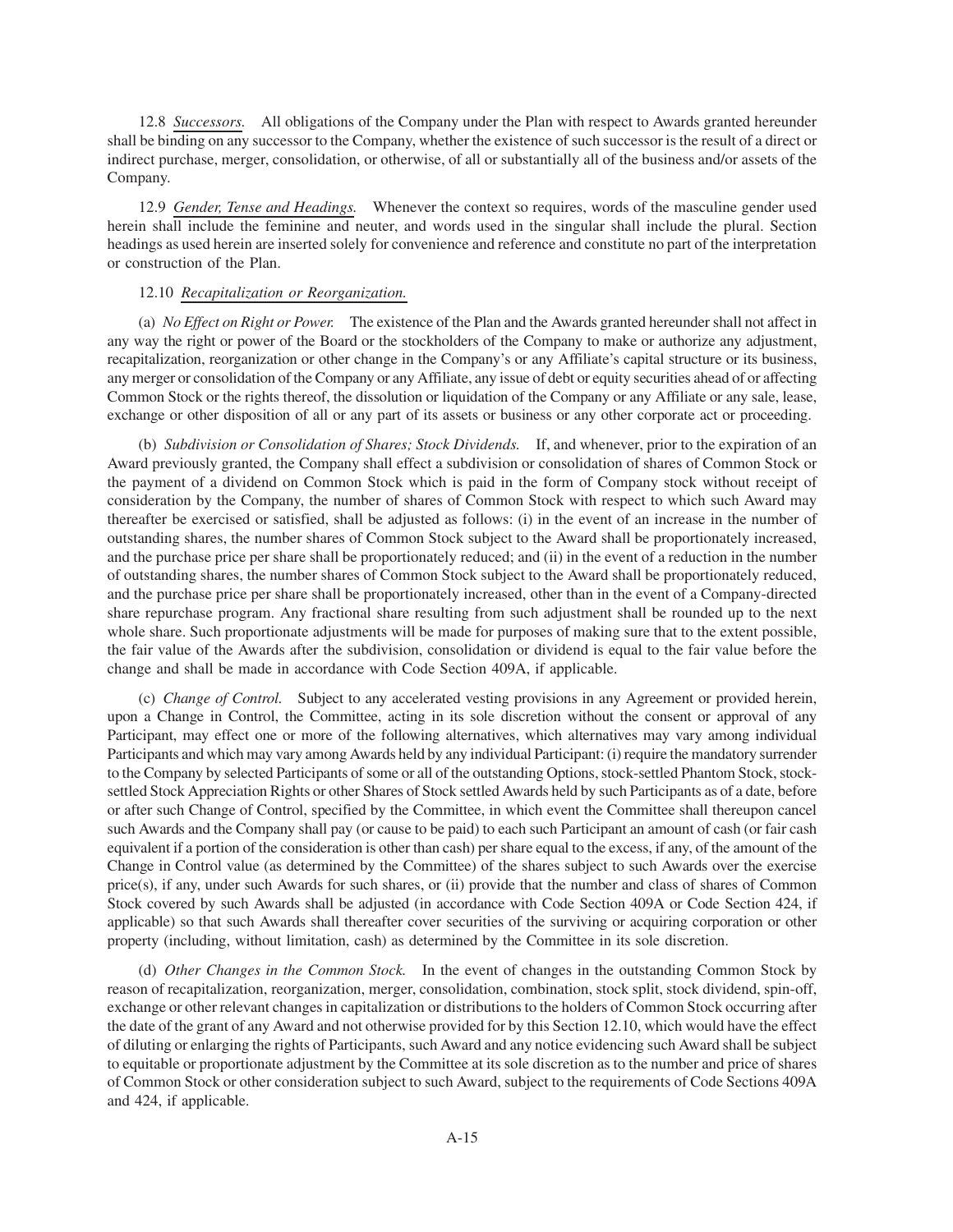12.8 _Successors._ All obligations of the Company under the Plan with respect to Awards granted hereunder shall be binding on any successor to the Company, whether the existence of such successor is the result of a direct or indirect purchase, merger, consolidation, or otherwise, of all or substantially all of the business and/or assets of the Company.

12.9 _Gender, Tense and Headings._ Whenever the context so requires, words of the masculine gender used herein shall include the feminine and neuter, and words used in the singular shall include the plural. Section headings as used herein are inserted solely for convenience and reference and constitute no part of the interpretation or construction of the Plan.

12.10 _Recapitalization or Reorganization._

(a) _No Effect on Right or Power._ The existence of the Plan and the Awards granted hereunder shall not affect in any way the right or power of the Board or the stockholders of the Company to make or authorize any adjustment, recapitalization, reorganization or other change in the Company's or any Affiliate's capital structure or its business, any merger or consolidation of the Company or any Affiliate, any issue of debt or equity securities ahead of or affecting Common Stock or the rights thereof, the dissolution or liquidation of the Company or any Affiliate or any sale, lease, exchange or other disposition of all or any part of its assets or business or any other corporate act or proceeding.

(b) _Subdivision or Consolidation of Shares; Stock Dividends._ If, and whenever, prior to the expiration of an Award previously granted, the Company shall effect a subdivision or consolidation of shares of Common Stock or the payment of a dividend on Common Stock which is paid in the form of Company stock without receipt of consideration by the Company, the number of shares of Common Stock with respect to which such Award may thereafter be exercised or satisfied, shall be adjusted as follows: (i) in the event of an increase in the number of outstanding shares, the number shares of Common Stock subject to the Award shall be proportionately increased, and the purchase price per share shall be proportionately reduced; and (ii) in the event of a reduction in the number of outstanding shares, the number shares of Common Stock subject to the Award shall be proportionately reduced, and the purchase price per share shall be proportionately increased, other than in the event of a Company-directed share repurchase program. Any fractional share resulting from such adjustment shall be rounded up to the next whole share. Such proportionate adjustments will be made for purposes of making sure that to the extent possible, the fair value of the Awards after the subdivision, consolidation or dividend is equal to the fair value before the change and shall be made in accordance with Code Section 409A, if applicable.

(c) _Change of Control._ Subject to any accelerated vesting provisions in any Agreement or provided herein, upon a Change in Control, the Committee, acting in its sole discretion without the consent or approval of any Participant, may effect one or more of the following alternatives, which alternatives may vary among individual Participants and which may vary among Awards held by any individual Participant: (i) require the mandatory surrender to the Company by selected Participants of some or all of the outstanding Options, stock-settled Phantom Stock, stock-settled Stock Appreciation Rights or other Shares of Stock settled Awards held by such Participants as of a date, before or after such Change of Control, specified by the Committee, in which event the Committee shall thereupon cancel such Awards and the Company shall pay (or cause to be paid) to each such Participant an amount of cash (or fair cash equivalent if a portion of the consideration is other than cash) per share equal to the excess, if any, of the amount of the Change in Control value (as determined by the Committee) of the shares subject to such Awards over the exercise price(s), if any, under such Awards for such shares, or (ii) provide that the number and class of shares of Common Stock covered by such Awards shall be adjusted (in accordance with Code Section 409A or Code Section 424, if applicable) so that such Awards shall thereafter cover securities of the surviving or acquiring corporation or other property (including, without limitation, cash) as determined by the Committee in its sole discretion.

(d) _Other Changes in the Common Stock._ In the event of changes in the outstanding Common Stock by reason of recapitalization, reorganization, merger, consolidation, combination, stock split, stock dividend, spin-off, exchange or other relevant changes in capitalization or distributions to the holders of Common Stock occurring after the date of the grant of any Award and not otherwise provided for by this Section 12.10, which would have the effect of diluting or enlarging the rights of Participants, such Award and any notice evidencing such Award shall be subject to equitable or proportionate adjustment by the Committee at its sole discretion as to the number and price of shares of Common Stock or other consideration subject to such Award, subject to the requirements of Code Sections 409A and 424, if applicable.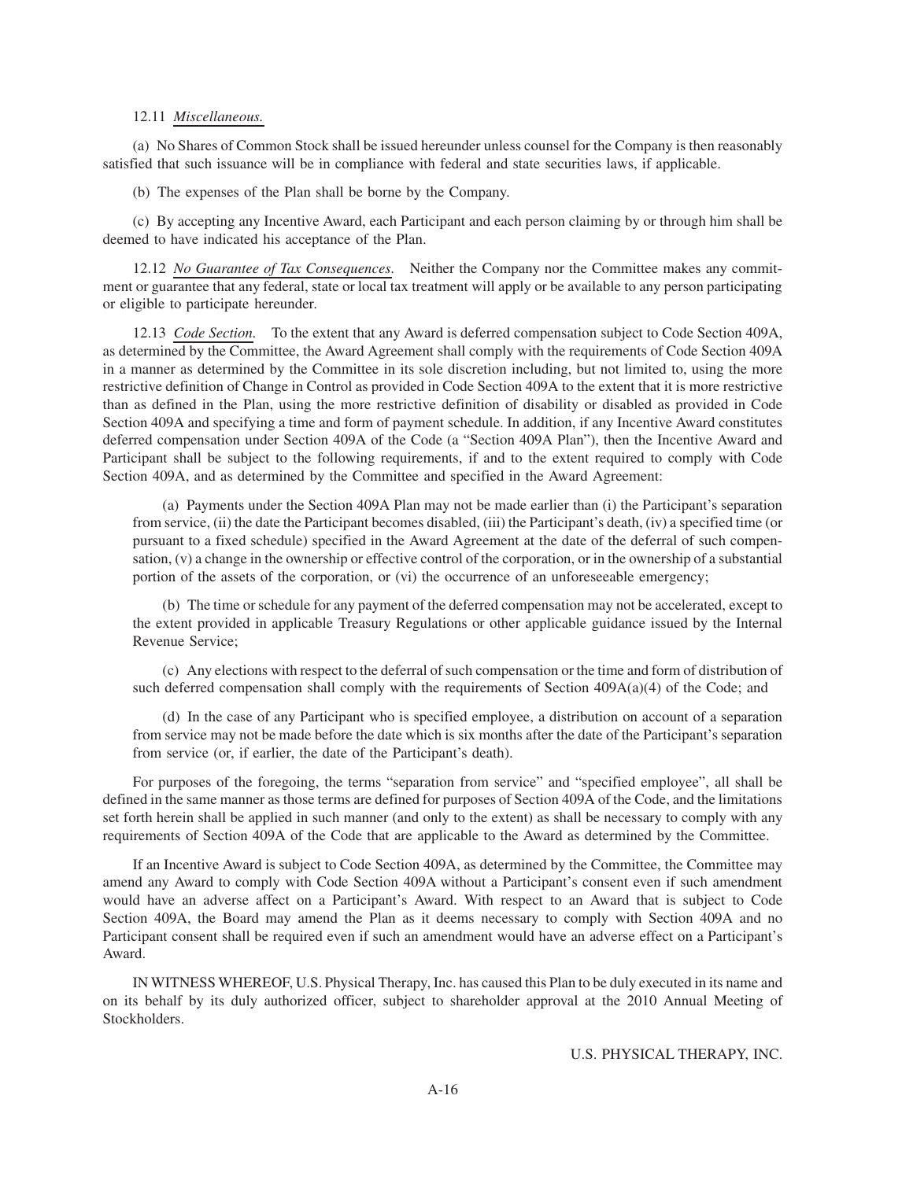12.11 *Miscellaneous.*

(a) No Shares of Common Stock shall be issued hereunder unless counsel for the Company is then reasonably satisfied that such issuance will be in compliance with federal and state securities laws, if applicable.

(b) The expenses of the Plan shall be borne by the Company.

(c) By accepting any Incentive Award, each Participant and each person claiming by or through him shall be deemed to have indicated his acceptance of the Plan.

12.12 *No Guarantee of Tax Consequences.* Neither the Company nor the Committee makes any commitment or guarantee that any federal, state or local tax treatment will apply or be available to any person participating or eligible to participate hereunder.

12.13 *Code Section.* To the extent that any Award is deferred compensation subject to Code Section 409A, as determined by the Committee, the Award Agreement shall comply with the requirements of Code Section 409A in a manner as determined by the Committee in its sole discretion including, but not limited to, using the more restrictive definition of Change in Control as provided in Code Section 409A to the extent that it is more restrictive than as defined in the Plan, using the more restrictive definition of disability or disabled as provided in Code Section 409A and specifying a time and form of payment schedule. In addition, if any Incentive Award constitutes deferred compensation under Section 409A of the Code (a "Section 409A Plan"), then the Incentive Award and Participant shall be subject to the following requirements, if and to the extent required to comply with Code Section 409A, and as determined by the Committee and specified in the Award Agreement:

(a) Payments under the Section 409A Plan may not be made earlier than (i) the Participant's separation from service, (ii) the date the Participant becomes disabled, (iii) the Participant's death, (iv) a specified time (or pursuant to a fixed schedule) specified in the Award Agreement at the date of the deferral of such compensation, (v) a change in the ownership or effective control of the corporation, or in the ownership of a substantial portion of the assets of the corporation, or (vi) the occurrence of an unforeseeable emergency;

(b) The time or schedule for any payment of the deferred compensation may not be accelerated, except to the extent provided in applicable Treasury Regulations or other applicable guidance issued by the Internal Revenue Service;

(c) Any elections with respect to the deferral of such compensation or the time and form of distribution of such deferred compensation shall comply with the requirements of Section 409A(a)(4) of the Code; and

(d) In the case of any Participant who is specified employee, a distribution on account of a separation from service may not be made before the date which is six months after the date of the Participant's separation from service (or, if earlier, the date of the Participant's death).

For purposes of the foregoing, the terms "separation from service" and "specified employee", all shall be defined in the same manner as those terms are defined for purposes of Section 409A of the Code, and the limitations set forth herein shall be applied in such manner (and only to the extent) as shall be necessary to comply with any requirements of Section 409A of the Code that are applicable to the Award as determined by the Committee.

If an Incentive Award is subject to Code Section 409A, as determined by the Committee, the Committee may amend any Award to comply with Code Section 409A without a Participant's consent even if such amendment would have an adverse affect on a Participant's Award. With respect to an Award that is subject to Code Section 409A, the Board may amend the Plan as it deems necessary to comply with Section 409A and no Participant consent shall be required even if such an amendment would have an adverse effect on a Participant's Award.

IN WITNESS WHEREOF, U.S. Physical Therapy, Inc. has caused this Plan to be duly executed in its name and on its behalf by its duly authorized officer, subject to shareholder approval at the 2010 Annual Meeting of Stockholders.

U.S. PHYSICAL THERAPY, INC.